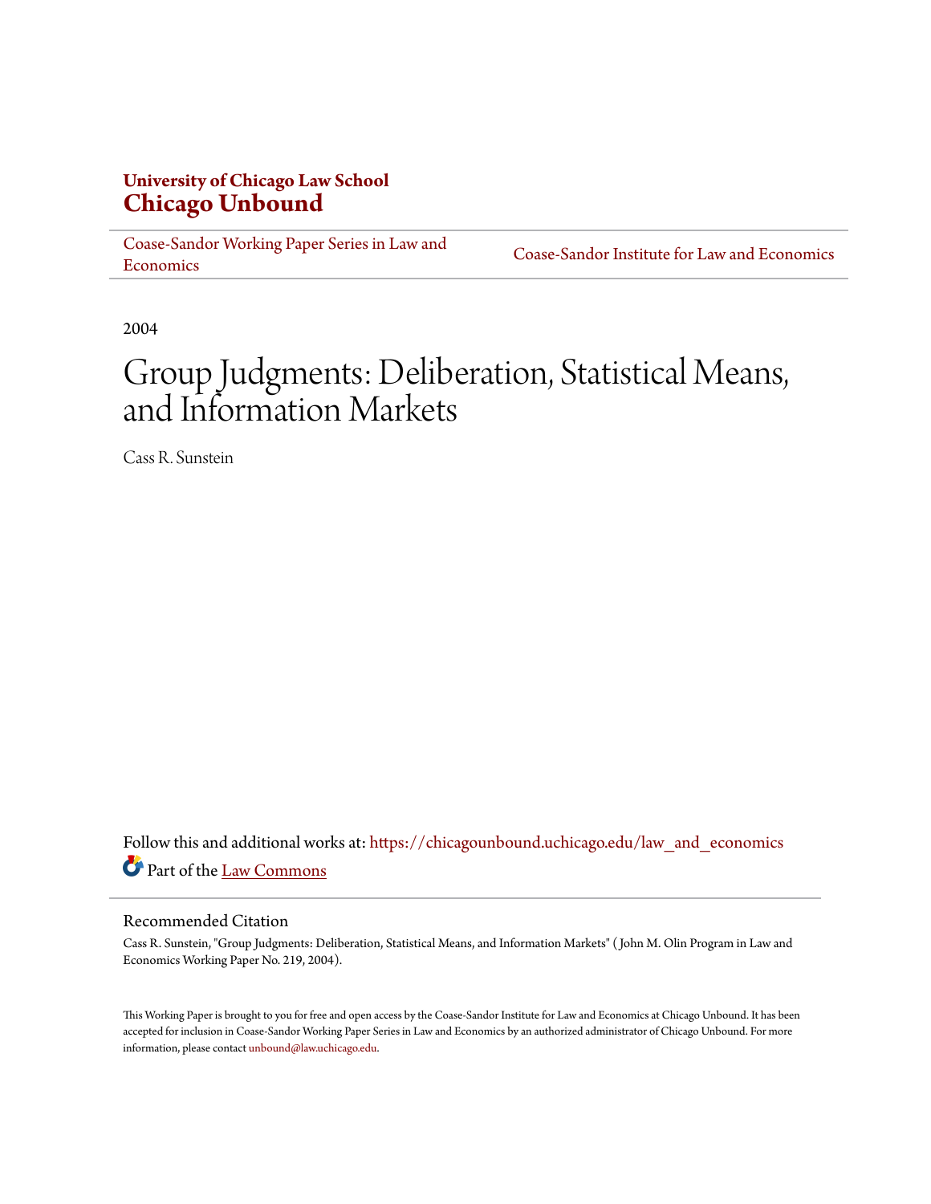**University of Chicago Law School**
**Chicago Unbound**

Coase-Sandor Working Paper Series in Law and Economics | Coase-Sandor Institute for Law and Economics

2004

# Group Judgments: Deliberation, Statistical Means, and Information Markets

Cass R. Sunstein

Follow this and additional works at: https://chicagounbound.uchicago.edu/law_and_economics

Part of the Law Commons

## Recommended Citation

Cass R. Sunstein, "Group Judgments: Deliberation, Statistical Means, and Information Markets" ( John M. Olin Program in Law and Economics Working Paper No. 219, 2004).

This Working Paper is brought to you for free and open access by the Coase-Sandor Institute for Law and Economics at Chicago Unbound. It has been accepted for inclusion in Coase-Sandor Working Paper Series in Law and Economics by an authorized administrator of Chicago Unbound. For more information, please contact unbound@law.uchicago.edu.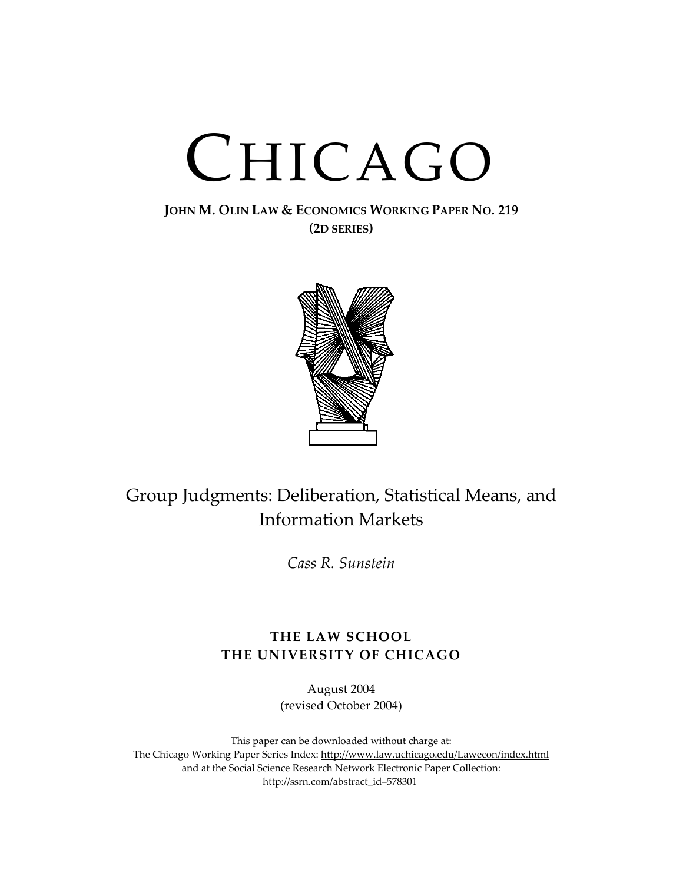# CHICAGO

**JOHN M. OLIN LAW & ECONOMICS WORKING PAPER NO. 219**
**(2D SERIES)**

## Group Judgments: Deliberation, Statistical Means, and Information Markets

*Cass R. Sunstein*

**THE LAW SCHOOL**
**THE UNIVERSITY OF CHICAGO**

August 2004
(revised October 2004)

This paper can be downloaded without charge at:
The Chicago Working Paper Series Index: http://www.law.uchicago.edu/Lawecon/index.html
and at the Social Science Research Network Electronic Paper Collection:
http://ssrn.com/abstract_id=578301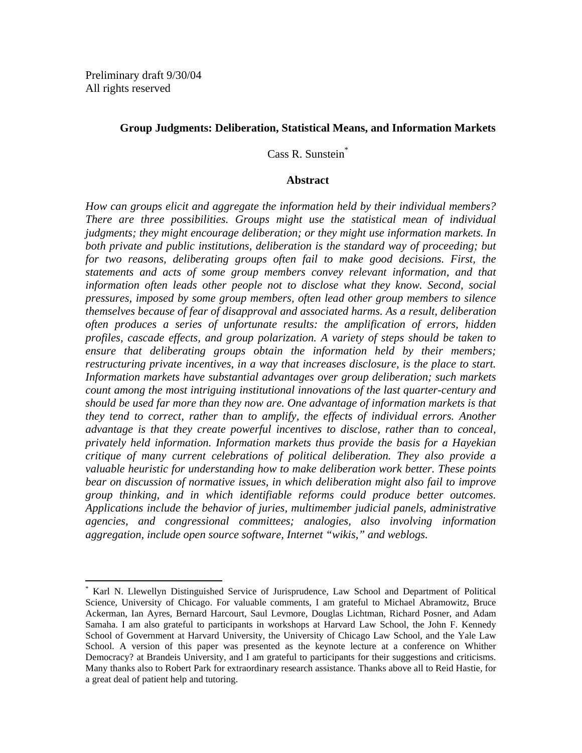Preliminary draft 9/30/04
All rights reserved

**Group Judgments: Deliberation, Statistical Means, and Information Markets**

Cass R. Sunstein*

**Abstract**

*How can groups elicit and aggregate the information held by their individual members? There are three possibilities. Groups might use the statistical mean of individual judgments; they might encourage deliberation; or they might use information markets. In both private and public institutions, deliberation is the standard way of proceeding; but for two reasons, deliberating groups often fail to make good decisions. First, the statements and acts of some group members convey relevant information, and that information often leads other people not to disclose what they know. Second, social pressures, imposed by some group members, often lead other group members to silence themselves because of fear of disapproval and associated harms. As a result, deliberation often produces a series of unfortunate results: the amplification of errors, hidden profiles, cascade effects, and group polarization. A variety of steps should be taken to ensure that deliberating groups obtain the information held by their members; restructuring private incentives, in a way that increases disclosure, is the place to start. Information markets have substantial advantages over group deliberation; such markets count among the most intriguing institutional innovations of the last quarter-century and should be used far more than they now are. One advantage of information markets is that they tend to correct, rather than to amplify, the effects of individual errors. Another advantage is that they create powerful incentives to disclose, rather than to conceal, privately held information. Information markets thus provide the basis for a Hayekian critique of many current celebrations of political deliberation. They also provide a valuable heuristic for understanding how to make deliberation work better. These points bear on discussion of normative issues, in which deliberation might also fail to improve group thinking, and in which identifiable reforms could produce better outcomes. Applications include the behavior of juries, multimember judicial panels, administrative agencies, and congressional committees; analogies, also involving information aggregation, include open source software, Internet "wikis," and weblogs.*

---

* Karl N. Llewellyn Distinguished Service of Jurisprudence, Law School and Department of Political Science, University of Chicago. For valuable comments, I am grateful to Michael Abramowitz, Bruce Ackerman, Ian Ayres, Bernard Harcourt, Saul Levmore, Douglas Lichtman, Richard Posner, and Adam Samaha. I am also grateful to participants in workshops at Harvard Law School, the John F. Kennedy School of Government at Harvard University, the University of Chicago Law School, and the Yale Law School. A version of this paper was presented as the keynote lecture at a conference on Whither Democracy? at Brandeis University, and I am grateful to participants for their suggestions and criticisms. Many thanks also to Robert Park for extraordinary research assistance. Thanks above all to Reid Hastie, for a great deal of patient help and tutoring.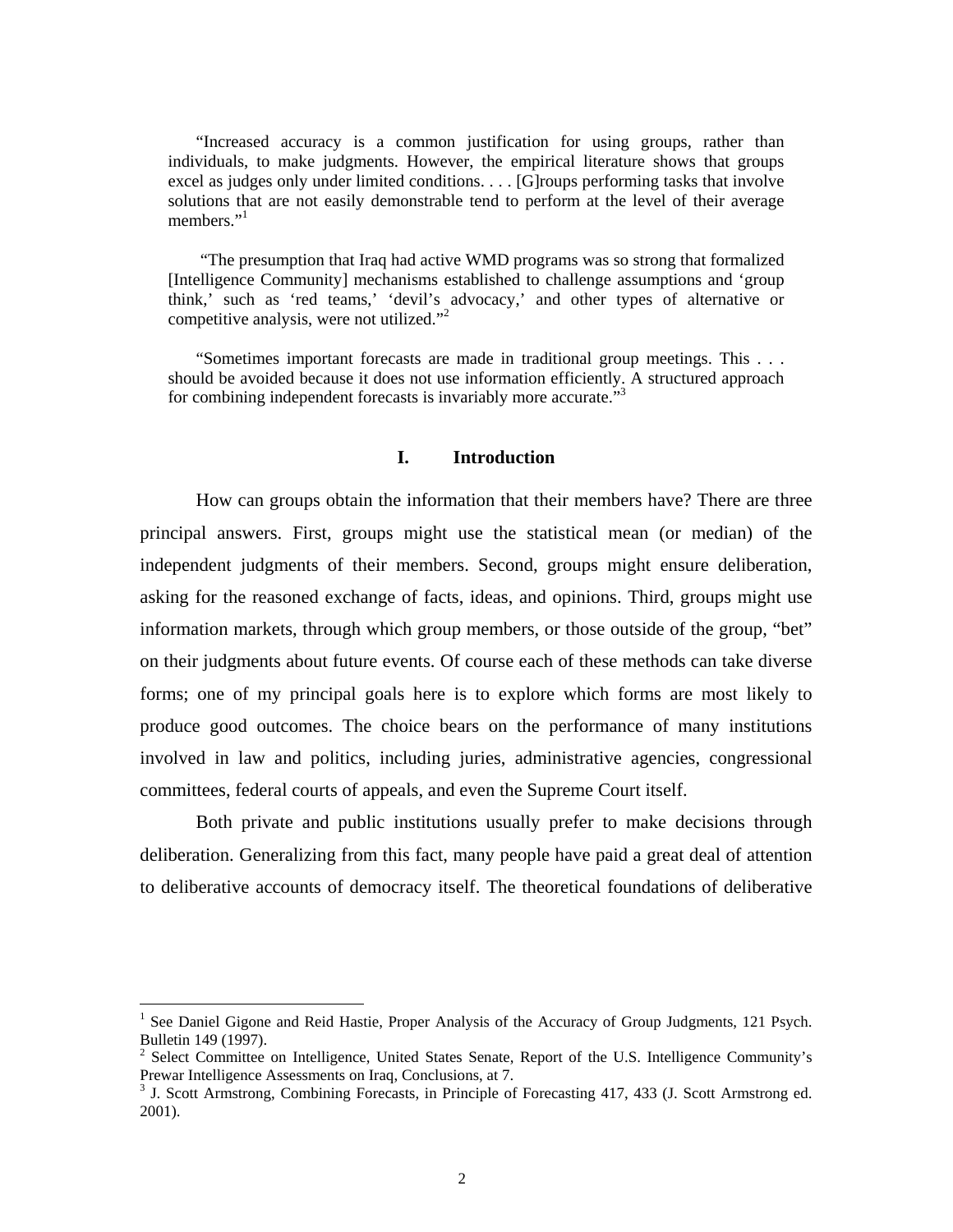> "Increased accuracy is a common justification for using groups, rather than individuals, to make judgments. However, the empirical literature shows that groups excel as judges only under limited conditions. . . . [G]roups performing tasks that involve solutions that are not easily demonstrable tend to perform at the level of their average members."[1]

> "The presumption that Iraq had active WMD programs was so strong that formalized [Intelligence Community] mechanisms established to challenge assumptions and 'group think,' such as 'red teams,' 'devil's advocacy,' and other types of alternative or competitive analysis, were not utilized."[2]

> "Sometimes important forecasts are made in traditional group meetings. This . . . should be avoided because it does not use information efficiently. A structured approach for combining independent forecasts is invariably more accurate."[3]

## I. Introduction

How can groups obtain the information that their members have? There are three principal answers. First, groups might use the statistical mean (or median) of the independent judgments of their members. Second, groups might ensure deliberation, asking for the reasoned exchange of facts, ideas, and opinions. Third, groups might use information markets, through which group members, or those outside of the group, "bet" on their judgments about future events. Of course each of these methods can take diverse forms; one of my principal goals here is to explore which forms are most likely to produce good outcomes. The choice bears on the performance of many institutions involved in law and politics, including juries, administrative agencies, congressional committees, federal courts of appeals, and even the Supreme Court itself.

Both private and public institutions usually prefer to make decisions through deliberation. Generalizing from this fact, many people have paid a great deal of attention to deliberative accounts of democracy itself. The theoretical foundations of deliberative

[1] See Daniel Gigone and Reid Hastie, Proper Analysis of the Accuracy of Group Judgments, 121 Psych. Bulletin 149 (1997).

[2] Select Committee on Intelligence, United States Senate, Report of the U.S. Intelligence Community's Prewar Intelligence Assessments on Iraq, Conclusions, at 7.

[3] J. Scott Armstrong, Combining Forecasts, in Principle of Forecasting 417, 433 (J. Scott Armstrong ed. 2001).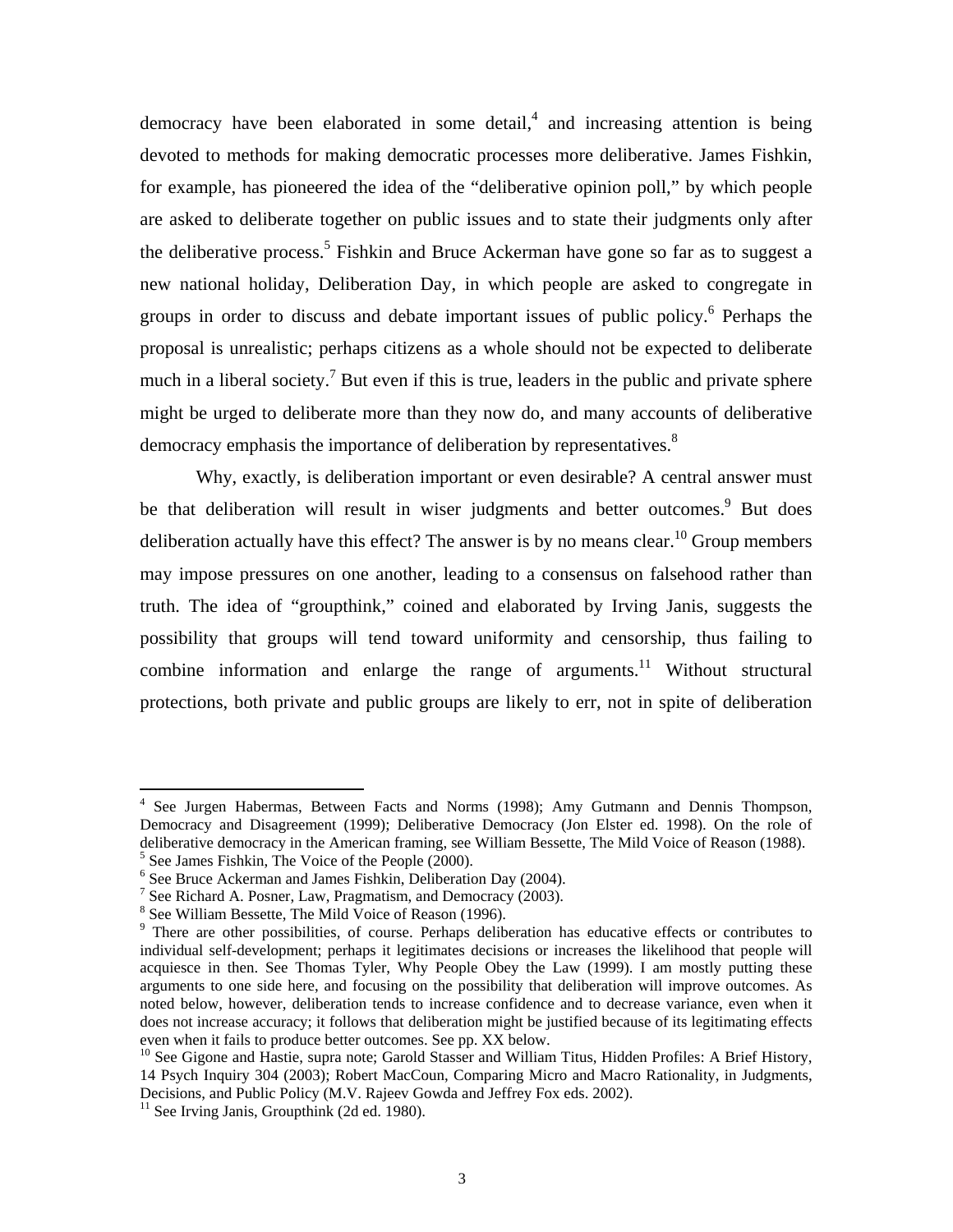democracy have been elaborated in some detail,[4] and increasing attention is being devoted to methods for making democratic processes more deliberative. James Fishkin, for example, has pioneered the idea of the "deliberative opinion poll," by which people are asked to deliberate together on public issues and to state their judgments only after the deliberative process.[5] Fishkin and Bruce Ackerman have gone so far as to suggest a new national holiday, Deliberation Day, in which people are asked to congregate in groups in order to discuss and debate important issues of public policy.[6] Perhaps the proposal is unrealistic; perhaps citizens as a whole should not be expected to deliberate much in a liberal society.[7] But even if this is true, leaders in the public and private sphere might be urged to deliberate more than they now do, and many accounts of deliberative democracy emphasis the importance of deliberation by representatives.[8]

Why, exactly, is deliberation important or even desirable? A central answer must be that deliberation will result in wiser judgments and better outcomes.[9] But does deliberation actually have this effect? The answer is by no means clear.[10] Group members may impose pressures on one another, leading to a consensus on falsehood rather than truth. The idea of "groupthink," coined and elaborated by Irving Janis, suggests the possibility that groups will tend toward uniformity and censorship, thus failing to combine information and enlarge the range of arguments.[11] Without structural protections, both private and public groups are likely to err, not in spite of deliberation

---

[4] See Jurgen Habermas, Between Facts and Norms (1998); Amy Gutmann and Dennis Thompson, Democracy and Disagreement (1999); Deliberative Democracy (Jon Elster ed. 1998). On the role of deliberative democracy in the American framing, see William Bessette, The Mild Voice of Reason (1988).

[5] See James Fishkin, The Voice of the People (2000).

[6] See Bruce Ackerman and James Fishkin, Deliberation Day (2004).

[7] See Richard A. Posner, Law, Pragmatism, and Democracy (2003).

[8] See William Bessette, The Mild Voice of Reason (1996).

[9] There are other possibilities, of course. Perhaps deliberation has educative effects or contributes to individual self-development; perhaps it legitimates decisions or increases the likelihood that people will acquiesce in then. See Thomas Tyler, Why People Obey the Law (1999). I am mostly putting these arguments to one side here, and focusing on the possibility that deliberation will improve outcomes. As noted below, however, deliberation tends to increase confidence and to decrease variance, even when it does not increase accuracy; it follows that deliberation might be justified because of its legitimating effects even when it fails to produce better outcomes. See pp. XX below.

[10] See Gigone and Hastie, supra note; Garold Stasser and William Titus, Hidden Profiles: A Brief History, 14 Psych Inquiry 304 (2003); Robert MacCoun, Comparing Micro and Macro Rationality, in Judgments, Decisions, and Public Policy (M.V. Rajeev Gowda and Jeffrey Fox eds. 2002).

[11] See Irving Janis, Groupthink (2d ed. 1980).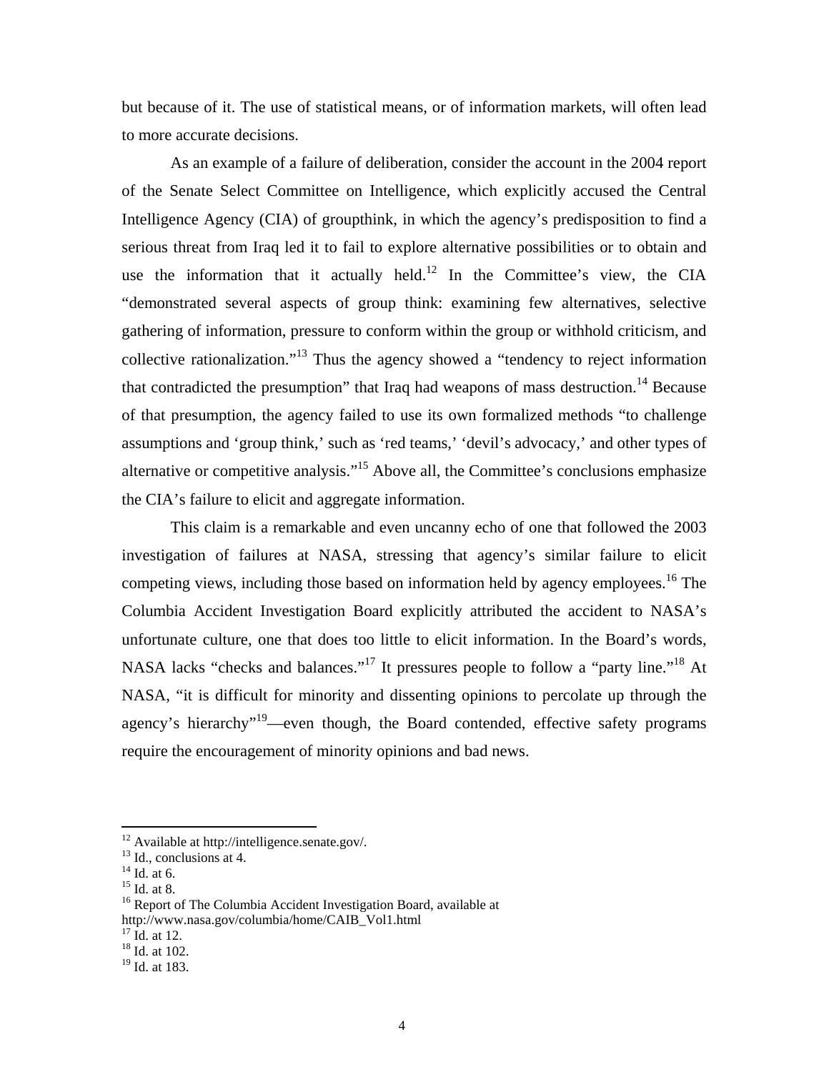but because of it. The use of statistical means, or of information markets, will often lead to more accurate decisions.

As an example of a failure of deliberation, consider the account in the 2004 report of the Senate Select Committee on Intelligence, which explicitly accused the Central Intelligence Agency (CIA) of groupthink, in which the agency's predisposition to find a serious threat from Iraq led it to fail to explore alternative possibilities or to obtain and use the information that it actually held.[12] In the Committee's view, the CIA "demonstrated several aspects of group think: examining few alternatives, selective gathering of information, pressure to conform within the group or withhold criticism, and collective rationalization."[13] Thus the agency showed a "tendency to reject information that contradicted the presumption" that Iraq had weapons of mass destruction.[14] Because of that presumption, the agency failed to use its own formalized methods "to challenge assumptions and 'group think,' such as 'red teams,' 'devil's advocacy,' and other types of alternative or competitive analysis."[15] Above all, the Committee's conclusions emphasize the CIA's failure to elicit and aggregate information.

This claim is a remarkable and even uncanny echo of one that followed the 2003 investigation of failures at NASA, stressing that agency's similar failure to elicit competing views, including those based on information held by agency employees.[16] The Columbia Accident Investigation Board explicitly attributed the accident to NASA's unfortunate culture, one that does too little to elicit information. In the Board's words, NASA lacks "checks and balances."[17] It pressures people to follow a "party line."[18] At NASA, "it is difficult for minority and dissenting opinions to percolate up through the agency's hierarchy"[19]—even though, the Board contended, effective safety programs require the encouragement of minority opinions and bad news.

---

[12] Available at http://intelligence.senate.gov/.

[13] Id., conclusions at 4.

[14] Id. at 6.

[15] Id. at 8.

[16] Report of The Columbia Accident Investigation Board, available at http://www.nasa.gov/columbia/home/CAIB_Vol1.html

[17] Id. at 12.

[18] Id. at 102.

[19] Id. at 183.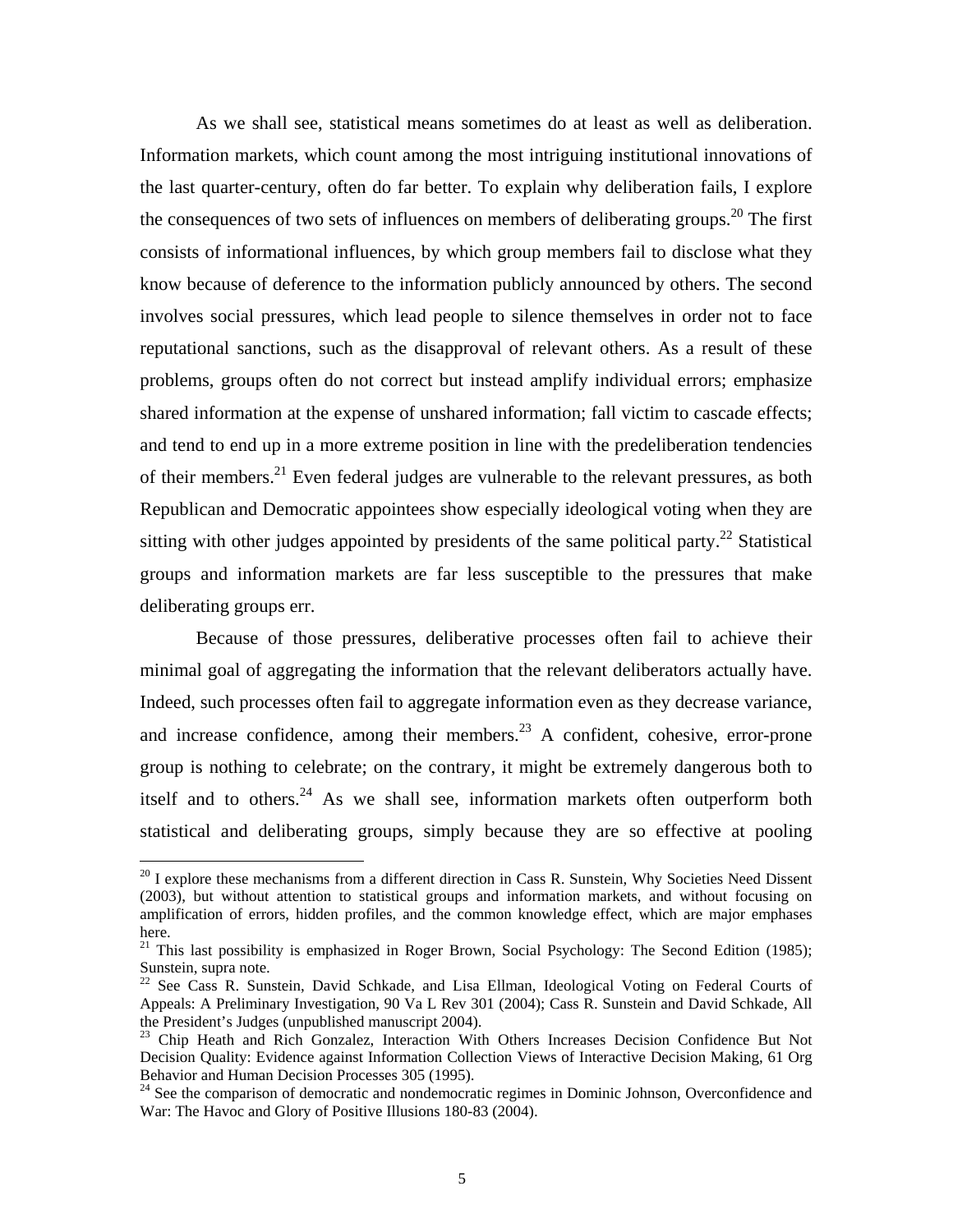As we shall see, statistical means sometimes do at least as well as deliberation. Information markets, which count among the most intriguing institutional innovations of the last quarter-century, often do far better. To explain why deliberation fails, I explore the consequences of two sets of influences on members of deliberating groups.[20] The first consists of informational influences, by which group members fail to disclose what they know because of deference to the information publicly announced by others. The second involves social pressures, which lead people to silence themselves in order not to face reputational sanctions, such as the disapproval of relevant others. As a result of these problems, groups often do not correct but instead amplify individual errors; emphasize shared information at the expense of unshared information; fall victim to cascade effects; and tend to end up in a more extreme position in line with the predeliberation tendencies of their members.[21] Even federal judges are vulnerable to the relevant pressures, as both Republican and Democratic appointees show especially ideological voting when they are sitting with other judges appointed by presidents of the same political party.[22] Statistical groups and information markets are far less susceptible to the pressures that make deliberating groups err.

Because of those pressures, deliberative processes often fail to achieve their minimal goal of aggregating the information that the relevant deliberators actually have. Indeed, such processes often fail to aggregate information even as they decrease variance, and increase confidence, among their members.[23] A confident, cohesive, error-prone group is nothing to celebrate; on the contrary, it might be extremely dangerous both to itself and to others.[24] As we shall see, information markets often outperform both statistical and deliberating groups, simply because they are so effective at pooling

---

[20] I explore these mechanisms from a different direction in Cass R. Sunstein, Why Societies Need Dissent (2003), but without attention to statistical groups and information markets, and without focusing on amplification of errors, hidden profiles, and the common knowledge effect, which are major emphases here.

[21] This last possibility is emphasized in Roger Brown, Social Psychology: The Second Edition (1985); Sunstein, supra note.

[22] See Cass R. Sunstein, David Schkade, and Lisa Ellman, Ideological Voting on Federal Courts of Appeals: A Preliminary Investigation, 90 Va L Rev 301 (2004); Cass R. Sunstein and David Schkade, All the President's Judges (unpublished manuscript 2004).

[23] Chip Heath and Rich Gonzalez, Interaction With Others Increases Decision Confidence But Not Decision Quality: Evidence against Information Collection Views of Interactive Decision Making, 61 Org Behavior and Human Decision Processes 305 (1995).

[24] See the comparison of democratic and nondemocratic regimes in Dominic Johnson, Overconfidence and War: The Havoc and Glory of Positive Illusions 180-83 (2004).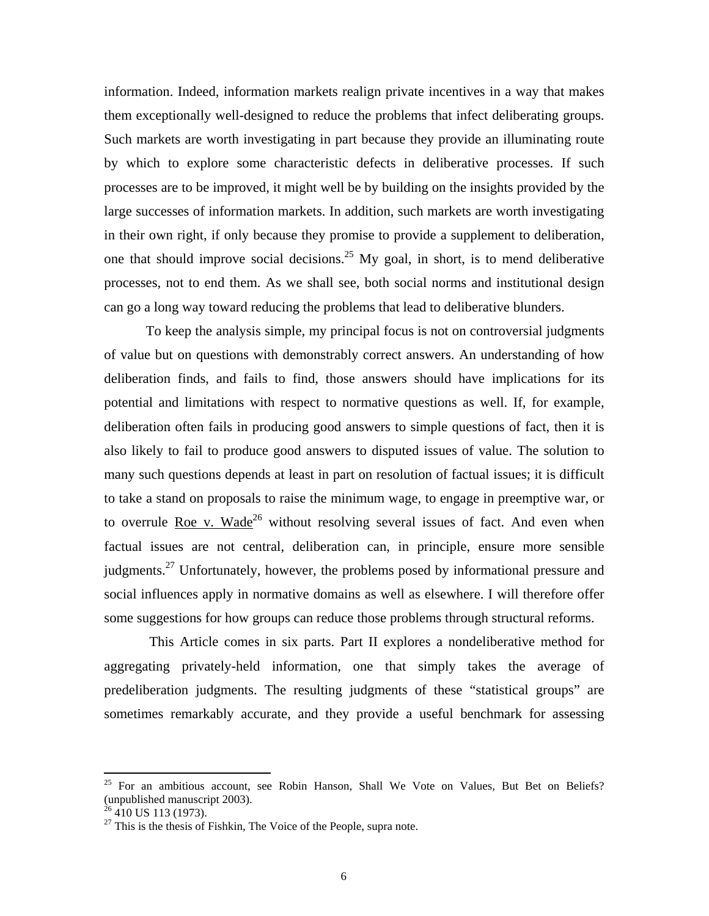information. Indeed, information markets realign private incentives in a way that makes them exceptionally well-designed to reduce the problems that infect deliberating groups. Such markets are worth investigating in part because they provide an illuminating route by which to explore some characteristic defects in deliberative processes. If such processes are to be improved, it might well be by building on the insights provided by the large successes of information markets. In addition, such markets are worth investigating in their own right, if only because they promise to provide a supplement to deliberation, one that should improve social decisions.[25] My goal, in short, is to mend deliberative processes, not to end them. As we shall see, both social norms and institutional design can go a long way toward reducing the problems that lead to deliberative blunders.

To keep the analysis simple, my principal focus is not on controversial judgments of value but on questions with demonstrably correct answers. An understanding of how deliberation finds, and fails to find, those answers should have implications for its potential and limitations with respect to normative questions as well. If, for example, deliberation often fails in producing good answers to simple questions of fact, then it is also likely to fail to produce good answers to disputed issues of value. The solution to many such questions depends at least in part on resolution of factual issues; it is difficult to take a stand on proposals to raise the minimum wage, to engage in preemptive war, or to overrule Roe v. Wade[26] without resolving several issues of fact. And even when factual issues are not central, deliberation can, in principle, ensure more sensible judgments.[27] Unfortunately, however, the problems posed by informational pressure and social influences apply in normative domains as well as elsewhere. I will therefore offer some suggestions for how groups can reduce those problems through structural reforms.

This Article comes in six parts. Part II explores a nondeliberative method for aggregating privately-held information, one that simply takes the average of predeliberation judgments. The resulting judgments of these "statistical groups" are sometimes remarkably accurate, and they provide a useful benchmark for assessing

---

[25] For an ambitious account, see Robin Hanson, Shall We Vote on Values, But Bet on Beliefs? (unpublished manuscript 2003).

[26] 410 US 113 (1973).

[27] This is the thesis of Fishkin, The Voice of the People, supra note.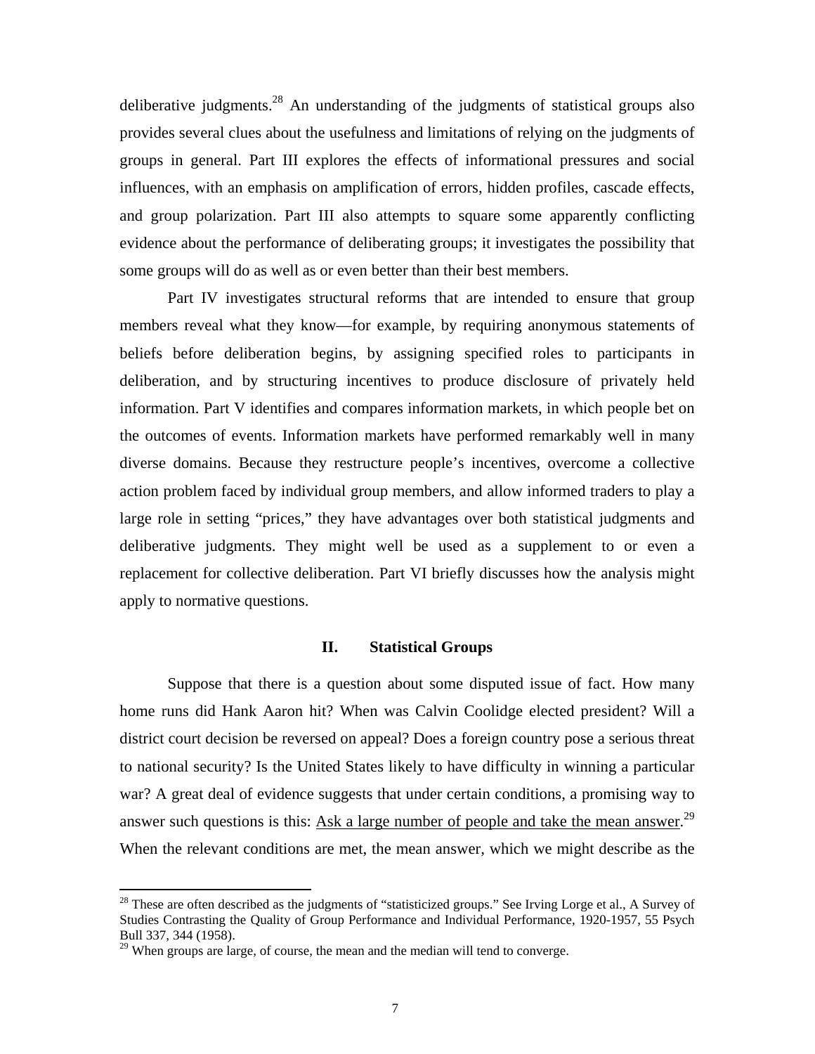deliberative judgments.[28] An understanding of the judgments of statistical groups also provides several clues about the usefulness and limitations of relying on the judgments of groups in general. Part III explores the effects of informational pressures and social influences, with an emphasis on amplification of errors, hidden profiles, cascade effects, and group polarization. Part III also attempts to square some apparently conflicting evidence about the performance of deliberating groups; it investigates the possibility that some groups will do as well as or even better than their best members.

Part IV investigates structural reforms that are intended to ensure that group members reveal what they know—for example, by requiring anonymous statements of beliefs before deliberation begins, by assigning specified roles to participants in deliberation, and by structuring incentives to produce disclosure of privately held information. Part V identifies and compares information markets, in which people bet on the outcomes of events. Information markets have performed remarkably well in many diverse domains. Because they restructure people's incentives, overcome a collective action problem faced by individual group members, and allow informed traders to play a large role in setting "prices," they have advantages over both statistical judgments and deliberative judgments. They might well be used as a supplement to or even a replacement for collective deliberation. Part VI briefly discusses how the analysis might apply to normative questions.

## II. Statistical Groups

Suppose that there is a question about some disputed issue of fact. How many home runs did Hank Aaron hit? When was Calvin Coolidge elected president? Will a district court decision be reversed on appeal? Does a foreign country pose a serious threat to national security? Is the United States likely to have difficulty in winning a particular war? A great deal of evidence suggests that under certain conditions, a promising way to answer such questions is this: <u>Ask a large number of people and take the mean answer</u>.[29] When the relevant conditions are met, the mean answer, which we might describe as the

---

[28] These are often described as the judgments of "statisticized groups." See Irving Lorge et al., A Survey of Studies Contrasting the Quality of Group Performance and Individual Performance, 1920-1957, 55 Psych Bull 337, 344 (1958).

[29] When groups are large, of course, the mean and the median will tend to converge.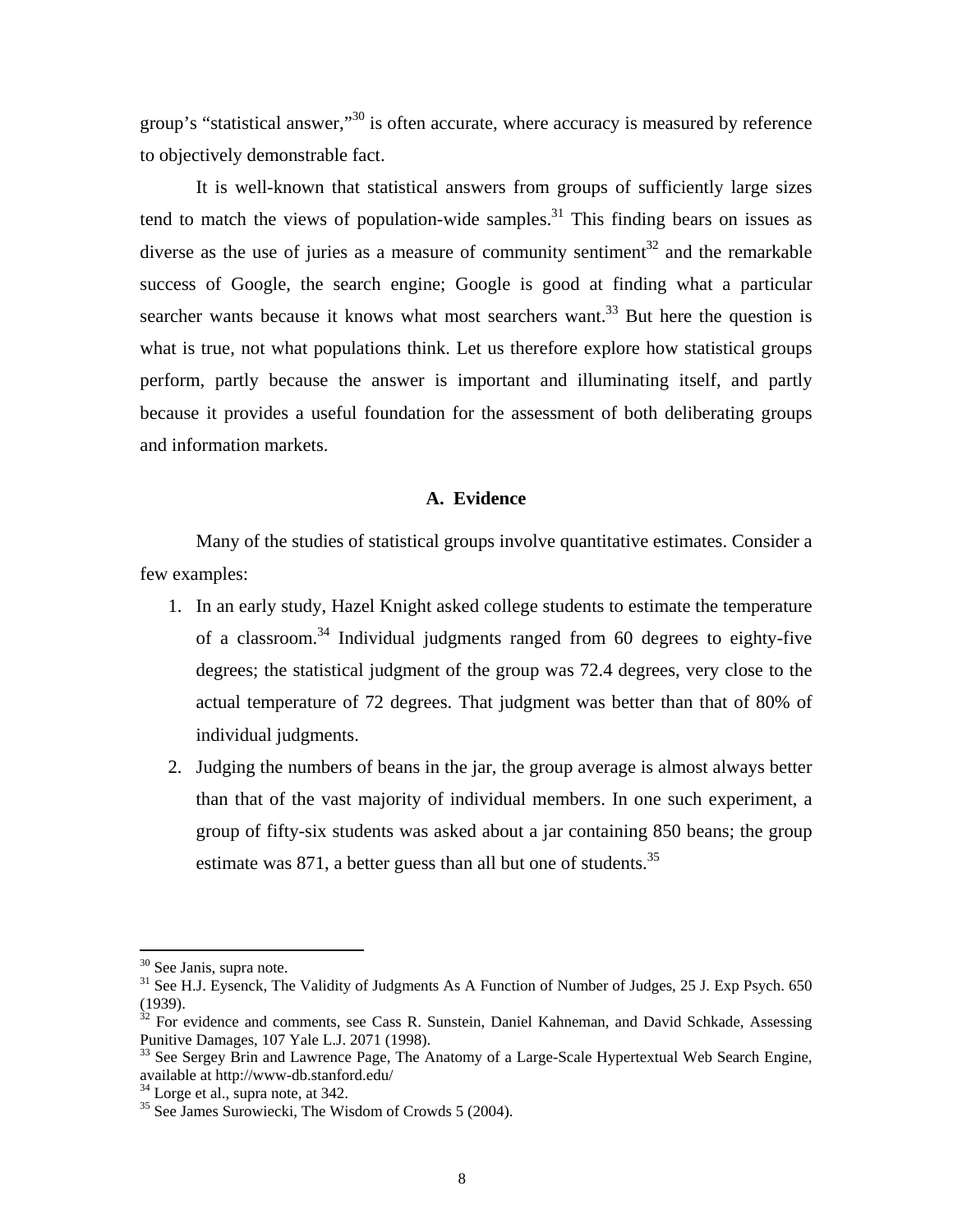group's "statistical answer,"[30] is often accurate, where accuracy is measured by reference to objectively demonstrable fact.

It is well-known that statistical answers from groups of sufficiently large sizes tend to match the views of population-wide samples.[31] This finding bears on issues as diverse as the use of juries as a measure of community sentiment[32] and the remarkable success of Google, the search engine; Google is good at finding what a particular searcher wants because it knows what most searchers want.[33] But here the question is what is true, not what populations think. Let us therefore explore how statistical groups perform, partly because the answer is important and illuminating itself, and partly because it provides a useful foundation for the assessment of both deliberating groups and information markets.

### A. Evidence

Many of the studies of statistical groups involve quantitative estimates. Consider a few examples:

1. In an early study, Hazel Knight asked college students to estimate the temperature of a classroom.[34] Individual judgments ranged from 60 degrees to eighty-five degrees; the statistical judgment of the group was 72.4 degrees, very close to the actual temperature of 72 degrees. That judgment was better than that of 80% of individual judgments.
2. Judging the numbers of beans in the jar, the group average is almost always better than that of the vast majority of individual members. In one such experiment, a group of fifty-six students was asked about a jar containing 850 beans; the group estimate was 871, a better guess than all but one of students.[35]

---

[30] See Janis, supra note.

[31] See H.J. Eysenck, The Validity of Judgments As A Function of Number of Judges, 25 J. Exp Psych. 650 (1939).

[32] For evidence and comments, see Cass R. Sunstein, Daniel Kahneman, and David Schkade, Assessing Punitive Damages, 107 Yale L.J. 2071 (1998).

[33] See Sergey Brin and Lawrence Page, The Anatomy of a Large-Scale Hypertextual Web Search Engine, available at http://www-db.stanford.edu/

[34] Lorge et al., supra note, at 342.

[35] See James Surowiecki, The Wisdom of Crowds 5 (2004).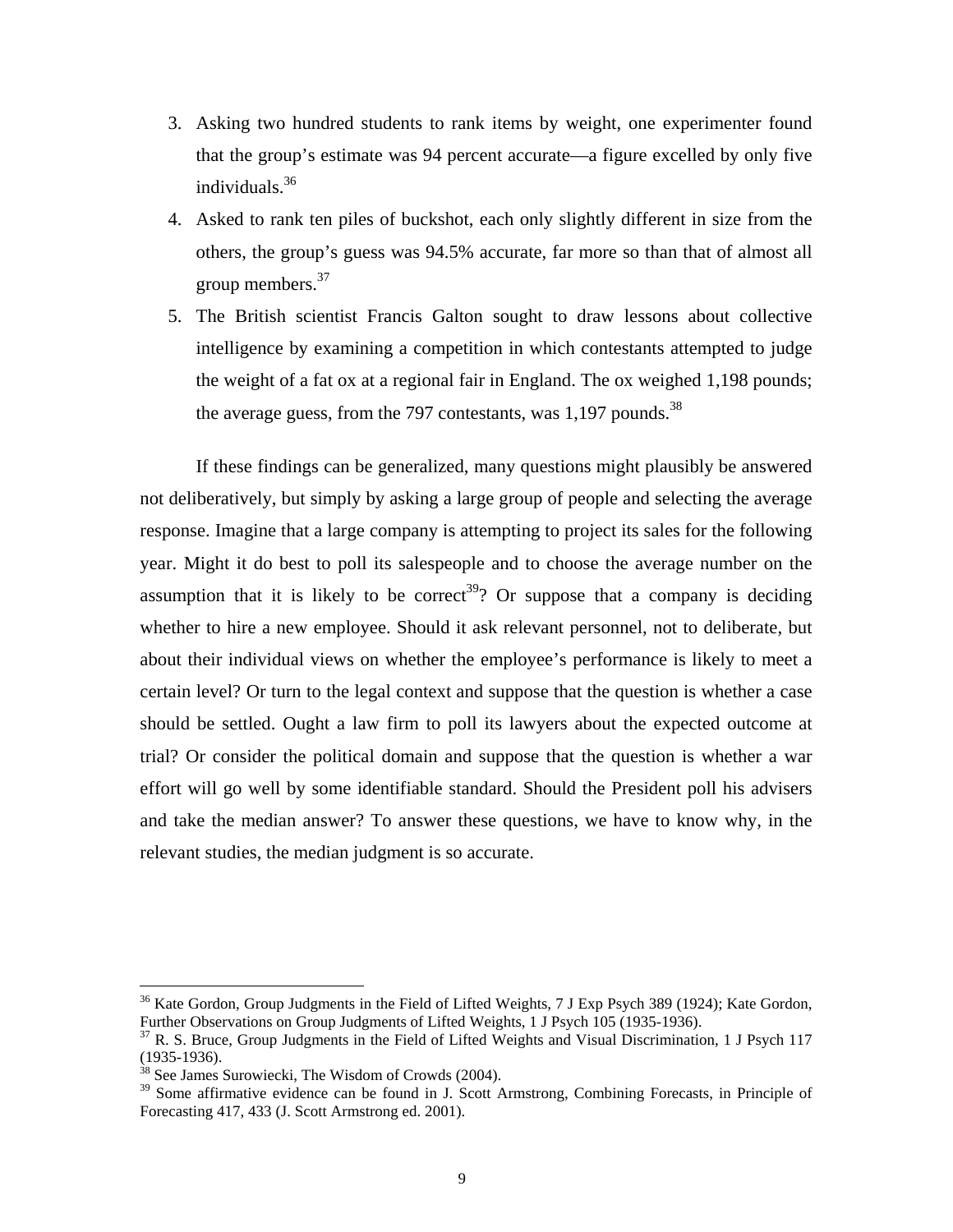3. Asking two hundred students to rank items by weight, one experimenter found that the group's estimate was 94 percent accurate—a figure excelled by only five individuals.[36]
4. Asked to rank ten piles of buckshot, each only slightly different in size from the others, the group's guess was 94.5% accurate, far more so than that of almost all group members.[37]
5. The British scientist Francis Galton sought to draw lessons about collective intelligence by examining a competition in which contestants attempted to judge the weight of a fat ox at a regional fair in England. The ox weighed 1,198 pounds; the average guess, from the 797 contestants, was 1,197 pounds.[38]

If these findings can be generalized, many questions might plausibly be answered not deliberatively, but simply by asking a large group of people and selecting the average response. Imagine that a large company is attempting to project its sales for the following year. Might it do best to poll its salespeople and to choose the average number on the assumption that it is likely to be correct[39]? Or suppose that a company is deciding whether to hire a new employee. Should it ask relevant personnel, not to deliberate, but about their individual views on whether the employee's performance is likely to meet a certain level? Or turn to the legal context and suppose that the question is whether a case should be settled. Ought a law firm to poll its lawyers about the expected outcome at trial? Or consider the political domain and suppose that the question is whether a war effort will go well by some identifiable standard. Should the President poll his advisers and take the median answer? To answer these questions, we have to know why, in the relevant studies, the median judgment is so accurate.

---

[36] Kate Gordon, Group Judgments in the Field of Lifted Weights, 7 J Exp Psych 389 (1924); Kate Gordon, Further Observations on Group Judgments of Lifted Weights, 1 J Psych 105 (1935-1936).

[37] R. S. Bruce, Group Judgments in the Field of Lifted Weights and Visual Discrimination, 1 J Psych 117 (1935-1936).

[38] See James Surowiecki, The Wisdom of Crowds (2004).

[39] Some affirmative evidence can be found in J. Scott Armstrong, Combining Forecasts, in Principle of Forecasting 417, 433 (J. Scott Armstrong ed. 2001).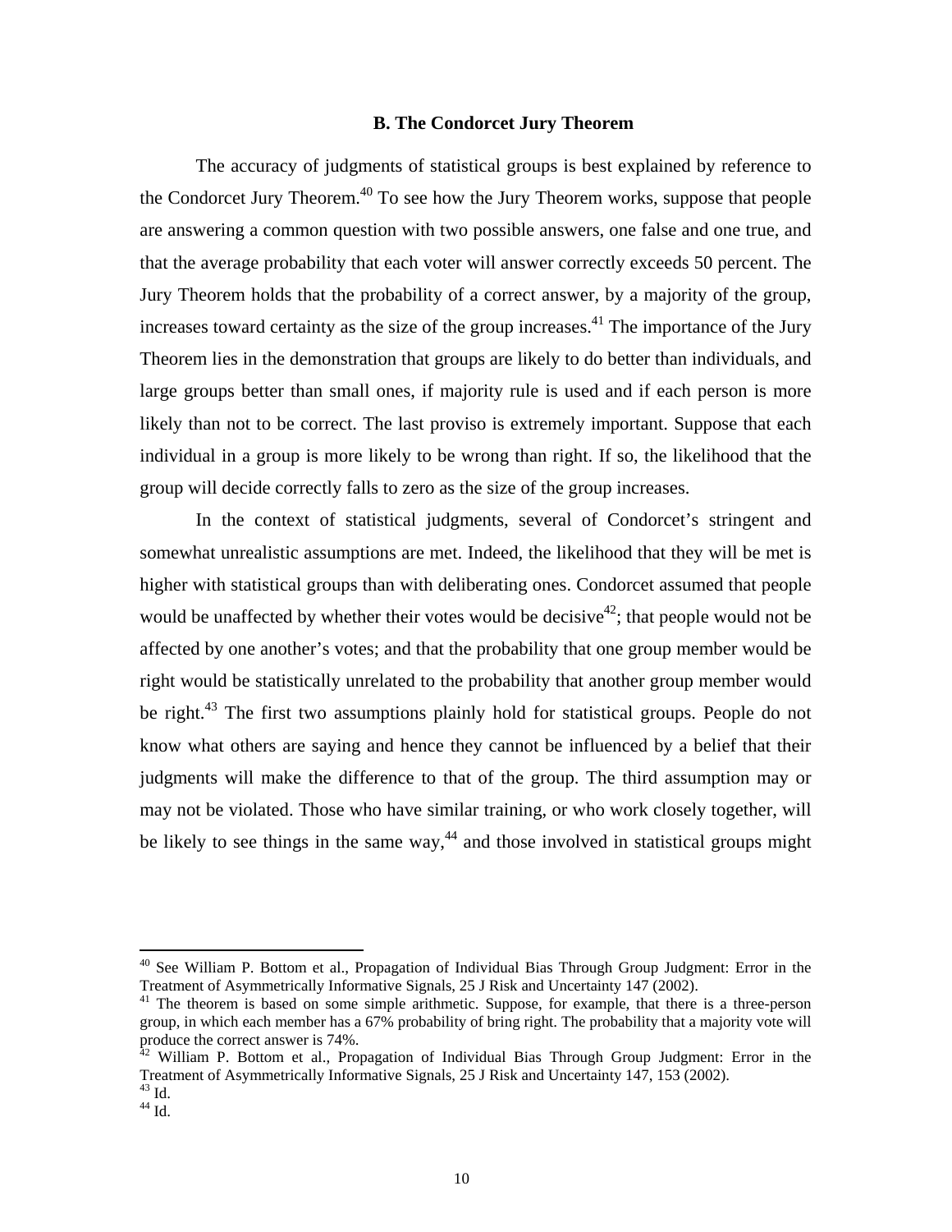### B. The Condorcet Jury Theorem

The accuracy of judgments of statistical groups is best explained by reference to the Condorcet Jury Theorem.[40] To see how the Jury Theorem works, suppose that people are answering a common question with two possible answers, one false and one true, and that the average probability that each voter will answer correctly exceeds 50 percent. The Jury Theorem holds that the probability of a correct answer, by a majority of the group, increases toward certainty as the size of the group increases.[41] The importance of the Jury Theorem lies in the demonstration that groups are likely to do better than individuals, and large groups better than small ones, if majority rule is used and if each person is more likely than not to be correct. The last proviso is extremely important. Suppose that each individual in a group is more likely to be wrong than right. If so, the likelihood that the group will decide correctly falls to zero as the size of the group increases.

In the context of statistical judgments, several of Condorcet's stringent and somewhat unrealistic assumptions are met. Indeed, the likelihood that they will be met is higher with statistical groups than with deliberating ones. Condorcet assumed that people would be unaffected by whether their votes would be decisive[42]; that people would not be affected by one another's votes; and that the probability that one group member would be right would be statistically unrelated to the probability that another group member would be right.[43] The first two assumptions plainly hold for statistical groups. People do not know what others are saying and hence they cannot be influenced by a belief that their judgments will make the difference to that of the group. The third assumption may or may not be violated. Those who have similar training, or who work closely together, will be likely to see things in the same way,[44] and those involved in statistical groups might

---

[40] See William P. Bottom et al., Propagation of Individual Bias Through Group Judgment: Error in the Treatment of Asymmetrically Informative Signals, 25 J Risk and Uncertainty 147 (2002).

[41] The theorem is based on some simple arithmetic. Suppose, for example, that there is a three-person group, in which each member has a 67% probability of bring right. The probability that a majority vote will produce the correct answer is 74%.

[42] William P. Bottom et al., Propagation of Individual Bias Through Group Judgment: Error in the Treatment of Asymmetrically Informative Signals, 25 J Risk and Uncertainty 147, 153 (2002).

[43] Id.

[44] Id.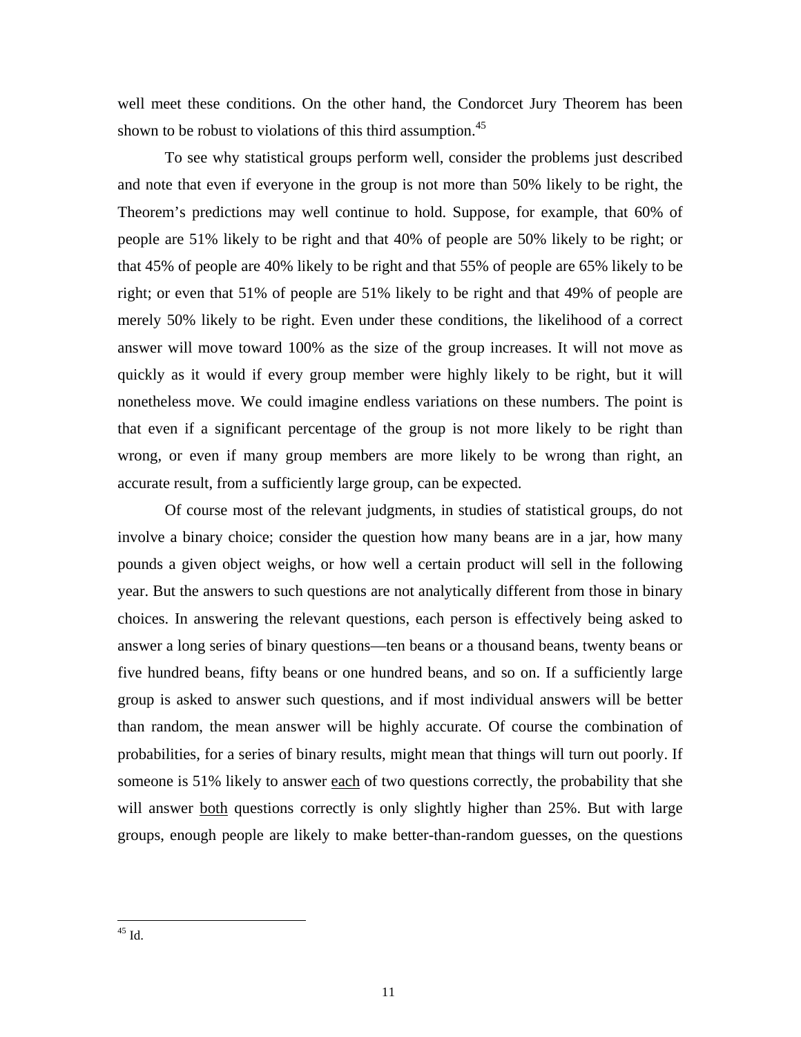well meet these conditions. On the other hand, the Condorcet Jury Theorem has been shown to be robust to violations of this third assumption.[45]

To see why statistical groups perform well, consider the problems just described and note that even if everyone in the group is not more than 50% likely to be right, the Theorem's predictions may well continue to hold. Suppose, for example, that 60% of people are 51% likely to be right and that 40% of people are 50% likely to be right; or that 45% of people are 40% likely to be right and that 55% of people are 65% likely to be right; or even that 51% of people are 51% likely to be right and that 49% of people are merely 50% likely to be right. Even under these conditions, the likelihood of a correct answer will move toward 100% as the size of the group increases. It will not move as quickly as it would if every group member were highly likely to be right, but it will nonetheless move. We could imagine endless variations on these numbers. The point is that even if a significant percentage of the group is not more likely to be right than wrong, or even if many group members are more likely to be wrong than right, an accurate result, from a sufficiently large group, can be expected.

Of course most of the relevant judgments, in studies of statistical groups, do not involve a binary choice; consider the question how many beans are in a jar, how many pounds a given object weighs, or how well a certain product will sell in the following year. But the answers to such questions are not analytically different from those in binary choices. In answering the relevant questions, each person is effectively being asked to answer a long series of binary questions—ten beans or a thousand beans, twenty beans or five hundred beans, fifty beans or one hundred beans, and so on. If a sufficiently large group is asked to answer such questions, and if most individual answers will be better than random, the mean answer will be highly accurate. Of course the combination of probabilities, for a series of binary results, might mean that things will turn out poorly. If someone is 51% likely to answer each of two questions correctly, the probability that she will answer both questions correctly is only slightly higher than 25%. But with large groups, enough people are likely to make better-than-random guesses, on the questions

[45] Id.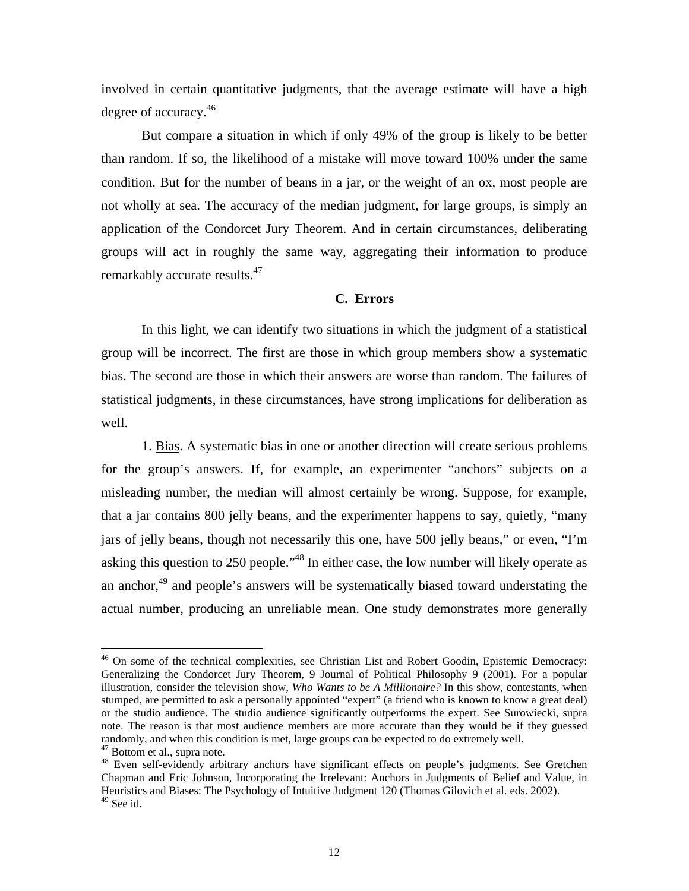involved in certain quantitative judgments, that the average estimate will have a high degree of accuracy.[46]

But compare a situation in which if only 49% of the group is likely to be better than random. If so, the likelihood of a mistake will move toward 100% under the same condition. But for the number of beans in a jar, or the weight of an ox, most people are not wholly at sea. The accuracy of the median judgment, for large groups, is simply an application of the Condorcet Jury Theorem. And in certain circumstances, deliberating groups will act in roughly the same way, aggregating their information to produce remarkably accurate results.[47]

### C. Errors

In this light, we can identify two situations in which the judgment of a statistical group will be incorrect. The first are those in which group members show a systematic bias. The second are those in which their answers are worse than random. The failures of statistical judgments, in these circumstances, have strong implications for deliberation as well.

1. Bias. A systematic bias in one or another direction will create serious problems for the group's answers. If, for example, an experimenter "anchors" subjects on a misleading number, the median will almost certainly be wrong. Suppose, for example, that a jar contains 800 jelly beans, and the experimenter happens to say, quietly, "many jars of jelly beans, though not necessarily this one, have 500 jelly beans," or even, "I'm asking this question to 250 people."[48] In either case, the low number will likely operate as an anchor,[49] and people's answers will be systematically biased toward understating the actual number, producing an unreliable mean. One study demonstrates more generally

---

[46] On some of the technical complexities, see Christian List and Robert Goodin, Epistemic Democracy: Generalizing the Condorcet Jury Theorem, 9 Journal of Political Philosophy 9 (2001). For a popular illustration, consider the television show, *Who Wants to be A Millionaire?* In this show, contestants, when stumped, are permitted to ask a personally appointed "expert" (a friend who is known to know a great deal) or the studio audience. The studio audience significantly outperforms the expert. See Surowiecki, supra note. The reason is that most audience members are more accurate than they would be if they guessed randomly, and when this condition is met, large groups can be expected to do extremely well.

[47] Bottom et al., supra note.

[48] Even self-evidently arbitrary anchors have significant effects on people's judgments. See Gretchen Chapman and Eric Johnson, Incorporating the Irrelevant: Anchors in Judgments of Belief and Value, in Heuristics and Biases: The Psychology of Intuitive Judgment 120 (Thomas Gilovich et al. eds. 2002).

[49] See id.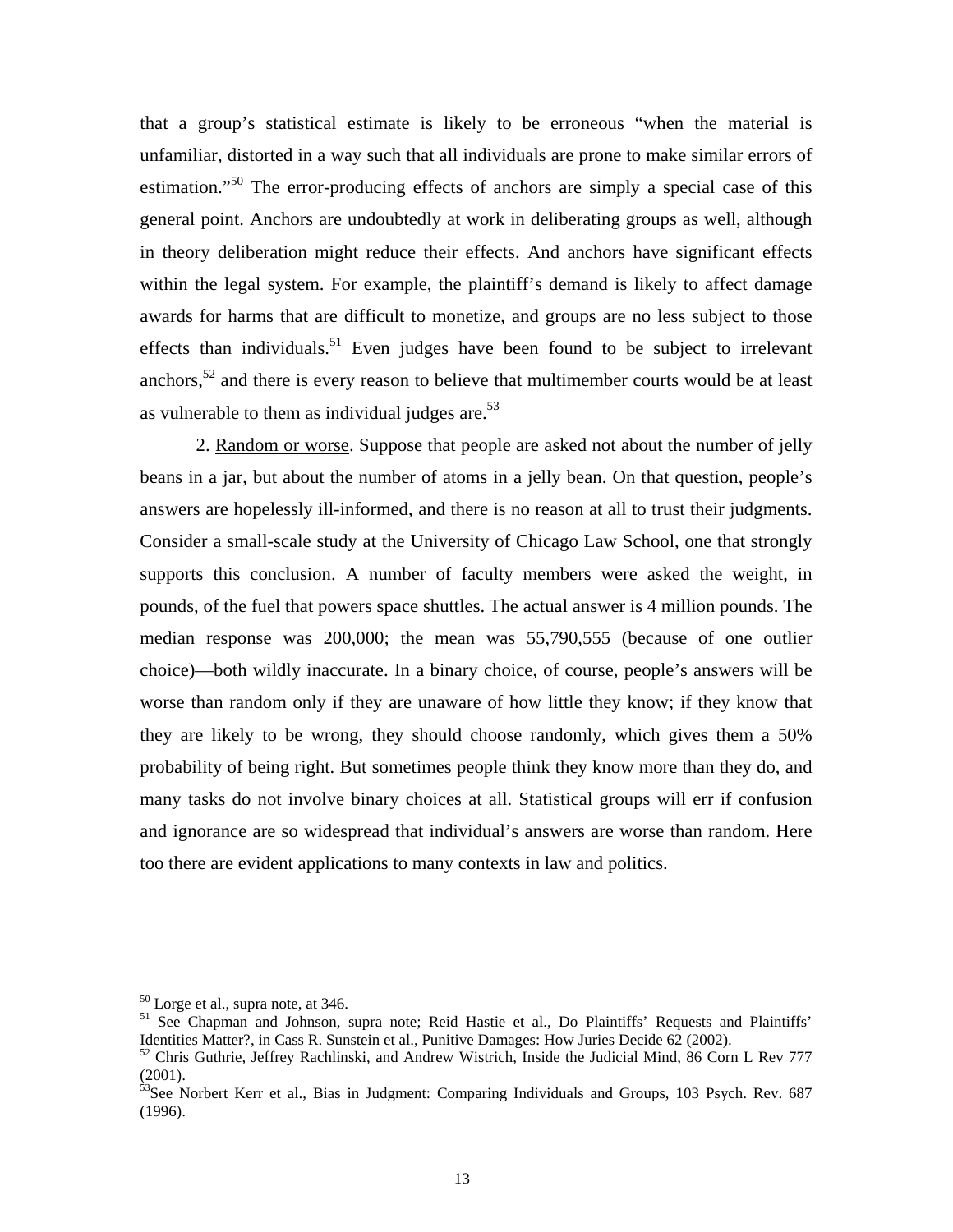that a group's statistical estimate is likely to be erroneous "when the material is unfamiliar, distorted in a way such that all individuals are prone to make similar errors of estimation."[50] The error-producing effects of anchors are simply a special case of this general point. Anchors are undoubtedly at work in deliberating groups as well, although in theory deliberation might reduce their effects. And anchors have significant effects within the legal system. For example, the plaintiff's demand is likely to affect damage awards for harms that are difficult to monetize, and groups are no less subject to those effects than individuals.[51] Even judges have been found to be subject to irrelevant anchors,[52] and there is every reason to believe that multimember courts would be at least as vulnerable to them as individual judges are.[53]

2. Random or worse. Suppose that people are asked not about the number of jelly beans in a jar, but about the number of atoms in a jelly bean. On that question, people's answers are hopelessly ill-informed, and there is no reason at all to trust their judgments. Consider a small-scale study at the University of Chicago Law School, one that strongly supports this conclusion. A number of faculty members were asked the weight, in pounds, of the fuel that powers space shuttles. The actual answer is 4 million pounds. The median response was 200,000; the mean was 55,790,555 (because of one outlier choice)—both wildly inaccurate. In a binary choice, of course, people's answers will be worse than random only if they are unaware of how little they know; if they know that they are likely to be wrong, they should choose randomly, which gives them a 50% probability of being right. But sometimes people think they know more than they do, and many tasks do not involve binary choices at all. Statistical groups will err if confusion and ignorance are so widespread that individual's answers are worse than random. Here too there are evident applications to many contexts in law and politics.

---

[50] Lorge et al., supra note, at 346.

[51] See Chapman and Johnson, supra note; Reid Hastie et al., Do Plaintiffs' Requests and Plaintiffs' Identities Matter?, in Cass R. Sunstein et al., Punitive Damages: How Juries Decide 62 (2002).

[52] Chris Guthrie, Jeffrey Rachlinski, and Andrew Wistrich, Inside the Judicial Mind, 86 Corn L Rev 777 (2001).

[53] See Norbert Kerr et al., Bias in Judgment: Comparing Individuals and Groups, 103 Psych. Rev. 687 (1996).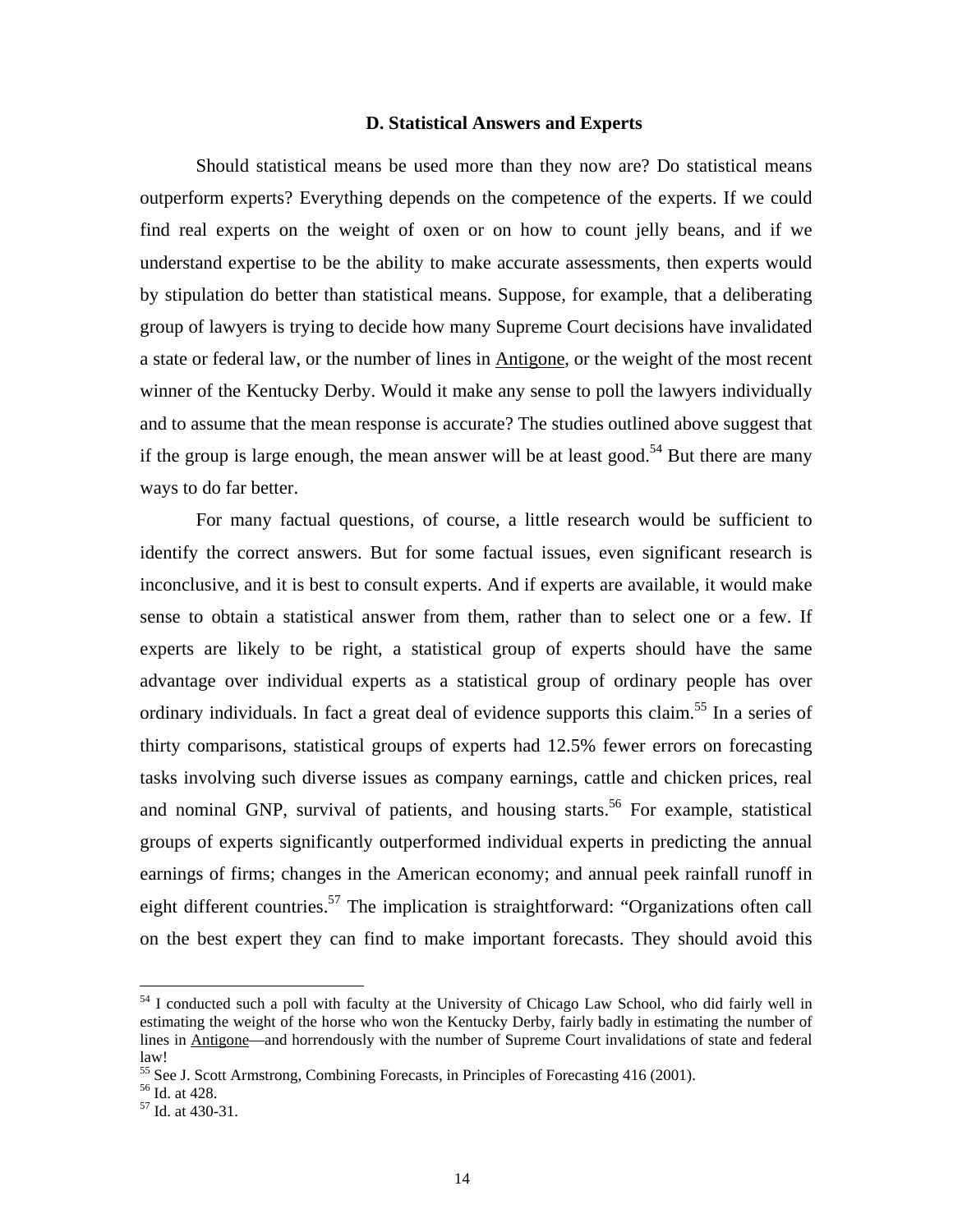### D. Statistical Answers and Experts

Should statistical means be used more than they now are? Do statistical means outperform experts? Everything depends on the competence of the experts. If we could find real experts on the weight of oxen or on how to count jelly beans, and if we understand expertise to be the ability to make accurate assessments, then experts would by stipulation do better than statistical means. Suppose, for example, that a deliberating group of lawyers is trying to decide how many Supreme Court decisions have invalidated a state or federal law, or the number of lines in Antigone, or the weight of the most recent winner of the Kentucky Derby. Would it make any sense to poll the lawyers individually and to assume that the mean response is accurate? The studies outlined above suggest that if the group is large enough, the mean answer will be at least good.[54] But there are many ways to do far better.

For many factual questions, of course, a little research would be sufficient to identify the correct answers. But for some factual issues, even significant research is inconclusive, and it is best to consult experts. And if experts are available, it would make sense to obtain a statistical answer from them, rather than to select one or a few. If experts are likely to be right, a statistical group of experts should have the same advantage over individual experts as a statistical group of ordinary people has over ordinary individuals. In fact a great deal of evidence supports this claim.[55] In a series of thirty comparisons, statistical groups of experts had 12.5% fewer errors on forecasting tasks involving such diverse issues as company earnings, cattle and chicken prices, real and nominal GNP, survival of patients, and housing starts.[56] For example, statistical groups of experts significantly outperformed individual experts in predicting the annual earnings of firms; changes in the American economy; and annual peek rainfall runoff in eight different countries.[57] The implication is straightforward: "Organizations often call on the best expert they can find to make important forecasts. They should avoid this

---

[54] I conducted such a poll with faculty at the University of Chicago Law School, who did fairly well in estimating the weight of the horse who won the Kentucky Derby, fairly badly in estimating the number of lines in Antigone—and horrendously with the number of Supreme Court invalidations of state and federal law!

[55] See J. Scott Armstrong, Combining Forecasts, in Principles of Forecasting 416 (2001).

[56] Id. at 428.

[57] Id. at 430-31.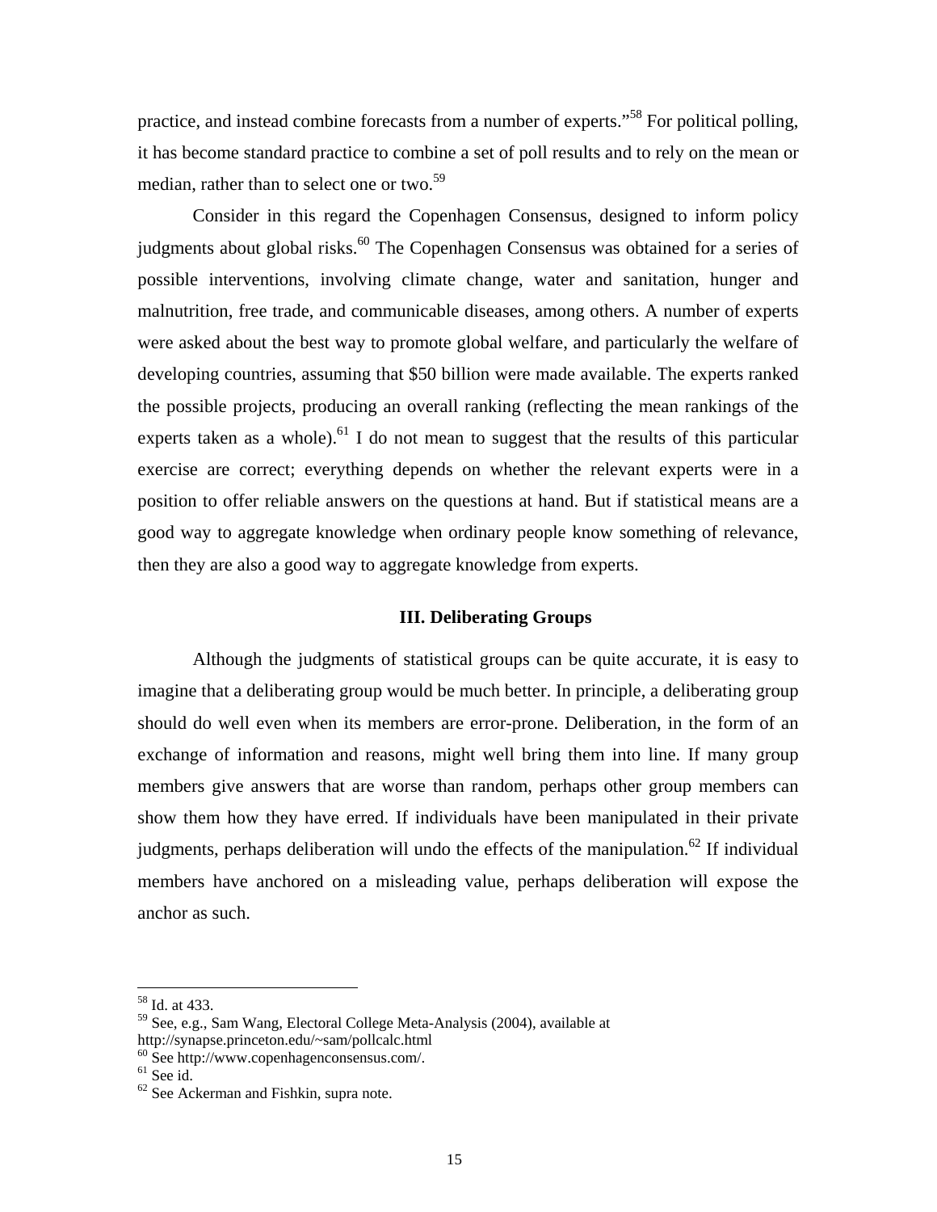practice, and instead combine forecasts from a number of experts."[58] For political polling, it has become standard practice to combine a set of poll results and to rely on the mean or median, rather than to select one or two.[59]

Consider in this regard the Copenhagen Consensus, designed to inform policy judgments about global risks.[60] The Copenhagen Consensus was obtained for a series of possible interventions, involving climate change, water and sanitation, hunger and malnutrition, free trade, and communicable diseases, among others. A number of experts were asked about the best way to promote global welfare, and particularly the welfare of developing countries, assuming that $50 billion were made available. The experts ranked the possible projects, producing an overall ranking (reflecting the mean rankings of the experts taken as a whole).[61] I do not mean to suggest that the results of this particular exercise are correct; everything depends on whether the relevant experts were in a position to offer reliable answers on the questions at hand. But if statistical means are a good way to aggregate knowledge when ordinary people know something of relevance, then they are also a good way to aggregate knowledge from experts.

### III. Deliberating Groups

Although the judgments of statistical groups can be quite accurate, it is easy to imagine that a deliberating group would be much better. In principle, a deliberating group should do well even when its members are error-prone. Deliberation, in the form of an exchange of information and reasons, might well bring them into line. If many group members give answers that are worse than random, perhaps other group members can show them how they have erred. If individuals have been manipulated in their private judgments, perhaps deliberation will undo the effects of the manipulation.[62] If individual members have anchored on a misleading value, perhaps deliberation will expose the anchor as such.

---

[58] Id. at 433.

[59] See, e.g., Sam Wang, Electoral College Meta-Analysis (2004), available at http://synapse.princeton.edu/~sam/pollcalc.html

[60] See http://www.copenhagenconsensus.com/.

[61] See id.

[62] See Ackerman and Fishkin, supra note.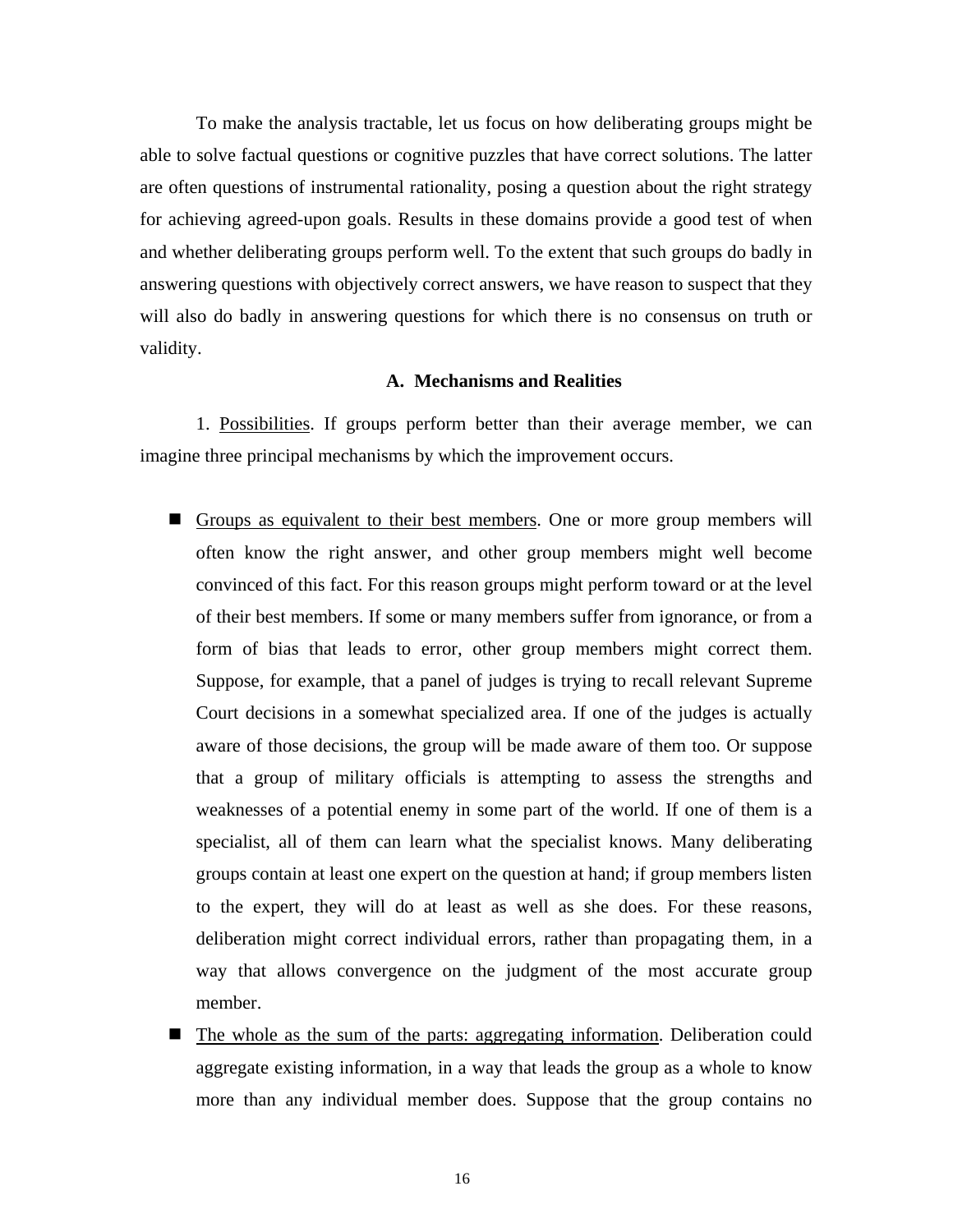To make the analysis tractable, let us focus on how deliberating groups might be able to solve factual questions or cognitive puzzles that have correct solutions. The latter are often questions of instrumental rationality, posing a question about the right strategy for achieving agreed-upon goals. Results in these domains provide a good test of when and whether deliberating groups perform well. To the extent that such groups do badly in answering questions with objectively correct answers, we have reason to suspect that they will also do badly in answering questions for which there is no consensus on truth or validity.

### A. Mechanisms and Realities

1. Possibilities. If groups perform better than their average member, we can imagine three principal mechanisms by which the improvement occurs.

- Groups as equivalent to their best members. One or more group members will often know the right answer, and other group members might well become convinced of this fact. For this reason groups might perform toward or at the level of their best members. If some or many members suffer from ignorance, or from a form of bias that leads to error, other group members might correct them. Suppose, for example, that a panel of judges is trying to recall relevant Supreme Court decisions in a somewhat specialized area. If one of the judges is actually aware of those decisions, the group will be made aware of them too. Or suppose that a group of military officials is attempting to assess the strengths and weaknesses of a potential enemy in some part of the world. If one of them is a specialist, all of them can learn what the specialist knows. Many deliberating groups contain at least one expert on the question at hand; if group members listen to the expert, they will do at least as well as she does. For these reasons, deliberation might correct individual errors, rather than propagating them, in a way that allows convergence on the judgment of the most accurate group member.
- The whole as the sum of the parts: aggregating information. Deliberation could aggregate existing information, in a way that leads the group as a whole to know more than any individual member does. Suppose that the group contains no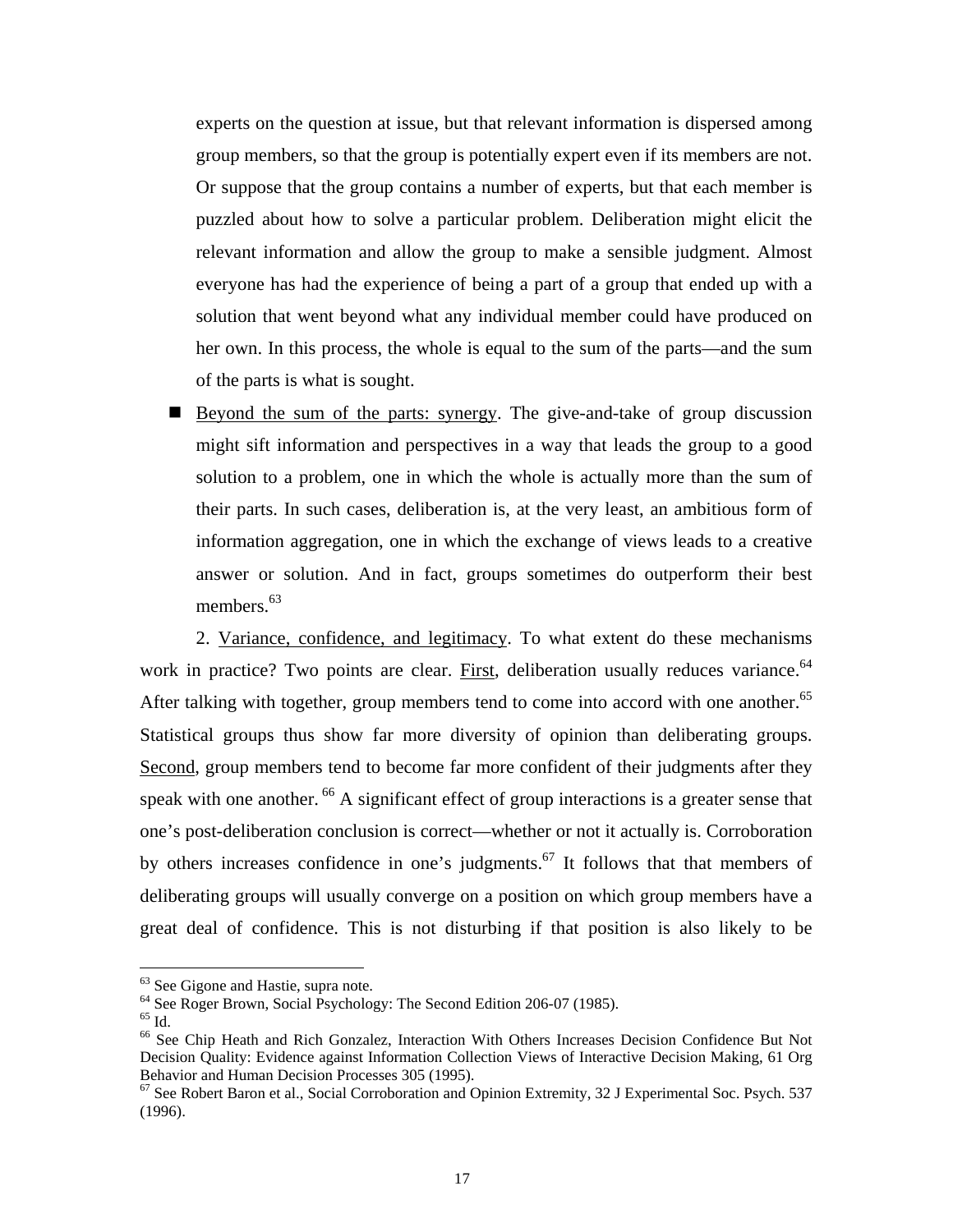experts on the question at issue, but that relevant information is dispersed among group members, so that the group is potentially expert even if its members are not. Or suppose that the group contains a number of experts, but that each member is puzzled about how to solve a particular problem. Deliberation might elicit the relevant information and allow the group to make a sensible judgment. Almost everyone has had the experience of being a part of a group that ended up with a solution that went beyond what any individual member could have produced on her own. In this process, the whole is equal to the sum of the parts—and the sum of the parts is what is sought.

- Beyond the sum of the parts: synergy. The give-and-take of group discussion might sift information and perspectives in a way that leads the group to a good solution to a problem, one in which the whole is actually more than the sum of their parts. In such cases, deliberation is, at the very least, an ambitious form of information aggregation, one in which the exchange of views leads to a creative answer or solution. And in fact, groups sometimes do outperform their best members.[63]

2. Variance, confidence, and legitimacy. To what extent do these mechanisms work in practice? Two points are clear. First, deliberation usually reduces variance.[64] After talking with together, group members tend to come into accord with one another.[65] Statistical groups thus show far more diversity of opinion than deliberating groups. Second, group members tend to become far more confident of their judgments after they speak with one another.[66] A significant effect of group interactions is a greater sense that one's post-deliberation conclusion is correct—whether or not it actually is. Corroboration by others increases confidence in one's judgments.[67] It follows that that members of deliberating groups will usually converge on a position on which group members have a great deal of confidence. This is not disturbing if that position is also likely to be

---

[63] See Gigone and Hastie, supra note.

[64] See Roger Brown, Social Psychology: The Second Edition 206-07 (1985).

[65] Id.

[66] See Chip Heath and Rich Gonzalez, Interaction With Others Increases Decision Confidence But Not Decision Quality: Evidence against Information Collection Views of Interactive Decision Making, 61 Org Behavior and Human Decision Processes 305 (1995).

[67] See Robert Baron et al., Social Corroboration and Opinion Extremity, 32 J Experimental Soc. Psych. 537 (1996).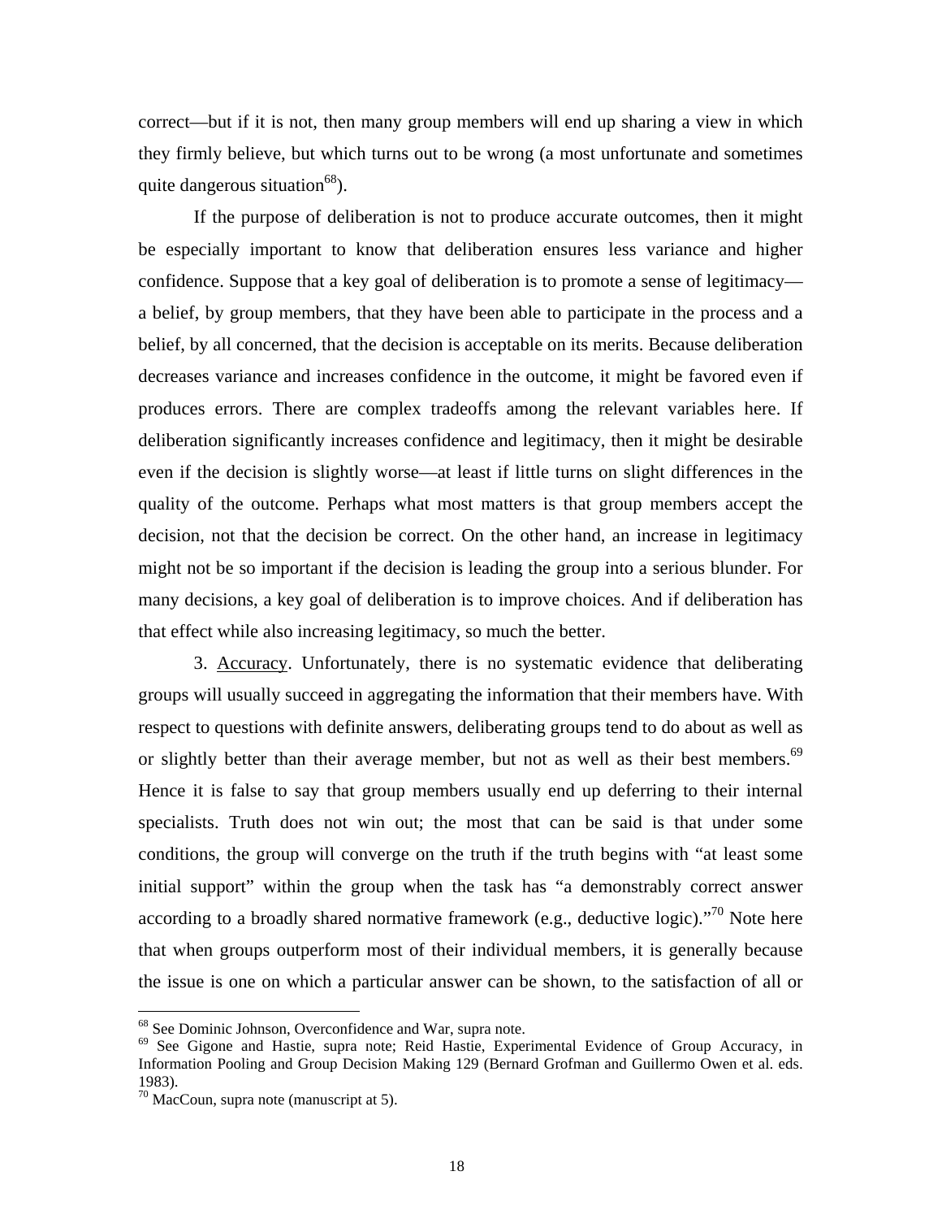correct—but if it is not, then many group members will end up sharing a view in which they firmly believe, but which turns out to be wrong (a most unfortunate and sometimes quite dangerous situation[68]).

If the purpose of deliberation is not to produce accurate outcomes, then it might be especially important to know that deliberation ensures less variance and higher confidence. Suppose that a key goal of deliberation is to promote a sense of legitimacy—a belief, by group members, that they have been able to participate in the process and a belief, by all concerned, that the decision is acceptable on its merits. Because deliberation decreases variance and increases confidence in the outcome, it might be favored even if produces errors. There are complex tradeoffs among the relevant variables here. If deliberation significantly increases confidence and legitimacy, then it might be desirable even if the decision is slightly worse—at least if little turns on slight differences in the quality of the outcome. Perhaps what most matters is that group members accept the decision, not that the decision be correct. On the other hand, an increase in legitimacy might not be so important if the decision is leading the group into a serious blunder. For many decisions, a key goal of deliberation is to improve choices. And if deliberation has that effect while also increasing legitimacy, so much the better.

3. Accuracy. Unfortunately, there is no systematic evidence that deliberating groups will usually succeed in aggregating the information that their members have. With respect to questions with definite answers, deliberating groups tend to do about as well as or slightly better than their average member, but not as well as their best members.[69] Hence it is false to say that group members usually end up deferring to their internal specialists. Truth does not win out; the most that can be said is that under some conditions, the group will converge on the truth if the truth begins with "at least some initial support" within the group when the task has "a demonstrably correct answer according to a broadly shared normative framework (e.g., deductive logic)."[70] Note here that when groups outperform most of their individual members, it is generally because the issue is one on which a particular answer can be shown, to the satisfaction of all or

---

[68] See Dominic Johnson, Overconfidence and War, supra note.

[69] See Gigone and Hastie, supra note; Reid Hastie, Experimental Evidence of Group Accuracy, in Information Pooling and Group Decision Making 129 (Bernard Grofman and Guillermo Owen et al. eds. 1983).

[70] MacCoun, supra note (manuscript at 5).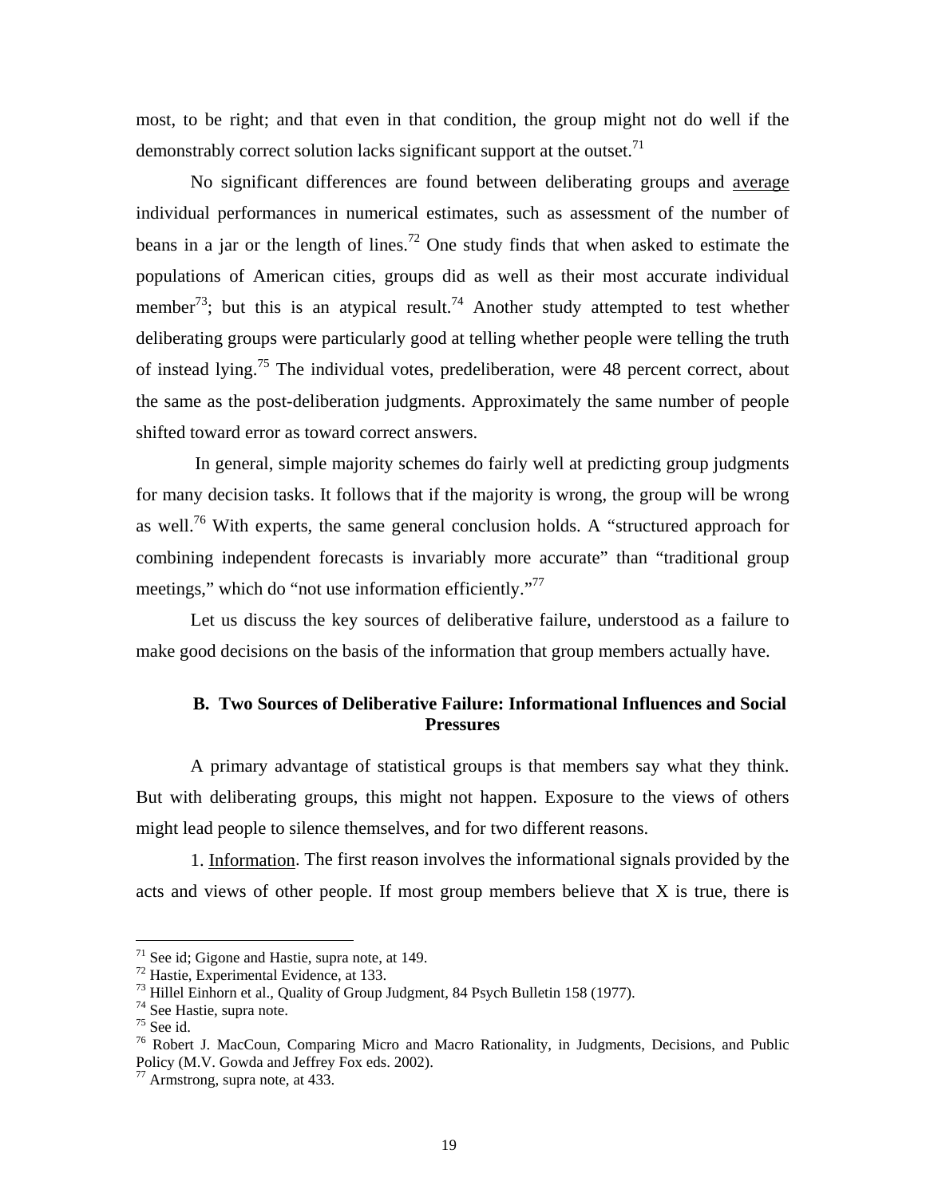most, to be right; and that even in that condition, the group might not do well if the demonstrably correct solution lacks significant support at the outset.[71]

No significant differences are found between deliberating groups and <u>average</u> individual performances in numerical estimates, such as assessment of the number of beans in a jar or the length of lines.[72] One study finds that when asked to estimate the populations of American cities, groups did as well as their most accurate individual member[73]; but this is an atypical result.[74] Another study attempted to test whether deliberating groups were particularly good at telling whether people were telling the truth of instead lying.[75] The individual votes, predeliberation, were 48 percent correct, about the same as the post-deliberation judgments. Approximately the same number of people shifted toward error as toward correct answers.

In general, simple majority schemes do fairly well at predicting group judgments for many decision tasks. It follows that if the majority is wrong, the group will be wrong as well.[76] With experts, the same general conclusion holds. A "structured approach for combining independent forecasts is invariably more accurate" than "traditional group meetings," which do "not use information efficiently."[77]

Let us discuss the key sources of deliberative failure, understood as a failure to make good decisions on the basis of the information that group members actually have.

### B. Two Sources of Deliberative Failure: Informational Influences and Social Pressures

A primary advantage of statistical groups is that members say what they think. But with deliberating groups, this might not happen. Exposure to the views of others might lead people to silence themselves, and for two different reasons.

1. <u>Information</u>. The first reason involves the informational signals provided by the acts and views of other people. If most group members believe that X is true, there is

---

[71] See id; Gigone and Hastie, supra note, at 149.

[72] Hastie, Experimental Evidence, at 133.

[73] Hillel Einhorn et al., Quality of Group Judgment, 84 Psych Bulletin 158 (1977).

[74] See Hastie, supra note.

[75] See id.

[76] Robert J. MacCoun, Comparing Micro and Macro Rationality, in Judgments, Decisions, and Public Policy (M.V. Gowda and Jeffrey Fox eds. 2002).

[77] Armstrong, supra note, at 433.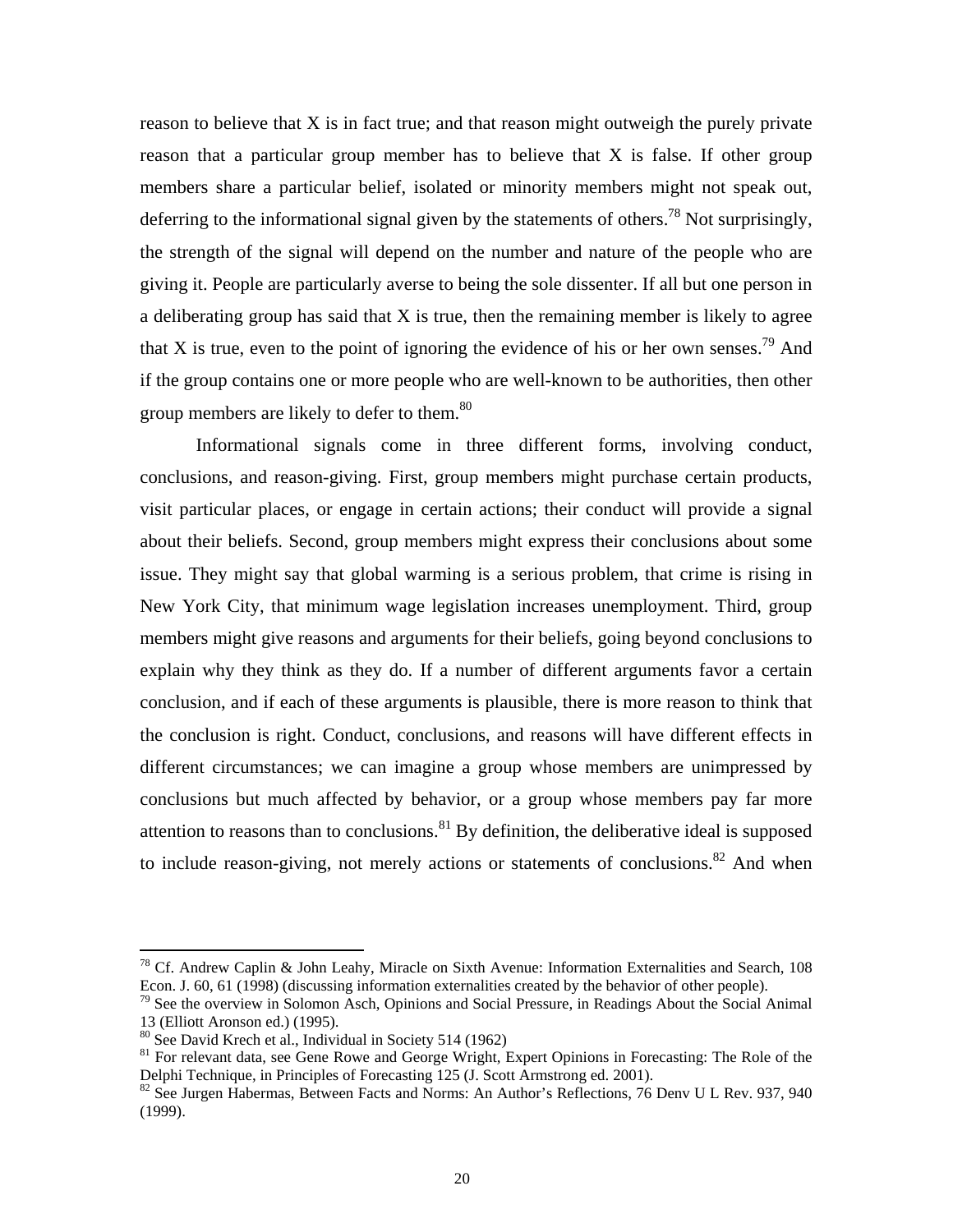reason to believe that X is in fact true; and that reason might outweigh the purely private reason that a particular group member has to believe that X is false. If other group members share a particular belief, isolated or minority members might not speak out, deferring to the informational signal given by the statements of others.[78] Not surprisingly, the strength of the signal will depend on the number and nature of the people who are giving it. People are particularly averse to being the sole dissenter. If all but one person in a deliberating group has said that X is true, then the remaining member is likely to agree that X is true, even to the point of ignoring the evidence of his or her own senses.[79] And if the group contains one or more people who are well-known to be authorities, then other group members are likely to defer to them.[80]

Informational signals come in three different forms, involving conduct, conclusions, and reason-giving. First, group members might purchase certain products, visit particular places, or engage in certain actions; their conduct will provide a signal about their beliefs. Second, group members might express their conclusions about some issue. They might say that global warming is a serious problem, that crime is rising in New York City, that minimum wage legislation increases unemployment. Third, group members might give reasons and arguments for their beliefs, going beyond conclusions to explain why they think as they do. If a number of different arguments favor a certain conclusion, and if each of these arguments is plausible, there is more reason to think that the conclusion is right. Conduct, conclusions, and reasons will have different effects in different circumstances; we can imagine a group whose members are unimpressed by conclusions but much affected by behavior, or a group whose members pay far more attention to reasons than to conclusions.[81] By definition, the deliberative ideal is supposed to include reason-giving, not merely actions or statements of conclusions.[82] And when

---

[78] Cf. Andrew Caplin & John Leahy, Miracle on Sixth Avenue: Information Externalities and Search, 108 Econ. J. 60, 61 (1998) (discussing information externalities created by the behavior of other people).

[79] See the overview in Solomon Asch, Opinions and Social Pressure, in Readings About the Social Animal 13 (Elliott Aronson ed.) (1995).

[80] See David Krech et al., Individual in Society 514 (1962)

[81] For relevant data, see Gene Rowe and George Wright, Expert Opinions in Forecasting: The Role of the Delphi Technique, in Principles of Forecasting 125 (J. Scott Armstrong ed. 2001).

[82] See Jurgen Habermas, Between Facts and Norms: An Author's Reflections, 76 Denv U L Rev. 937, 940 (1999).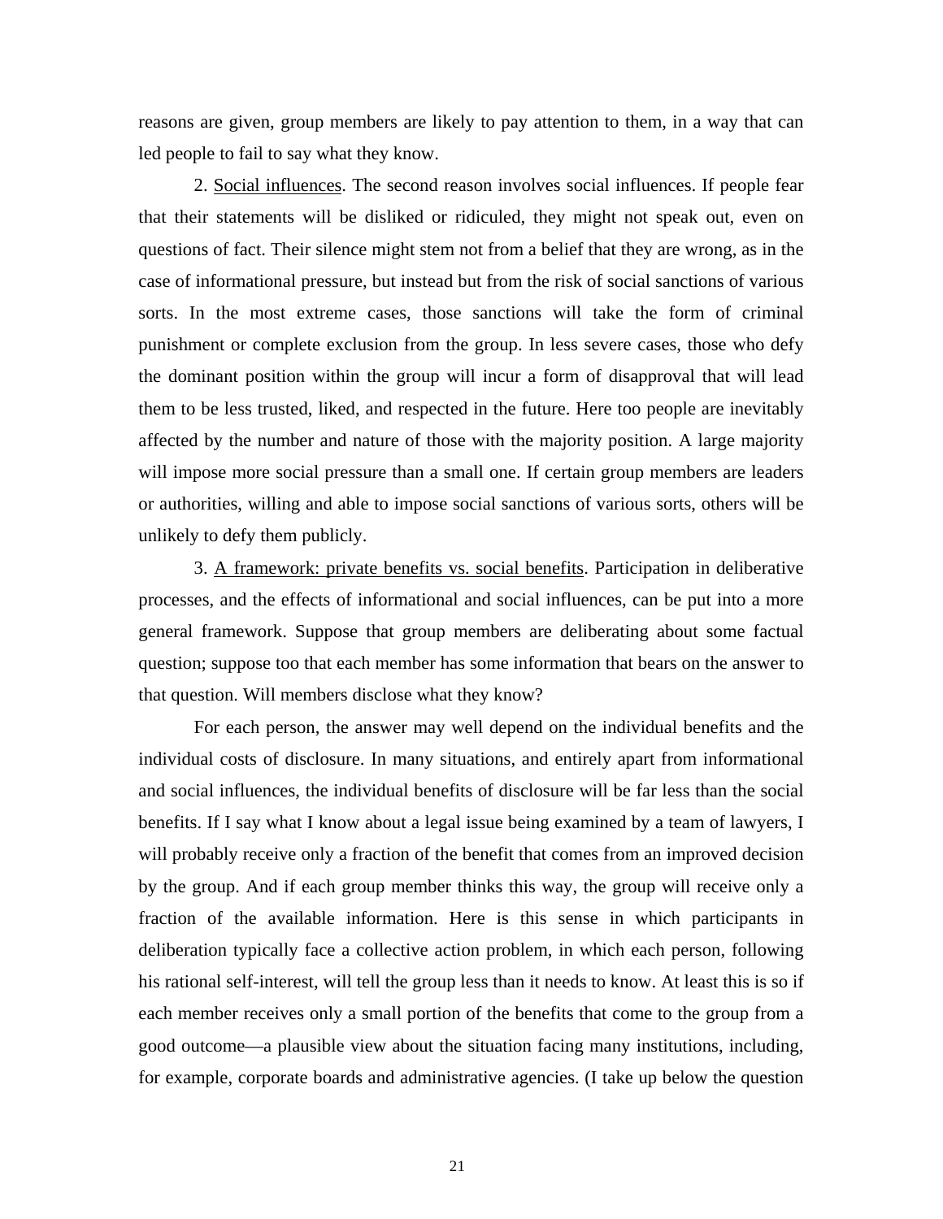reasons are given, group members are likely to pay attention to them, in a way that can led people to fail to say what they know.

2. Social influences. The second reason involves social influences. If people fear that their statements will be disliked or ridiculed, they might not speak out, even on questions of fact. Their silence might stem not from a belief that they are wrong, as in the case of informational pressure, but instead but from the risk of social sanctions of various sorts. In the most extreme cases, those sanctions will take the form of criminal punishment or complete exclusion from the group. In less severe cases, those who defy the dominant position within the group will incur a form of disapproval that will lead them to be less trusted, liked, and respected in the future. Here too people are inevitably affected by the number and nature of those with the majority position. A large majority will impose more social pressure than a small one. If certain group members are leaders or authorities, willing and able to impose social sanctions of various sorts, others will be unlikely to defy them publicly.

3. A framework: private benefits vs. social benefits. Participation in deliberative processes, and the effects of informational and social influences, can be put into a more general framework. Suppose that group members are deliberating about some factual question; suppose too that each member has some information that bears on the answer to that question. Will members disclose what they know?

For each person, the answer may well depend on the individual benefits and the individual costs of disclosure. In many situations, and entirely apart from informational and social influences, the individual benefits of disclosure will be far less than the social benefits. If I say what I know about a legal issue being examined by a team of lawyers, I will probably receive only a fraction of the benefit that comes from an improved decision by the group. And if each group member thinks this way, the group will receive only a fraction of the available information. Here is this sense in which participants in deliberation typically face a collective action problem, in which each person, following his rational self-interest, will tell the group less than it needs to know. At least this is so if each member receives only a small portion of the benefits that come to the group from a good outcome—a plausible view about the situation facing many institutions, including, for example, corporate boards and administrative agencies. (I take up below the question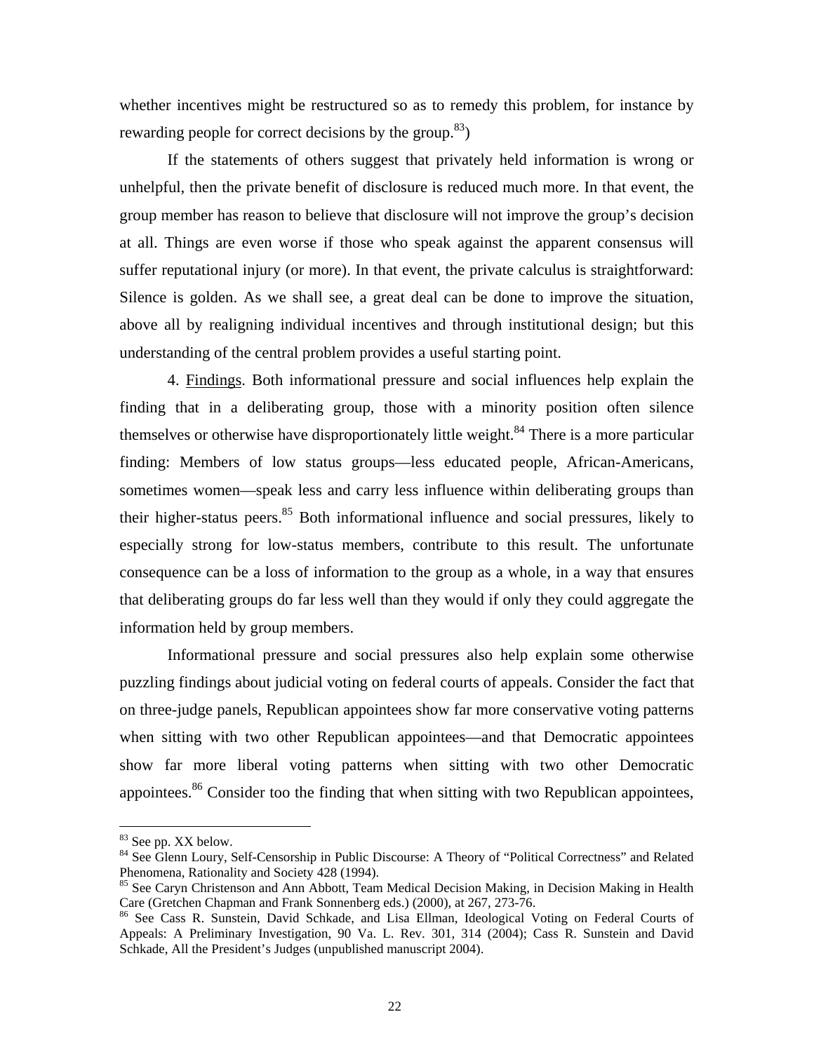whether incentives might be restructured so as to remedy this problem, for instance by rewarding people for correct decisions by the group.[83])

If the statements of others suggest that privately held information is wrong or unhelpful, then the private benefit of disclosure is reduced much more. In that event, the group member has reason to believe that disclosure will not improve the group's decision at all. Things are even worse if those who speak against the apparent consensus will suffer reputational injury (or more). In that event, the private calculus is straightforward: Silence is golden. As we shall see, a great deal can be done to improve the situation, above all by realigning individual incentives and through institutional design; but this understanding of the central problem provides a useful starting point.

4. Findings. Both informational pressure and social influences help explain the finding that in a deliberating group, those with a minority position often silence themselves or otherwise have disproportionately little weight.[84] There is a more particular finding: Members of low status groups—less educated people, African-Americans, sometimes women—speak less and carry less influence within deliberating groups than their higher-status peers.[85] Both informational influence and social pressures, likely to especially strong for low-status members, contribute to this result. The unfortunate consequence can be a loss of information to the group as a whole, in a way that ensures that deliberating groups do far less well than they would if only they could aggregate the information held by group members.

Informational pressure and social pressures also help explain some otherwise puzzling findings about judicial voting on federal courts of appeals. Consider the fact that on three-judge panels, Republican appointees show far more conservative voting patterns when sitting with two other Republican appointees—and that Democratic appointees show far more liberal voting patterns when sitting with two other Democratic appointees.[86] Consider too the finding that when sitting with two Republican appointees,

---

[83] See pp. XX below.

[84] See Glenn Loury, Self-Censorship in Public Discourse: A Theory of "Political Correctness" and Related Phenomena, Rationality and Society 428 (1994).

[85] See Caryn Christenson and Ann Abbott, Team Medical Decision Making, in Decision Making in Health Care (Gretchen Chapman and Frank Sonnenberg eds.) (2000), at 267, 273-76.

[86] See Cass R. Sunstein, David Schkade, and Lisa Ellman, Ideological Voting on Federal Courts of Appeals: A Preliminary Investigation, 90 Va. L. Rev. 301, 314 (2004); Cass R. Sunstein and David Schkade, All the President's Judges (unpublished manuscript 2004).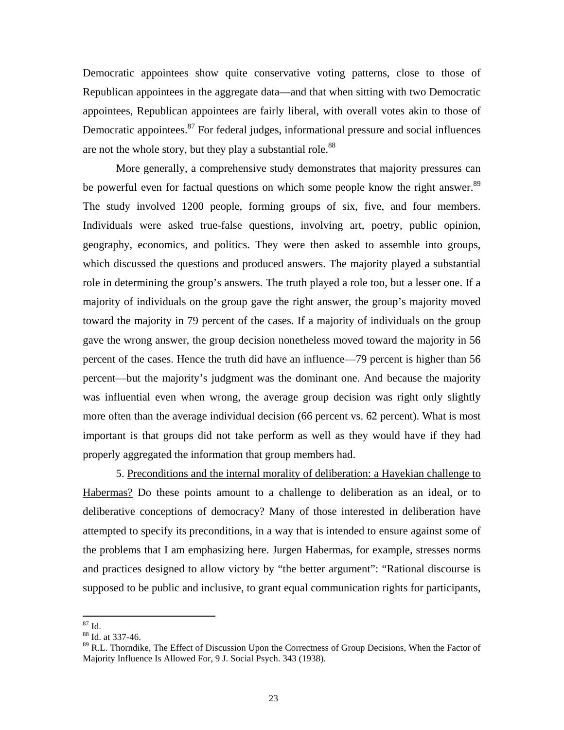Democratic appointees show quite conservative voting patterns, close to those of Republican appointees in the aggregate data—and that when sitting with two Democratic appointees, Republican appointees are fairly liberal, with overall votes akin to those of Democratic appointees.[87] For federal judges, informational pressure and social influences are not the whole story, but they play a substantial role.[88]

More generally, a comprehensive study demonstrates that majority pressures can be powerful even for factual questions on which some people know the right answer.[89] The study involved 1200 people, forming groups of six, five, and four members. Individuals were asked true-false questions, involving art, poetry, public opinion, geography, economics, and politics. They were then asked to assemble into groups, which discussed the questions and produced answers. The majority played a substantial role in determining the group's answers. The truth played a role too, but a lesser one. If a majority of individuals on the group gave the right answer, the group's majority moved toward the majority in 79 percent of the cases. If a majority of individuals on the group gave the wrong answer, the group decision nonetheless moved toward the majority in 56 percent of the cases. Hence the truth did have an influence—79 percent is higher than 56 percent—but the majority's judgment was the dominant one. And because the majority was influential even when wrong, the average group decision was right only slightly more often than the average individual decision (66 percent vs. 62 percent). What is most important is that groups did not take perform as well as they would have if they had properly aggregated the information that group members had.

5. <u>Preconditions and the internal morality of deliberation: a Hayekian challenge to Habermas?</u> Do these points amount to a challenge to deliberation as an ideal, or to deliberative conceptions of democracy? Many of those interested in deliberation have attempted to specify its preconditions, in a way that is intended to ensure against some of the problems that I am emphasizing here. Jurgen Habermas, for example, stresses norms and practices designed to allow victory by "the better argument": "Rational discourse is supposed to be public and inclusive, to grant equal communication rights for participants,

---

[87] Id.

[88] Id. at 337-46.

[89] R.L. Thorndike, The Effect of Discussion Upon the Correctness of Group Decisions, When the Factor of Majority Influence Is Allowed For, 9 J. Social Psych. 343 (1938).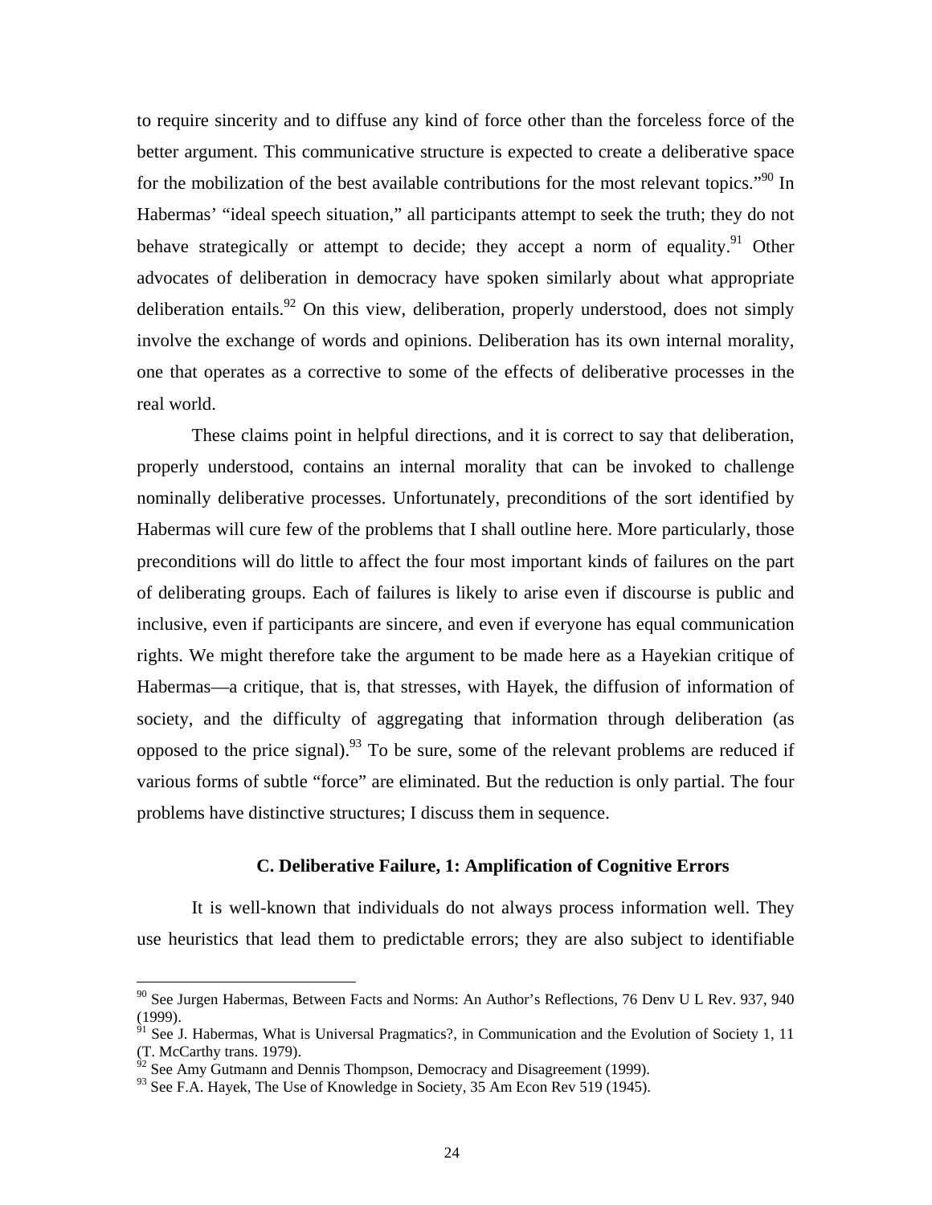to require sincerity and to diffuse any kind of force other than the forceless force of the better argument. This communicative structure is expected to create a deliberative space for the mobilization of the best available contributions for the most relevant topics."[90] In Habermas' "ideal speech situation," all participants attempt to seek the truth; they do not behave strategically or attempt to decide; they accept a norm of equality.[91] Other advocates of deliberation in democracy have spoken similarly about what appropriate deliberation entails.[92] On this view, deliberation, properly understood, does not simply involve the exchange of words and opinions. Deliberation has its own internal morality, one that operates as a corrective to some of the effects of deliberative processes in the real world.

These claims point in helpful directions, and it is correct to say that deliberation, properly understood, contains an internal morality that can be invoked to challenge nominally deliberative processes. Unfortunately, preconditions of the sort identified by Habermas will cure few of the problems that I shall outline here. More particularly, those preconditions will do little to affect the four most important kinds of failures on the part of deliberating groups. Each of failures is likely to arise even if discourse is public and inclusive, even if participants are sincere, and even if everyone has equal communication rights. We might therefore take the argument to be made here as a Hayekian critique of Habermas—a critique, that is, that stresses, with Hayek, the diffusion of information of society, and the difficulty of aggregating that information through deliberation (as opposed to the price signal).[93] To be sure, some of the relevant problems are reduced if various forms of subtle "force" are eliminated. But the reduction is only partial. The four problems have distinctive structures; I discuss them in sequence.

### C. Deliberative Failure, 1: Amplification of Cognitive Errors

It is well-known that individuals do not always process information well. They use heuristics that lead them to predictable errors; they are also subject to identifiable

---

[90] See Jurgen Habermas, Between Facts and Norms: An Author's Reflections, 76 Denv U L Rev. 937, 940 (1999).

[91] See J. Habermas, What is Universal Pragmatics?, in Communication and the Evolution of Society 1, 11 (T. McCarthy trans. 1979).

[92] See Amy Gutmann and Dennis Thompson, Democracy and Disagreement (1999).

[93] See F.A. Hayek, The Use of Knowledge in Society, 35 Am Econ Rev 519 (1945).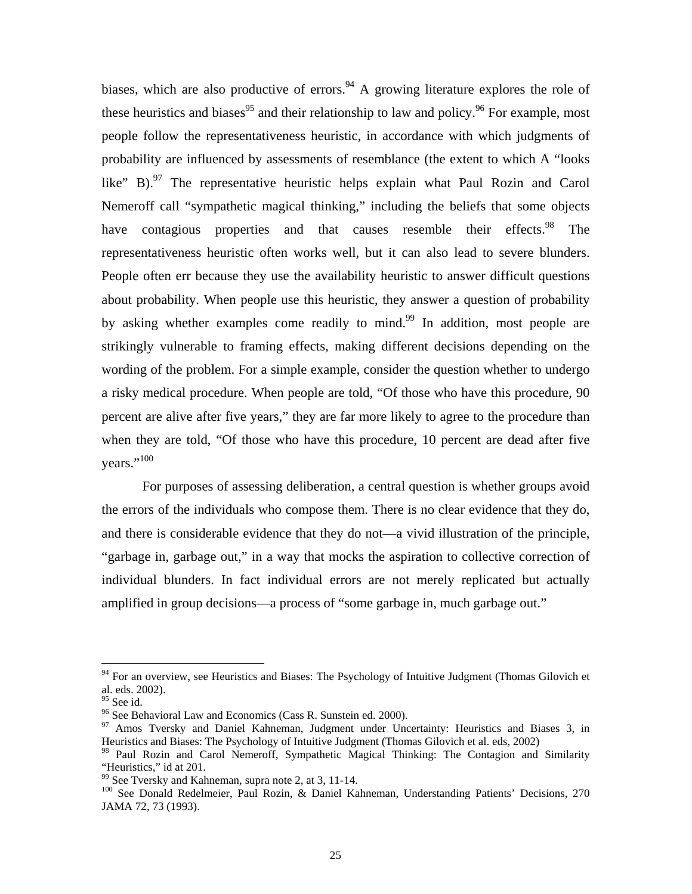biases, which are also productive of errors.[94] A growing literature explores the role of these heuristics and biases[95] and their relationship to law and policy.[96] For example, most people follow the representativeness heuristic, in accordance with which judgments of probability are influenced by assessments of resemblance (the extent to which A "looks like" B).[97] The representative heuristic helps explain what Paul Rozin and Carol Nemeroff call "sympathetic magical thinking," including the beliefs that some objects have contagious properties and that causes resemble their effects.[98] The representativeness heuristic often works well, but it can also lead to severe blunders. People often err because they use the availability heuristic to answer difficult questions about probability. When people use this heuristic, they answer a question of probability by asking whether examples come readily to mind.[99] In addition, most people are strikingly vulnerable to framing effects, making different decisions depending on the wording of the problem. For a simple example, consider the question whether to undergo a risky medical procedure. When people are told, "Of those who have this procedure, 90 percent are alive after five years," they are far more likely to agree to the procedure than when they are told, "Of those who have this procedure, 10 percent are dead after five years."[100]

For purposes of assessing deliberation, a central question is whether groups avoid the errors of the individuals who compose them. There is no clear evidence that they do, and there is considerable evidence that they do not—a vivid illustration of the principle, "garbage in, garbage out," in a way that mocks the aspiration to collective correction of individual blunders. In fact individual errors are not merely replicated but actually amplified in group decisions—a process of "some garbage in, much garbage out."

---

[94] For an overview, see Heuristics and Biases: The Psychology of Intuitive Judgment (Thomas Gilovich et al. eds. 2002).

[95] See id.

[96] See Behavioral Law and Economics (Cass R. Sunstein ed. 2000).

[97] Amos Tversky and Daniel Kahneman, Judgment under Uncertainty: Heuristics and Biases 3, in Heuristics and Biases: The Psychology of Intuitive Judgment (Thomas Gilovich et al. eds, 2002)

[98] Paul Rozin and Carol Nemeroff, Sympathetic Magical Thinking: The Contagion and Similarity "Heuristics," id at 201.

[99] See Tversky and Kahneman, supra note 2, at 3, 11-14.

[100] See Donald Redelmeier, Paul Rozin, & Daniel Kahneman, Understanding Patients' Decisions, 270 JAMA 72, 73 (1993).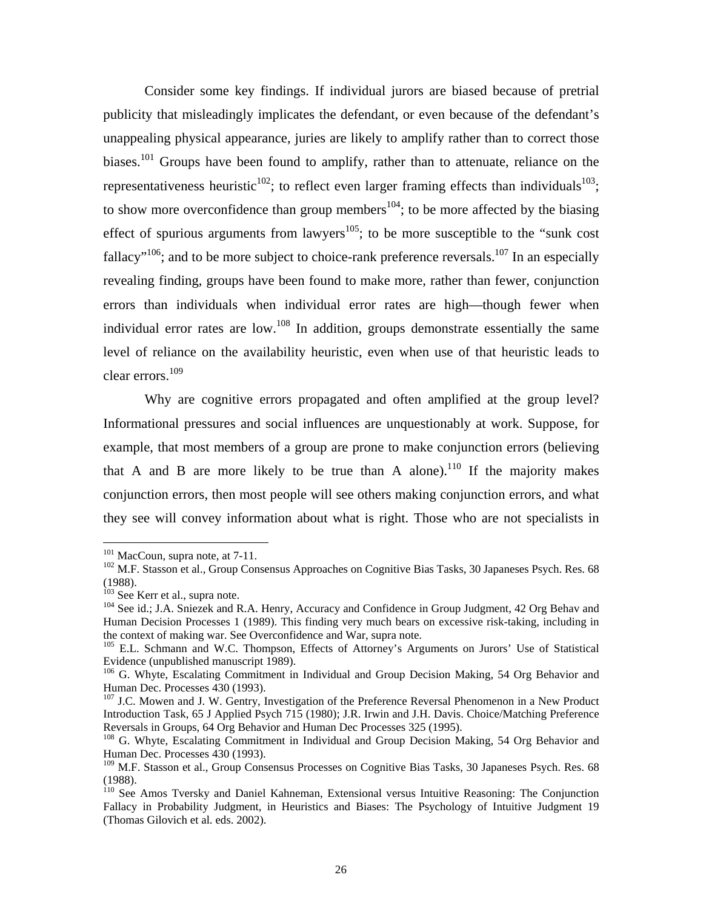Consider some key findings. If individual jurors are biased because of pretrial publicity that misleadingly implicates the defendant, or even because of the defendant's unappealing physical appearance, juries are likely to amplify rather than to correct those biases.[101] Groups have been found to amplify, rather than to attenuate, reliance on the representativeness heuristic[102]; to reflect even larger framing effects than individuals[103]; to show more overconfidence than group members[104]; to be more affected by the biasing effect of spurious arguments from lawyers[105]; to be more susceptible to the "sunk cost fallacy"[106]; and to be more subject to choice-rank preference reversals.[107] In an especially revealing finding, groups have been found to make more, rather than fewer, conjunction errors than individuals when individual error rates are high—though fewer when individual error rates are low.[108] In addition, groups demonstrate essentially the same level of reliance on the availability heuristic, even when use of that heuristic leads to clear errors.[109]

Why are cognitive errors propagated and often amplified at the group level? Informational pressures and social influences are unquestionably at work. Suppose, for example, that most members of a group are prone to make conjunction errors (believing that A and B are more likely to be true than A alone).[110] If the majority makes conjunction errors, then most people will see others making conjunction errors, and what they see will convey information about what is right. Those who are not specialists in

---

[101] MacCoun, supra note, at 7-11.

[102] M.F. Stasson et al., Group Consensus Approaches on Cognitive Bias Tasks, 30 Japaneses Psych. Res. 68 (1988).

[103] See Kerr et al., supra note.

[104] See id.; J.A. Sniezek and R.A. Henry, Accuracy and Confidence in Group Judgment, 42 Org Behav and Human Decision Processes 1 (1989). This finding very much bears on excessive risk-taking, including in the context of making war. See Overconfidence and War, supra note.

[105] E.L. Schmann and W.C. Thompson, Effects of Attorney's Arguments on Jurors' Use of Statistical Evidence (unpublished manuscript 1989).

[106] G. Whyte, Escalating Commitment in Individual and Group Decision Making, 54 Org Behavior and Human Dec. Processes 430 (1993).

[107] J.C. Mowen and J. W. Gentry, Investigation of the Preference Reversal Phenomenon in a New Product Introduction Task, 65 J Applied Psych 715 (1980); J.R. Irwin and J.H. Davis. Choice/Matching Preference Reversals in Groups, 64 Org Behavior and Human Dec Processes 325 (1995).

[108] G. Whyte, Escalating Commitment in Individual and Group Decision Making, 54 Org Behavior and Human Dec. Processes 430 (1993).

[109] M.F. Stasson et al., Group Consensus Processes on Cognitive Bias Tasks, 30 Japaneses Psych. Res. 68 (1988).

[110] See Amos Tversky and Daniel Kahneman, Extensional versus Intuitive Reasoning: The Conjunction Fallacy in Probability Judgment, in Heuristics and Biases: The Psychology of Intuitive Judgment 19 (Thomas Gilovich et al. eds. 2002).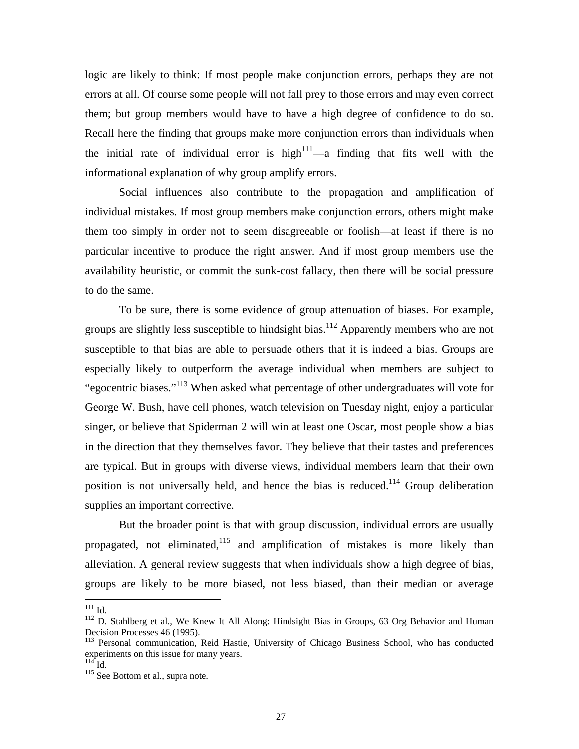logic are likely to think: If most people make conjunction errors, perhaps they are not errors at all. Of course some people will not fall prey to those errors and may even correct them; but group members would have to have a high degree of confidence to do so. Recall here the finding that groups make more conjunction errors than individuals when the initial rate of individual error is high[111]—a finding that fits well with the informational explanation of why group amplify errors.

Social influences also contribute to the propagation and amplification of individual mistakes. If most group members make conjunction errors, others might make them too simply in order not to seem disagreeable or foolish—at least if there is no particular incentive to produce the right answer. And if most group members use the availability heuristic, or commit the sunk-cost fallacy, then there will be social pressure to do the same.

To be sure, there is some evidence of group attenuation of biases. For example, groups are slightly less susceptible to hindsight bias.[112] Apparently members who are not susceptible to that bias are able to persuade others that it is indeed a bias. Groups are especially likely to outperform the average individual when members are subject to "egocentric biases."[113] When asked what percentage of other undergraduates will vote for George W. Bush, have cell phones, watch television on Tuesday night, enjoy a particular singer, or believe that Spiderman 2 will win at least one Oscar, most people show a bias in the direction that they themselves favor. They believe that their tastes and preferences are typical. But in groups with diverse views, individual members learn that their own position is not universally held, and hence the bias is reduced.[114] Group deliberation supplies an important corrective.

But the broader point is that with group discussion, individual errors are usually propagated, not eliminated,[115] and amplification of mistakes is more likely than alleviation. A general review suggests that when individuals show a high degree of bias, groups are likely to be more biased, not less biased, than their median or average

---

[111] Id.

[112] D. Stahlberg et al., We Knew It All Along: Hindsight Bias in Groups, 63 Org Behavior and Human Decision Processes 46 (1995).

[113] Personal communication, Reid Hastie, University of Chicago Business School, who has conducted experiments on this issue for many years.

[114] Id.

[115] See Bottom et al., supra note.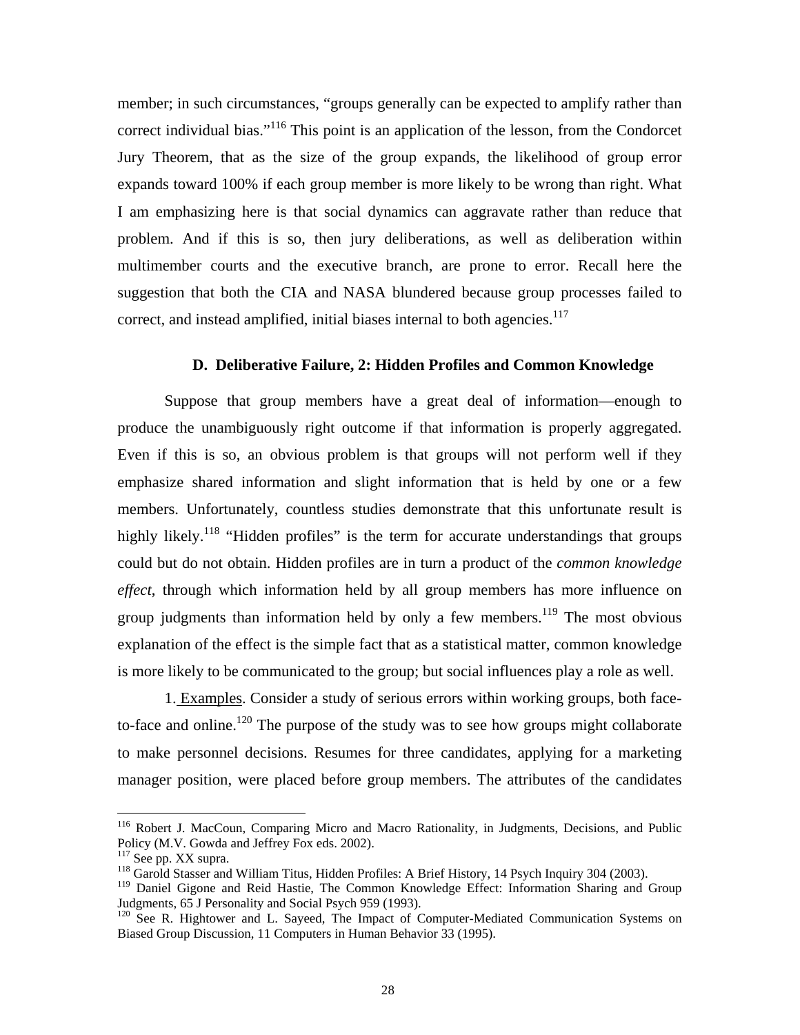member; in such circumstances, "groups generally can be expected to amplify rather than correct individual bias."[116] This point is an application of the lesson, from the Condorcet Jury Theorem, that as the size of the group expands, the likelihood of group error expands toward 100% if each group member is more likely to be wrong than right. What I am emphasizing here is that social dynamics can aggravate rather than reduce that problem. And if this is so, then jury deliberations, as well as deliberation within multimember courts and the executive branch, are prone to error. Recall here the suggestion that both the CIA and NASA blundered because group processes failed to correct, and instead amplified, initial biases internal to both agencies.[117]

### D. Deliberative Failure, 2: Hidden Profiles and Common Knowledge

Suppose that group members have a great deal of information—enough to produce the unambiguously right outcome if that information is properly aggregated. Even if this is so, an obvious problem is that groups will not perform well if they emphasize shared information and slight information that is held by one or a few members. Unfortunately, countless studies demonstrate that this unfortunate result is highly likely.[118] "Hidden profiles" is the term for accurate understandings that groups could but do not obtain. Hidden profiles are in turn a product of the *common knowledge effect*, through which information held by all group members has more influence on group judgments than information held by only a few members.[119] The most obvious explanation of the effect is the simple fact that as a statistical matter, common knowledge is more likely to be communicated to the group; but social influences play a role as well.

1. Examples. Consider a study of serious errors within working groups, both face-to-face and online.[120] The purpose of the study was to see how groups might collaborate to make personnel decisions. Resumes for three candidates, applying for a marketing manager position, were placed before group members. The attributes of the candidates

---

[116] Robert J. MacCoun, Comparing Micro and Macro Rationality, in Judgments, Decisions, and Public Policy (M.V. Gowda and Jeffrey Fox eds. 2002).

[117] See pp. XX supra.

[118] Garold Stasser and William Titus, Hidden Profiles: A Brief History, 14 Psych Inquiry 304 (2003).

[119] Daniel Gigone and Reid Hastie, The Common Knowledge Effect: Information Sharing and Group Judgments, 65 J Personality and Social Psych 959 (1993).

[120] See R. Hightower and L. Sayeed, The Impact of Computer-Mediated Communication Systems on Biased Group Discussion, 11 Computers in Human Behavior 33 (1995).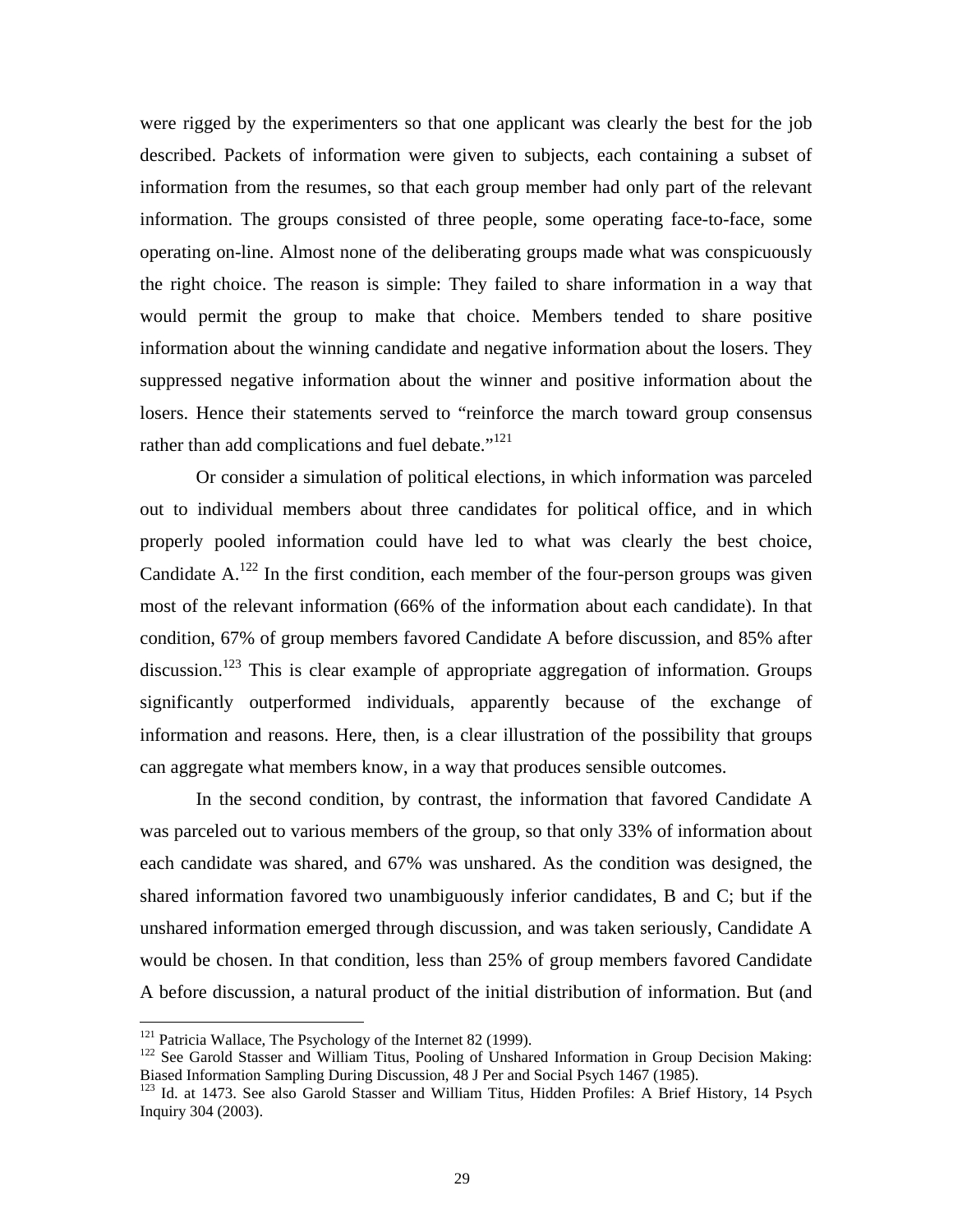were rigged by the experimenters so that one applicant was clearly the best for the job described. Packets of information were given to subjects, each containing a subset of information from the resumes, so that each group member had only part of the relevant information. The groups consisted of three people, some operating face-to-face, some operating on-line. Almost none of the deliberating groups made what was conspicuously the right choice. The reason is simple: They failed to share information in a way that would permit the group to make that choice. Members tended to share positive information about the winning candidate and negative information about the losers. They suppressed negative information about the winner and positive information about the losers. Hence their statements served to "reinforce the march toward group consensus rather than add complications and fuel debate."[121]

Or consider a simulation of political elections, in which information was parceled out to individual members about three candidates for political office, and in which properly pooled information could have led to what was clearly the best choice, Candidate A.[122] In the first condition, each member of the four-person groups was given most of the relevant information (66% of the information about each candidate). In that condition, 67% of group members favored Candidate A before discussion, and 85% after discussion.[123] This is clear example of appropriate aggregation of information. Groups significantly outperformed individuals, apparently because of the exchange of information and reasons. Here, then, is a clear illustration of the possibility that groups can aggregate what members know, in a way that produces sensible outcomes.

In the second condition, by contrast, the information that favored Candidate A was parceled out to various members of the group, so that only 33% of information about each candidate was shared, and 67% was unshared. As the condition was designed, the shared information favored two unambiguously inferior candidates, B and C; but if the unshared information emerged through discussion, and was taken seriously, Candidate A would be chosen. In that condition, less than 25% of group members favored Candidate A before discussion, a natural product of the initial distribution of information. But (and

---

[121] Patricia Wallace, The Psychology of the Internet 82 (1999).

[122] See Garold Stasser and William Titus, Pooling of Unshared Information in Group Decision Making: Biased Information Sampling During Discussion, 48 J Per and Social Psych 1467 (1985).

[123] Id. at 1473. See also Garold Stasser and William Titus, Hidden Profiles: A Brief History, 14 Psych Inquiry 304 (2003).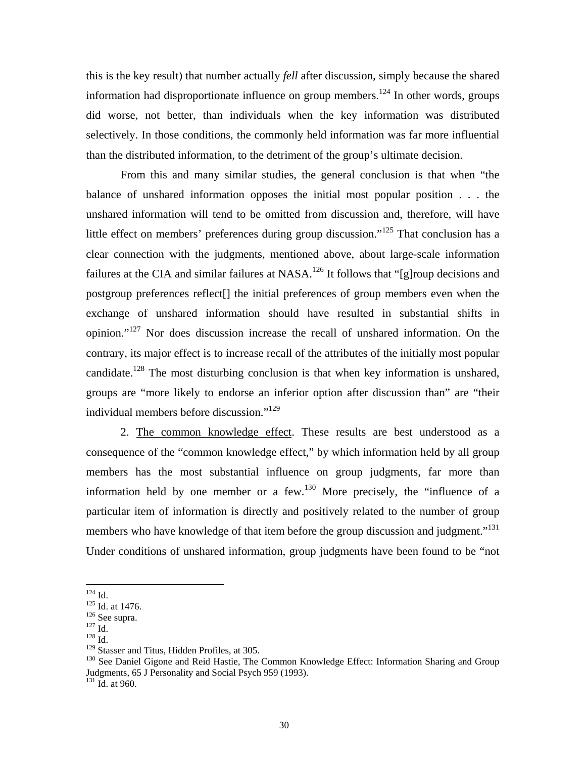this is the key result) that number actually *fell* after discussion, simply because the shared information had disproportionate influence on group members.[124] In other words, groups did worse, not better, than individuals when the key information was distributed selectively. In those conditions, the commonly held information was far more influential than the distributed information, to the detriment of the group's ultimate decision.

From this and many similar studies, the general conclusion is that when "the balance of unshared information opposes the initial most popular position . . . the unshared information will tend to be omitted from discussion and, therefore, will have little effect on members' preferences during group discussion."[125] That conclusion has a clear connection with the judgments, mentioned above, about large-scale information failures at the CIA and similar failures at NASA.[126] It follows that "[g]roup decisions and postgroup preferences reflect[] the initial preferences of group members even when the exchange of unshared information should have resulted in substantial shifts in opinion."[127] Nor does discussion increase the recall of unshared information. On the contrary, its major effect is to increase recall of the attributes of the initially most popular candidate.[128] The most disturbing conclusion is that when key information is unshared, groups are "more likely to endorse an inferior option after discussion than" are "their individual members before discussion."[129]

2. <u>The common knowledge effect</u>. These results are best understood as a consequence of the "common knowledge effect," by which information held by all group members has the most substantial influence on group judgments, far more than information held by one member or a few.[130] More precisely, the "influence of a particular item of information is directly and positively related to the number of group members who have knowledge of that item before the group discussion and judgment."[131] Under conditions of unshared information, group judgments have been found to be "not

---

[124] Id.
[125] Id. at 1476.
[126] See supra.
[127] Id.
[128] Id.
[129] Stasser and Titus, Hidden Profiles, at 305.
[130] See Daniel Gigone and Reid Hastie, The Common Knowledge Effect: Information Sharing and Group Judgments, 65 J Personality and Social Psych 959 (1993).
[131] Id. at 960.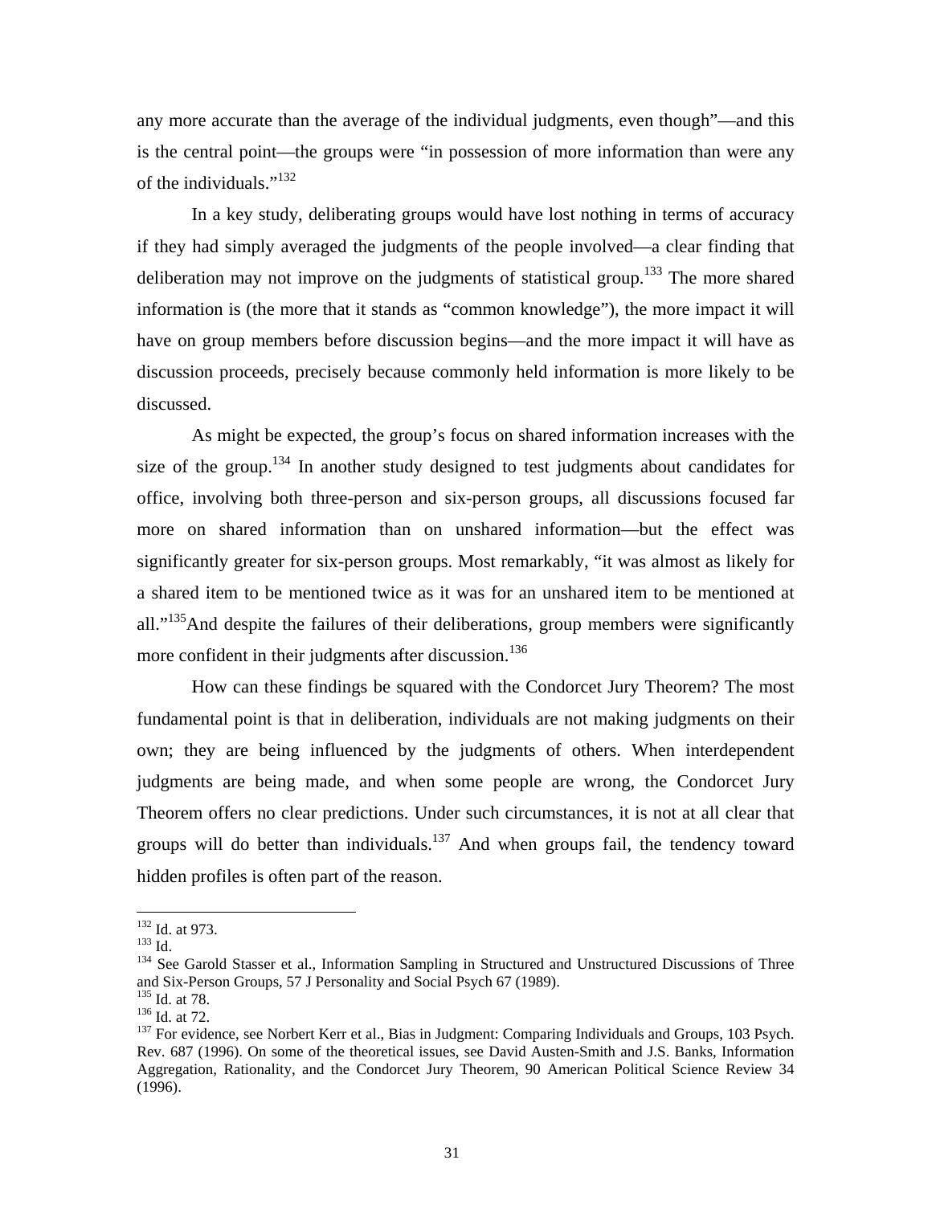any more accurate than the average of the individual judgments, even though"—and this is the central point—the groups were "in possession of more information than were any of the individuals."[132]

In a key study, deliberating groups would have lost nothing in terms of accuracy if they had simply averaged the judgments of the people involved—a clear finding that deliberation may not improve on the judgments of statistical group.[133] The more shared information is (the more that it stands as "common knowledge"), the more impact it will have on group members before discussion begins—and the more impact it will have as discussion proceeds, precisely because commonly held information is more likely to be discussed.

As might be expected, the group's focus on shared information increases with the size of the group.[134] In another study designed to test judgments about candidates for office, involving both three-person and six-person groups, all discussions focused far more on shared information than on unshared information—but the effect was significantly greater for six-person groups. Most remarkably, "it was almost as likely for a shared item to be mentioned twice as it was for an unshared item to be mentioned at all."[135]And despite the failures of their deliberations, group members were significantly more confident in their judgments after discussion.[136]

How can these findings be squared with the Condorcet Jury Theorem? The most fundamental point is that in deliberation, individuals are not making judgments on their own; they are being influenced by the judgments of others. When interdependent judgments are being made, and when some people are wrong, the Condorcet Jury Theorem offers no clear predictions. Under such circumstances, it is not at all clear that groups will do better than individuals.[137] And when groups fail, the tendency toward hidden profiles is often part of the reason.

---

[132] Id. at 973.

[133] Id.

[134] See Garold Stasser et al., Information Sampling in Structured and Unstructured Discussions of Three and Six-Person Groups, 57 J Personality and Social Psych 67 (1989).

[135] Id. at 78.

[136] Id. at 72.

[137] For evidence, see Norbert Kerr et al., Bias in Judgment: Comparing Individuals and Groups, 103 Psych. Rev. 687 (1996). On some of the theoretical issues, see David Austen-Smith and J.S. Banks, Information Aggregation, Rationality, and the Condorcet Jury Theorem, 90 American Political Science Review 34 (1996).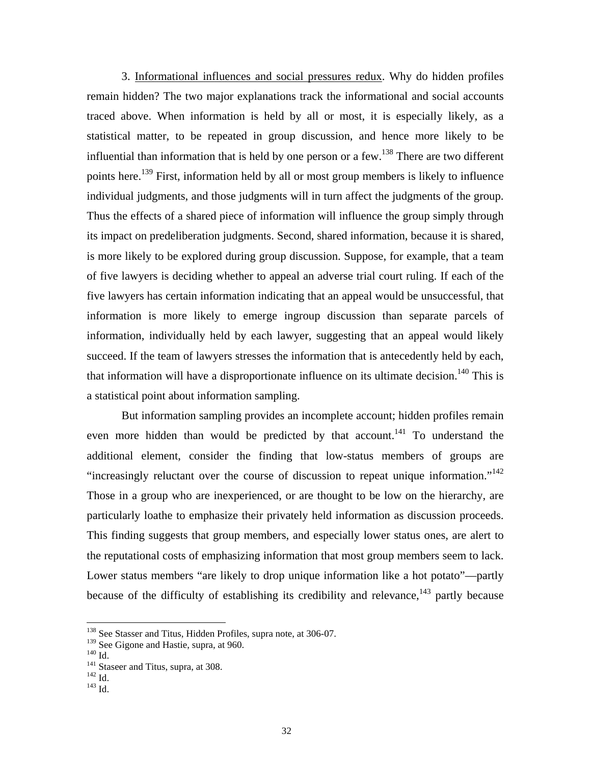3. Informational influences and social pressures redux. Why do hidden profiles remain hidden? The two major explanations track the informational and social accounts traced above. When information is held by all or most, it is especially likely, as a statistical matter, to be repeated in group discussion, and hence more likely to be influential than information that is held by one person or a few.[138] There are two different points here.[139] First, information held by all or most group members is likely to influence individual judgments, and those judgments will in turn affect the judgments of the group. Thus the effects of a shared piece of information will influence the group simply through its impact on predeliberation judgments. Second, shared information, because it is shared, is more likely to be explored during group discussion. Suppose, for example, that a team of five lawyers is deciding whether to appeal an adverse trial court ruling. If each of the five lawyers has certain information indicating that an appeal would be unsuccessful, that information is more likely to emerge ingroup discussion than separate parcels of information, individually held by each lawyer, suggesting that an appeal would likely succeed. If the team of lawyers stresses the information that is antecedently held by each, that information will have a disproportionate influence on its ultimate decision.[140] This is a statistical point about information sampling.

But information sampling provides an incomplete account; hidden profiles remain even more hidden than would be predicted by that account.[141] To understand the additional element, consider the finding that low-status members of groups are "increasingly reluctant over the course of discussion to repeat unique information."[142] Those in a group who are inexperienced, or are thought to be low on the hierarchy, are particularly loathe to emphasize their privately held information as discussion proceeds. This finding suggests that group members, and especially lower status ones, are alert to the reputational costs of emphasizing information that most group members seem to lack. Lower status members "are likely to drop unique information like a hot potato"—partly because of the difficulty of establishing its credibility and relevance,[143] partly because

---

[138] See Stasser and Titus, Hidden Profiles, supra note, at 306-07.
[139] See Gigone and Hastie, supra, at 960.
[140] Id.
[141] Staseer and Titus, supra, at 308.
[142] Id.
[143] Id.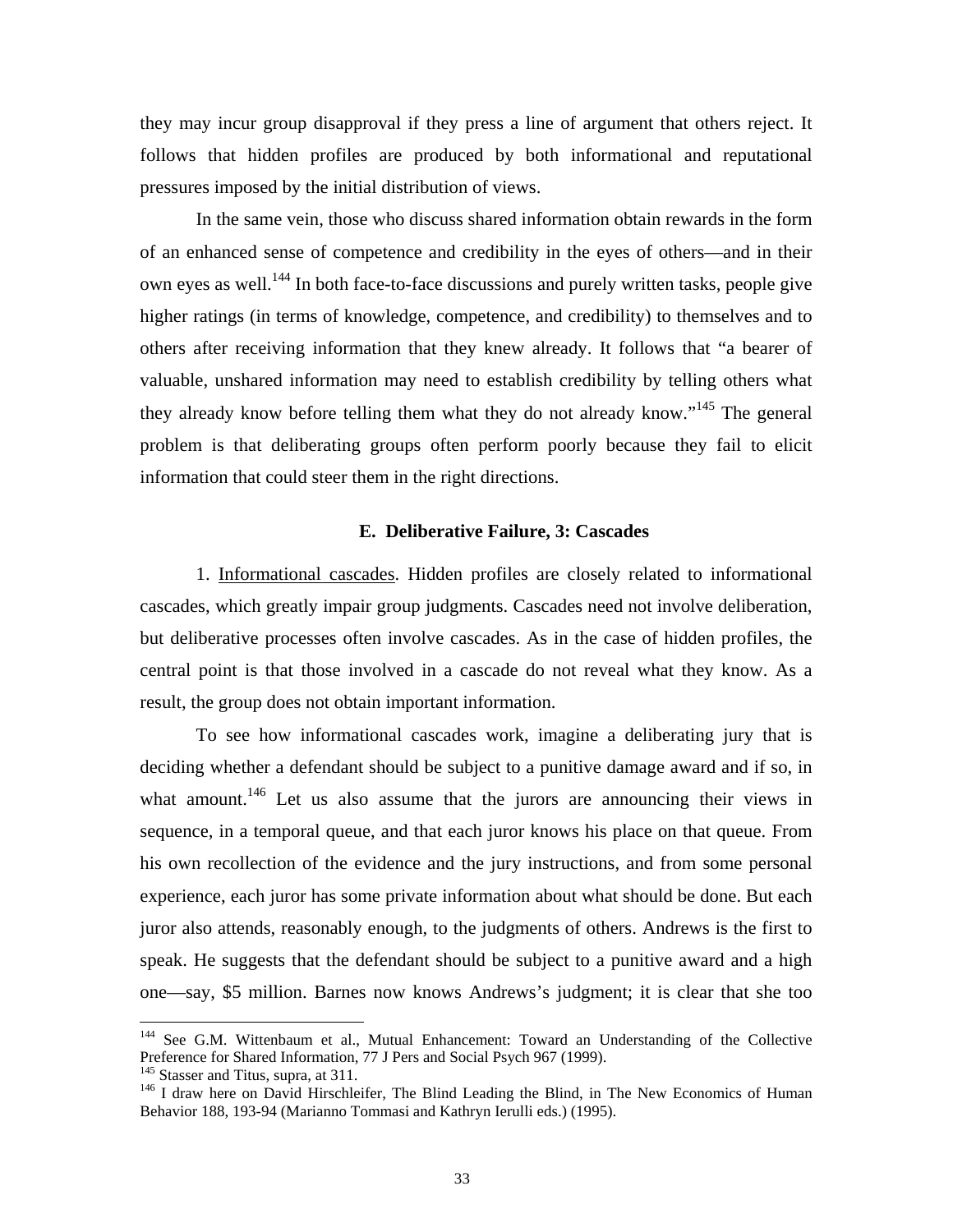they may incur group disapproval if they press a line of argument that others reject. It follows that hidden profiles are produced by both informational and reputational pressures imposed by the initial distribution of views.

In the same vein, those who discuss shared information obtain rewards in the form of an enhanced sense of competence and credibility in the eyes of others—and in their own eyes as well.[144] In both face-to-face discussions and purely written tasks, people give higher ratings (in terms of knowledge, competence, and credibility) to themselves and to others after receiving information that they knew already. It follows that "a bearer of valuable, unshared information may need to establish credibility by telling others what they already know before telling them what they do not already know."[145] The general problem is that deliberating groups often perform poorly because they fail to elicit information that could steer them in the right directions.

### E. Deliberative Failure, 3: Cascades

1. Informational cascades. Hidden profiles are closely related to informational cascades, which greatly impair group judgments. Cascades need not involve deliberation, but deliberative processes often involve cascades. As in the case of hidden profiles, the central point is that those involved in a cascade do not reveal what they know. As a result, the group does not obtain important information.

To see how informational cascades work, imagine a deliberating jury that is deciding whether a defendant should be subject to a punitive damage award and if so, in what amount.[146] Let us also assume that the jurors are announcing their views in sequence, in a temporal queue, and that each juror knows his place on that queue. From his own recollection of the evidence and the jury instructions, and from some personal experience, each juror has some private information about what should be done. But each juror also attends, reasonably enough, to the judgments of others. Andrews is the first to speak. He suggests that the defendant should be subject to a punitive award and a high one—say, $5 million. Barnes now knows Andrews's judgment; it is clear that she too

---

[144] See G.M. Wittenbaum et al., Mutual Enhancement: Toward an Understanding of the Collective Preference for Shared Information, 77 J Pers and Social Psych 967 (1999).

[145] Stasser and Titus, supra, at 311.

[146] I draw here on David Hirschleifer, The Blind Leading the Blind, in The New Economics of Human Behavior 188, 193-94 (Marianno Tommasi and Kathryn Ierulli eds.) (1995).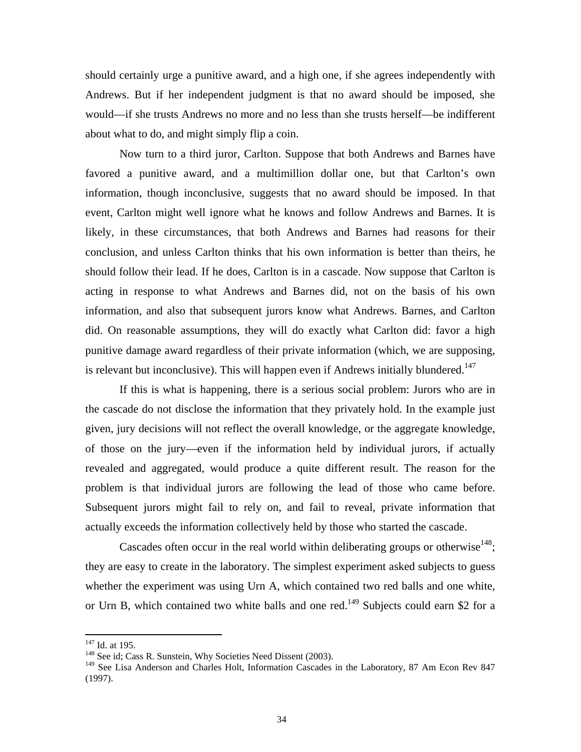should certainly urge a punitive award, and a high one, if she agrees independently with Andrews. But if her independent judgment is that no award should be imposed, she would—if she trusts Andrews no more and no less than she trusts herself—be indifferent about what to do, and might simply flip a coin.

Now turn to a third juror, Carlton. Suppose that both Andrews and Barnes have favored a punitive award, and a multimillion dollar one, but that Carlton's own information, though inconclusive, suggests that no award should be imposed. In that event, Carlton might well ignore what he knows and follow Andrews and Barnes. It is likely, in these circumstances, that both Andrews and Barnes had reasons for their conclusion, and unless Carlton thinks that his own information is better than theirs, he should follow their lead. If he does, Carlton is in a cascade. Now suppose that Carlton is acting in response to what Andrews and Barnes did, not on the basis of his own information, and also that subsequent jurors know what Andrews. Barnes, and Carlton did. On reasonable assumptions, they will do exactly what Carlton did: favor a high punitive damage award regardless of their private information (which, we are supposing, is relevant but inconclusive). This will happen even if Andrews initially blundered.[147]

If this is what is happening, there is a serious social problem: Jurors who are in the cascade do not disclose the information that they privately hold. In the example just given, jury decisions will not reflect the overall knowledge, or the aggregate knowledge, of those on the jury—even if the information held by individual jurors, if actually revealed and aggregated, would produce a quite different result. The reason for the problem is that individual jurors are following the lead of those who came before. Subsequent jurors might fail to rely on, and fail to reveal, private information that actually exceeds the information collectively held by those who started the cascade.

Cascades often occur in the real world within deliberating groups or otherwise[148]; they are easy to create in the laboratory. The simplest experiment asked subjects to guess whether the experiment was using Urn A, which contained two red balls and one white, or Urn B, which contained two white balls and one red.[149] Subjects could earn $2 for a

---

[147] Id. at 195.

[148] See id; Cass R. Sunstein, Why Societies Need Dissent (2003).

[149] See Lisa Anderson and Charles Holt, Information Cascades in the Laboratory, 87 Am Econ Rev 847 (1997).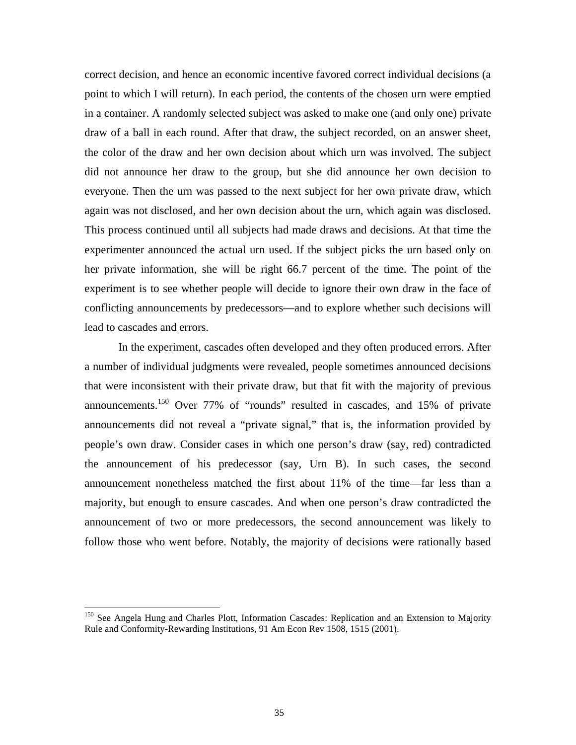correct decision, and hence an economic incentive favored correct individual decisions (a point to which I will return). In each period, the contents of the chosen urn were emptied in a container. A randomly selected subject was asked to make one (and only one) private draw of a ball in each round. After that draw, the subject recorded, on an answer sheet, the color of the draw and her own decision about which urn was involved. The subject did not announce her draw to the group, but she did announce her own decision to everyone. Then the urn was passed to the next subject for her own private draw, which again was not disclosed, and her own decision about the urn, which again was disclosed. This process continued until all subjects had made draws and decisions. At that time the experimenter announced the actual urn used. If the subject picks the urn based only on her private information, she will be right 66.7 percent of the time. The point of the experiment is to see whether people will decide to ignore their own draw in the face of conflicting announcements by predecessors—and to explore whether such decisions will lead to cascades and errors.

In the experiment, cascades often developed and they often produced errors. After a number of individual judgments were revealed, people sometimes announced decisions that were inconsistent with their private draw, but that fit with the majority of previous announcements.[150] Over 77% of "rounds" resulted in cascades, and 15% of private announcements did not reveal a "private signal," that is, the information provided by people's own draw. Consider cases in which one person's draw (say, red) contradicted the announcement of his predecessor (say, Urn B). In such cases, the second announcement nonetheless matched the first about 11% of the time—far less than a majority, but enough to ensure cascades. And when one person's draw contradicted the announcement of two or more predecessors, the second announcement was likely to follow those who went before. Notably, the majority of decisions were rationally based

[150] See Angela Hung and Charles Plott, Information Cascades: Replication and an Extension to Majority Rule and Conformity-Rewarding Institutions, 91 Am Econ Rev 1508, 1515 (2001).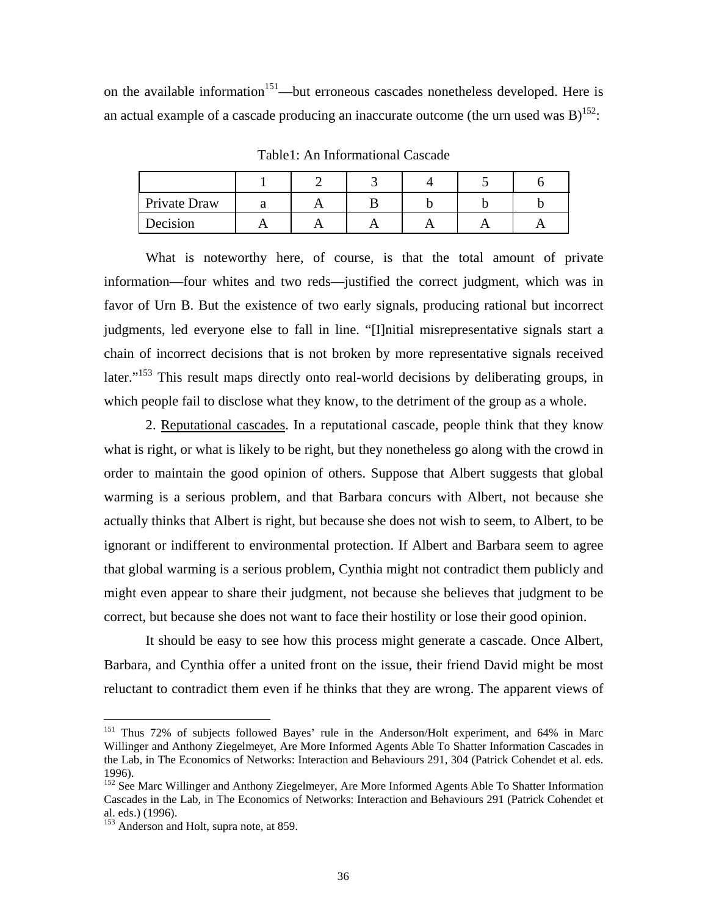on the available information[151]—but erroneous cascades nonetheless developed. Here is an actual example of a cascade producing an inaccurate outcome (the urn used was B)[152]:

Table1: An Informational Cascade

| | 1 | 2 | 3 | 4 | 5 | 6 |
|---|---|---|---|---|---|---|
| Private Draw | a | A | B | b | b | b |
| Decision | A | A | A | A | A | A |

What is noteworthy here, of course, is that the total amount of private information—four whites and two reds—justified the correct judgment, which was in favor of Urn B. But the existence of two early signals, producing rational but incorrect judgments, led everyone else to fall in line. "[I]nitial misrepresentative signals start a chain of incorrect decisions that is not broken by more representative signals received later."[153] This result maps directly onto real-world decisions by deliberating groups, in which people fail to disclose what they know, to the detriment of the group as a whole.

2. <u>Reputational cascades</u>. In a reputational cascade, people think that they know what is right, or what is likely to be right, but they nonetheless go along with the crowd in order to maintain the good opinion of others. Suppose that Albert suggests that global warming is a serious problem, and that Barbara concurs with Albert, not because she actually thinks that Albert is right, but because she does not wish to seem, to Albert, to be ignorant or indifferent to environmental protection. If Albert and Barbara seem to agree that global warming is a serious problem, Cynthia might not contradict them publicly and might even appear to share their judgment, not because she believes that judgment to be correct, but because she does not want to face their hostility or lose their good opinion.

It should be easy to see how this process might generate a cascade. Once Albert, Barbara, and Cynthia offer a united front on the issue, their friend David might be most reluctant to contradict them even if he thinks that they are wrong. The apparent views of

---

[151] Thus 72% of subjects followed Bayes' rule in the Anderson/Holt experiment, and 64% in Marc Willinger and Anthony Ziegelmeyet, Are More Informed Agents Able To Shatter Information Cascades in the Lab, in The Economics of Networks: Interaction and Behaviours 291, 304 (Patrick Cohendet et al. eds. 1996).

[152] See Marc Willinger and Anthony Ziegelmeyer, Are More Informed Agents Able To Shatter Information Cascades in the Lab, in The Economics of Networks: Interaction and Behaviours 291 (Patrick Cohendet et al. eds.) (1996).

[153] Anderson and Holt, supra note, at 859.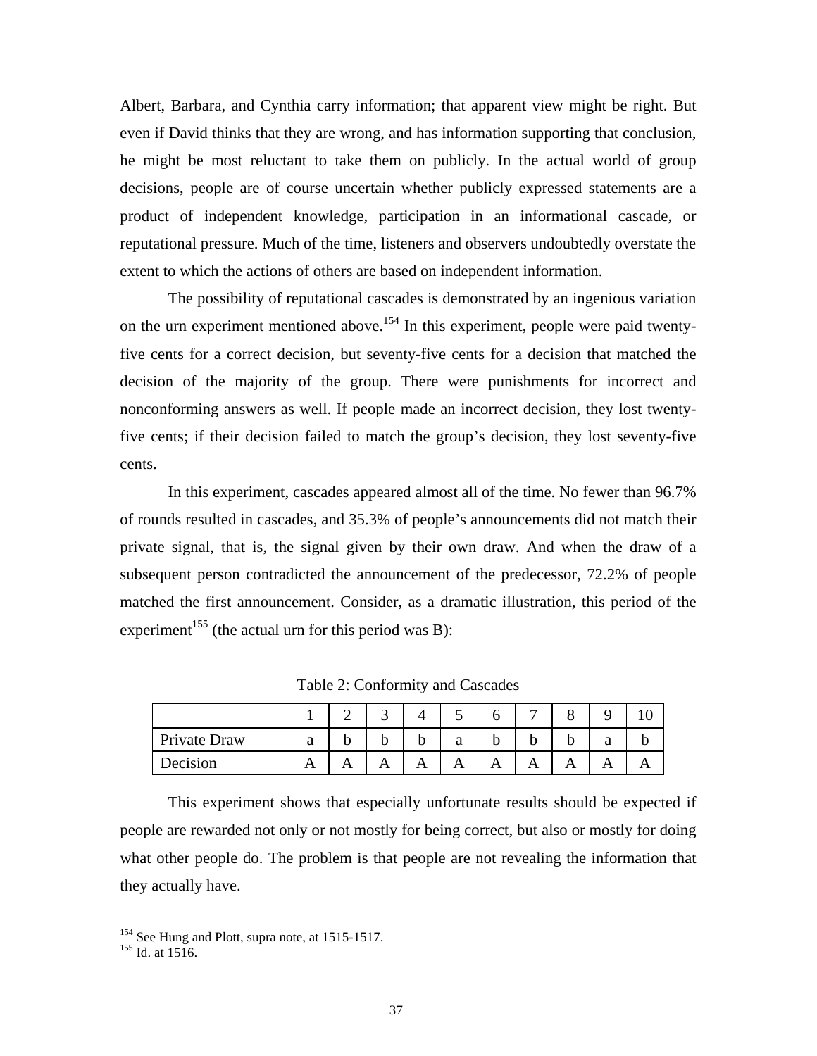Albert, Barbara, and Cynthia carry information; that apparent view might be right. But even if David thinks that they are wrong, and has information supporting that conclusion, he might be most reluctant to take them on publicly. In the actual world of group decisions, people are of course uncertain whether publicly expressed statements are a product of independent knowledge, participation in an informational cascade, or reputational pressure. Much of the time, listeners and observers undoubtedly overstate the extent to which the actions of others are based on independent information.

The possibility of reputational cascades is demonstrated by an ingenious variation on the urn experiment mentioned above.[154] In this experiment, people were paid twenty-five cents for a correct decision, but seventy-five cents for a decision that matched the decision of the majority of the group. There were punishments for incorrect and nonconforming answers as well. If people made an incorrect decision, they lost twenty-five cents; if their decision failed to match the group's decision, they lost seventy-five cents.

In this experiment, cascades appeared almost all of the time. No fewer than 96.7% of rounds resulted in cascades, and 35.3% of people's announcements did not match their private signal, that is, the signal given by their own draw. And when the draw of a subsequent person contradicted the announcement of the predecessor, 72.2% of people matched the first announcement. Consider, as a dramatic illustration, this period of the experiment[155] (the actual urn for this period was B):

Table 2: Conformity and Cascades

| | 1 | 2 | 3 | 4 | 5 | 6 | 7 | 8 | 9 | 10 |
|---|---|---|---|---|---|---|---|---|---|---|
| Private Draw | a | b | b | b | a | b | b | b | a | b |
| Decision | A | A | A | A | A | A | A | A | A | A |

This experiment shows that especially unfortunate results should be expected if people are rewarded not only or not mostly for being correct, but also or mostly for doing what other people do. The problem is that people are not revealing the information that they actually have.

---

[154] See Hung and Plott, supra note, at 1515-1517.

[155] Id. at 1516.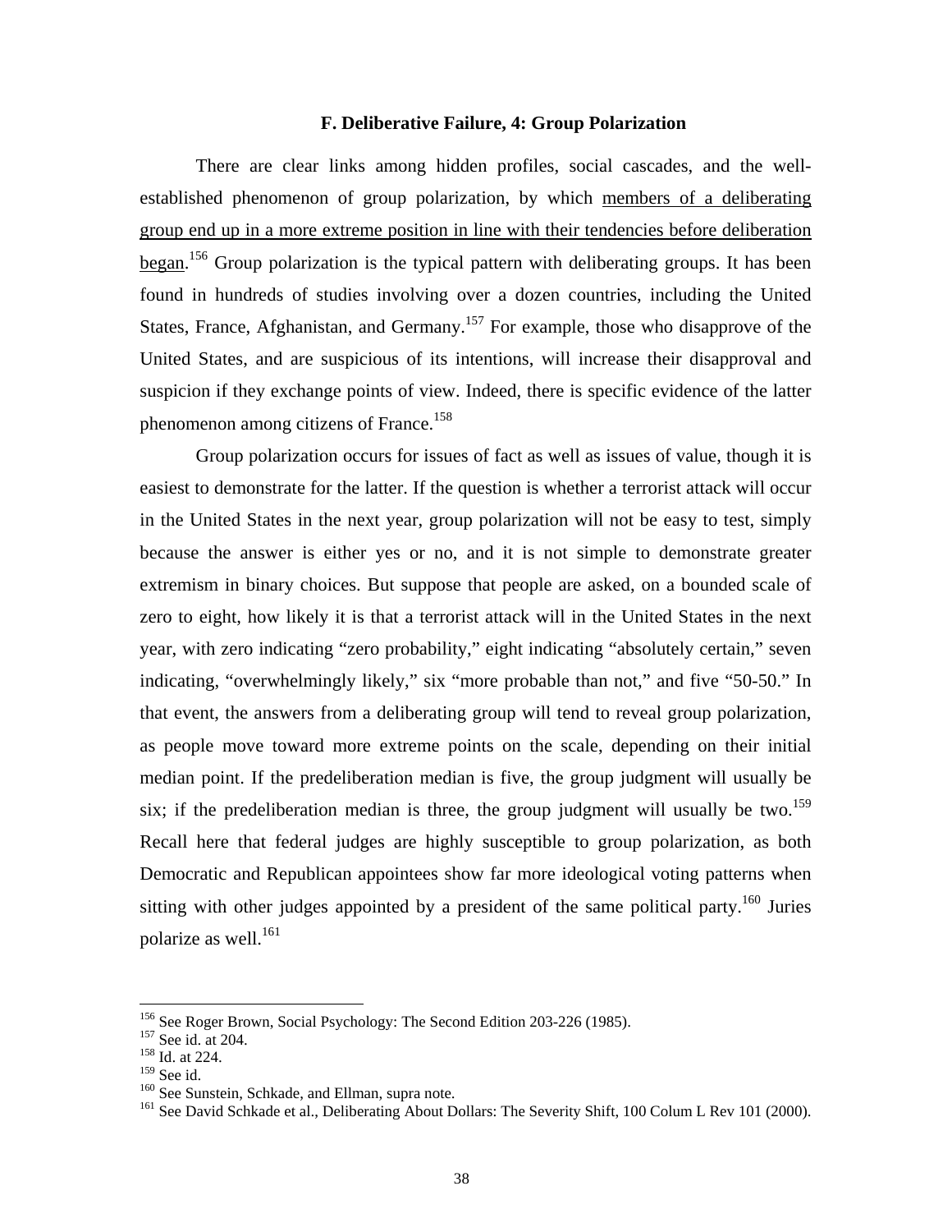### F. Deliberative Failure, 4: Group Polarization

There are clear links among hidden profiles, social cascades, and the well-established phenomenon of group polarization, by which <u>members of a deliberating group end up in a more extreme position in line with their tendencies before deliberation began</u>.[156] Group polarization is the typical pattern with deliberating groups. It has been found in hundreds of studies involving over a dozen countries, including the United States, France, Afghanistan, and Germany.[157] For example, those who disapprove of the United States, and are suspicious of its intentions, will increase their disapproval and suspicion if they exchange points of view. Indeed, there is specific evidence of the latter phenomenon among citizens of France.[158]

Group polarization occurs for issues of fact as well as issues of value, though it is easiest to demonstrate for the latter. If the question is whether a terrorist attack will occur in the United States in the next year, group polarization will not be easy to test, simply because the answer is either yes or no, and it is not simple to demonstrate greater extremism in binary choices. But suppose that people are asked, on a bounded scale of zero to eight, how likely it is that a terrorist attack will in the United States in the next year, with zero indicating "zero probability," eight indicating "absolutely certain," seven indicating, "overwhelmingly likely," six "more probable than not," and five "50-50." In that event, the answers from a deliberating group will tend to reveal group polarization, as people move toward more extreme points on the scale, depending on their initial median point. If the predeliberation median is five, the group judgment will usually be six; if the predeliberation median is three, the group judgment will usually be two.[159] Recall here that federal judges are highly susceptible to group polarization, as both Democratic and Republican appointees show far more ideological voting patterns when sitting with other judges appointed by a president of the same political party.[160] Juries polarize as well.[161]

---

[156] See Roger Brown, Social Psychology: The Second Edition 203-226 (1985).
[157] See id. at 204.
[158] Id. at 224.
[159] See id.
[160] See Sunstein, Schkade, and Ellman, supra note.
[161] See David Schkade et al., Deliberating About Dollars: The Severity Shift, 100 Colum L Rev 101 (2000).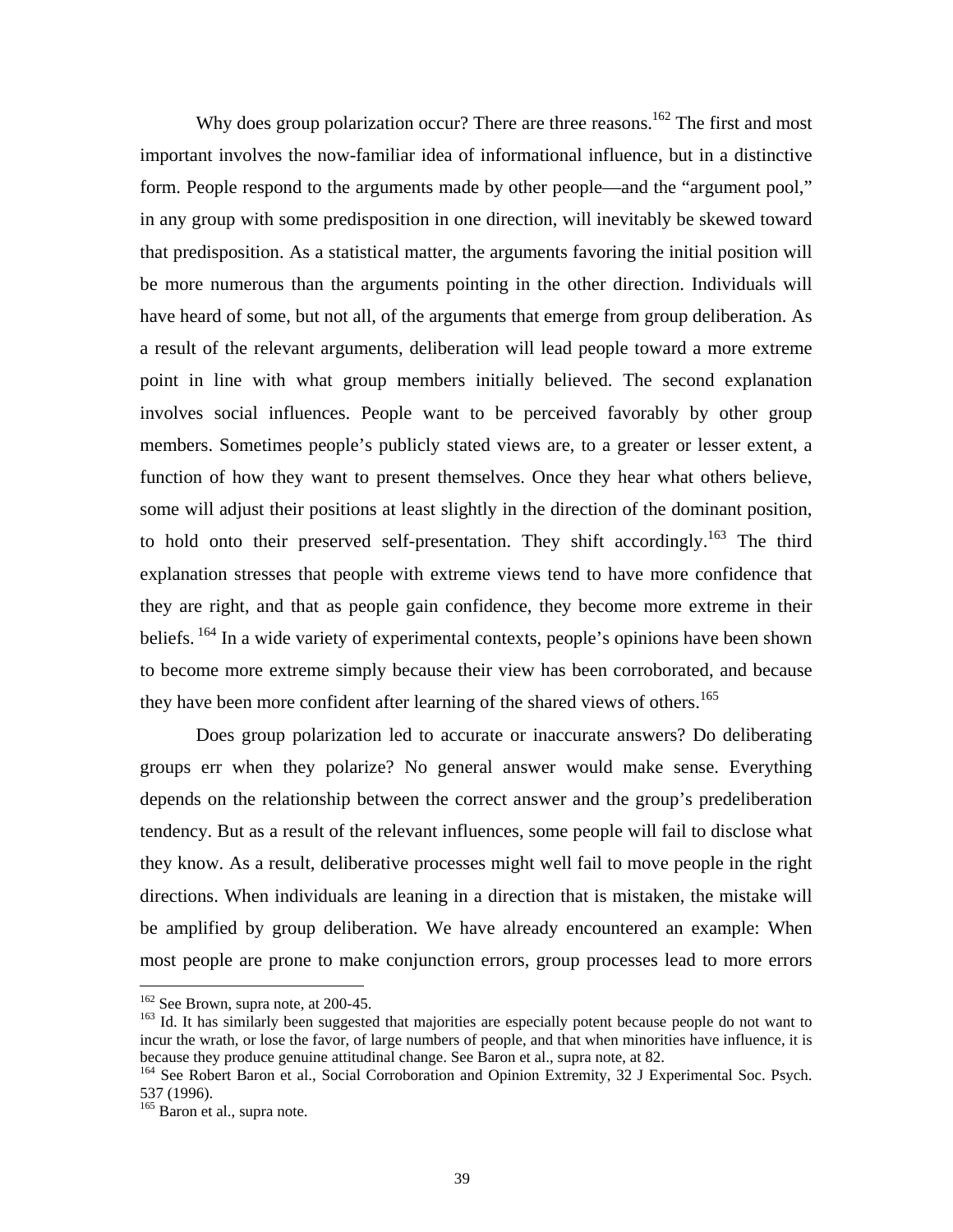Why does group polarization occur? There are three reasons.[162] The first and most important involves the now-familiar idea of informational influence, but in a distinctive form. People respond to the arguments made by other people—and the "argument pool," in any group with some predisposition in one direction, will inevitably be skewed toward that predisposition. As a statistical matter, the arguments favoring the initial position will be more numerous than the arguments pointing in the other direction. Individuals will have heard of some, but not all, of the arguments that emerge from group deliberation. As a result of the relevant arguments, deliberation will lead people toward a more extreme point in line with what group members initially believed. The second explanation involves social influences. People want to be perceived favorably by other group members. Sometimes people's publicly stated views are, to a greater or lesser extent, a function of how they want to present themselves. Once they hear what others believe, some will adjust their positions at least slightly in the direction of the dominant position, to hold onto their preserved self-presentation. They shift accordingly.[163] The third explanation stresses that people with extreme views tend to have more confidence that they are right, and that as people gain confidence, they become more extreme in their beliefs. [164] In a wide variety of experimental contexts, people's opinions have been shown to become more extreme simply because their view has been corroborated, and because they have been more confident after learning of the shared views of others.[165]

Does group polarization led to accurate or inaccurate answers? Do deliberating groups err when they polarize? No general answer would make sense. Everything depends on the relationship between the correct answer and the group's predeliberation tendency. But as a result of the relevant influences, some people will fail to disclose what they know. As a result, deliberative processes might well fail to move people in the right directions. When individuals are leaning in a direction that is mistaken, the mistake will be amplified by group deliberation. We have already encountered an example: When most people are prone to make conjunction errors, group processes lead to more errors

---

[162] See Brown, supra note, at 200-45.

[163] Id. It has similarly been suggested that majorities are especially potent because people do not want to incur the wrath, or lose the favor, of large numbers of people, and that when minorities have influence, it is because they produce genuine attitudinal change. See Baron et al., supra note, at 82.

[164] See Robert Baron et al., Social Corroboration and Opinion Extremity, 32 J Experimental Soc. Psych. 537 (1996).

[165] Baron et al., supra note.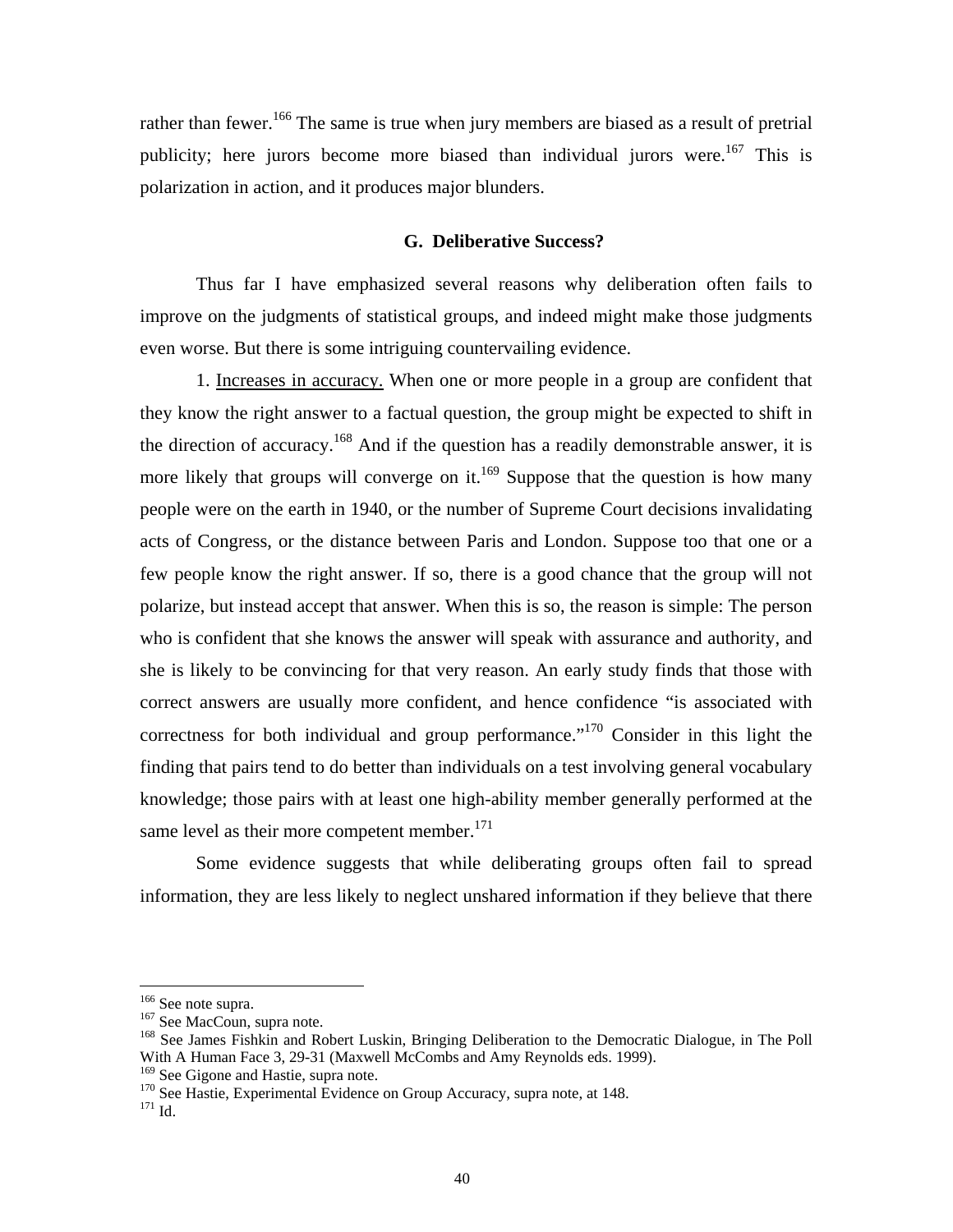rather than fewer.[166] The same is true when jury members are biased as a result of pretrial publicity; here jurors become more biased than individual jurors were.[167] This is polarization in action, and it produces major blunders.

### G. Deliberative Success?

Thus far I have emphasized several reasons why deliberation often fails to improve on the judgments of statistical groups, and indeed might make those judgments even worse. But there is some intriguing countervailing evidence.

1. Increases in accuracy. When one or more people in a group are confident that they know the right answer to a factual question, the group might be expected to shift in the direction of accuracy.[168] And if the question has a readily demonstrable answer, it is more likely that groups will converge on it.[169] Suppose that the question is how many people were on the earth in 1940, or the number of Supreme Court decisions invalidating acts of Congress, or the distance between Paris and London. Suppose too that one or a few people know the right answer. If so, there is a good chance that the group will not polarize, but instead accept that answer. When this is so, the reason is simple: The person who is confident that she knows the answer will speak with assurance and authority, and she is likely to be convincing for that very reason. An early study finds that those with correct answers are usually more confident, and hence confidence "is associated with correctness for both individual and group performance."[170] Consider in this light the finding that pairs tend to do better than individuals on a test involving general vocabulary knowledge; those pairs with at least one high-ability member generally performed at the same level as their more competent member.[171]

Some evidence suggests that while deliberating groups often fail to spread information, they are less likely to neglect unshared information if they believe that there

---

[166] See note supra.

[167] See MacCoun, supra note.

[168] See James Fishkin and Robert Luskin, Bringing Deliberation to the Democratic Dialogue, in The Poll With A Human Face 3, 29-31 (Maxwell McCombs and Amy Reynolds eds. 1999).

[169] See Gigone and Hastie, supra note.

[170] See Hastie, Experimental Evidence on Group Accuracy, supra note, at 148.

[171] Id.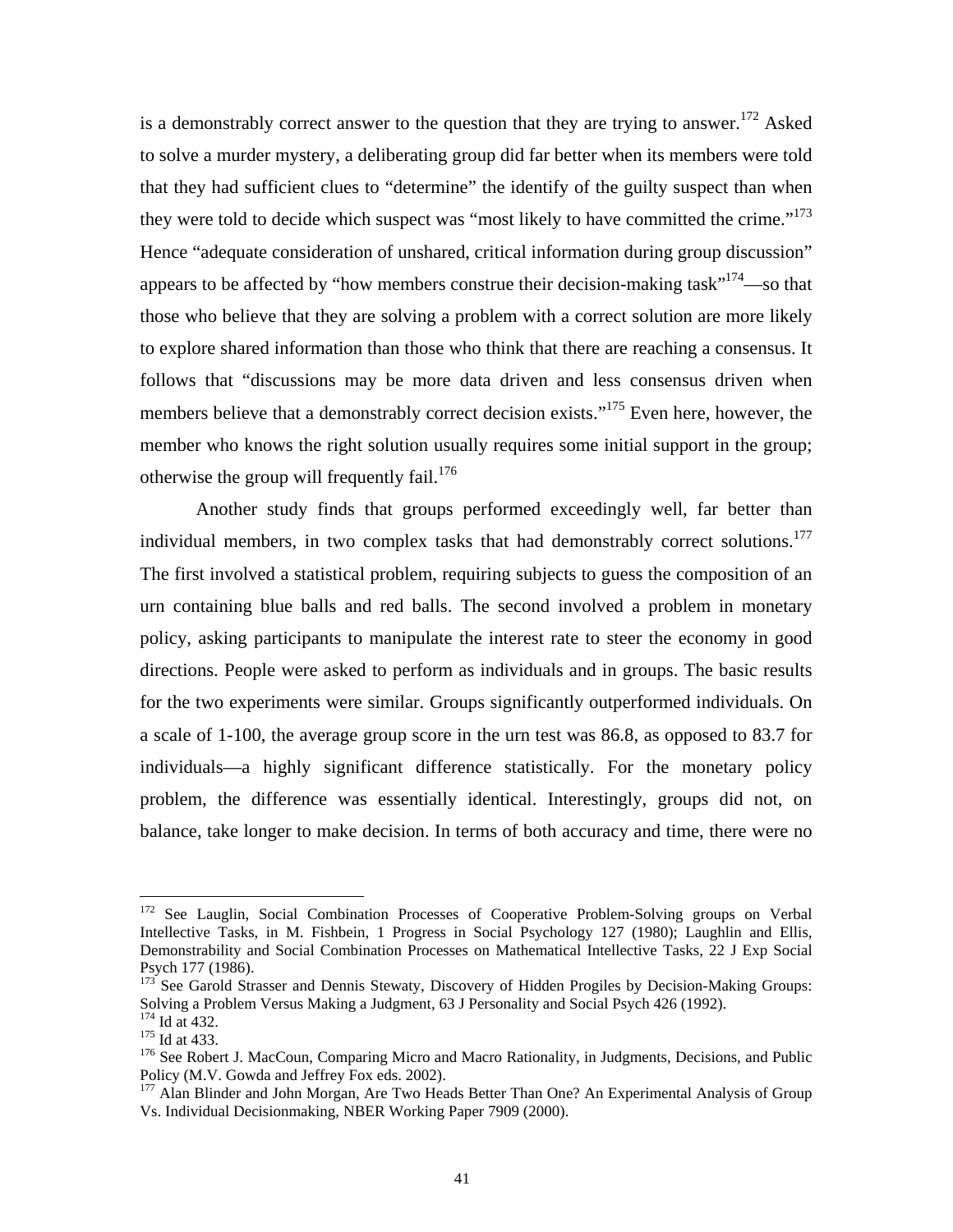is a demonstrably correct answer to the question that they are trying to answer.[172] Asked to solve a murder mystery, a deliberating group did far better when its members were told that they had sufficient clues to "determine" the identify of the guilty suspect than when they were told to decide which suspect was "most likely to have committed the crime."[173] Hence "adequate consideration of unshared, critical information during group discussion" appears to be affected by "how members construe their decision-making task"[174]—so that those who believe that they are solving a problem with a correct solution are more likely to explore shared information than those who think that there are reaching a consensus. It follows that "discussions may be more data driven and less consensus driven when members believe that a demonstrably correct decision exists."[175] Even here, however, the member who knows the right solution usually requires some initial support in the group; otherwise the group will frequently fail.[176]

Another study finds that groups performed exceedingly well, far better than individual members, in two complex tasks that had demonstrably correct solutions.[177] The first involved a statistical problem, requiring subjects to guess the composition of an urn containing blue balls and red balls. The second involved a problem in monetary policy, asking participants to manipulate the interest rate to steer the economy in good directions. People were asked to perform as individuals and in groups. The basic results for the two experiments were similar. Groups significantly outperformed individuals. On a scale of 1-100, the average group score in the urn test was 86.8, as opposed to 83.7 for individuals—a highly significant difference statistically. For the monetary policy problem, the difference was essentially identical. Interestingly, groups did not, on balance, take longer to make decision. In terms of both accuracy and time, there were no

---

[172] See Lauglin, Social Combination Processes of Cooperative Problem-Solving groups on Verbal Intellective Tasks, in M. Fishbein, 1 Progress in Social Psychology 127 (1980); Laughlin and Ellis, Demonstrability and Social Combination Processes on Mathematical Intellective Tasks, 22 J Exp Social Psych 177 (1986).

[173] See Garold Strasser and Dennis Stewaty, Discovery of Hidden Progiles by Decision-Making Groups: Solving a Problem Versus Making a Judgment, 63 J Personality and Social Psych 426 (1992).

[174] Id at 432.

[175] Id at 433.

[176] See Robert J. MacCoun, Comparing Micro and Macro Rationality, in Judgments, Decisions, and Public Policy (M.V. Gowda and Jeffrey Fox eds. 2002).

[177] Alan Blinder and John Morgan, Are Two Heads Better Than One? An Experimental Analysis of Group Vs. Individual Decisionmaking, NBER Working Paper 7909 (2000).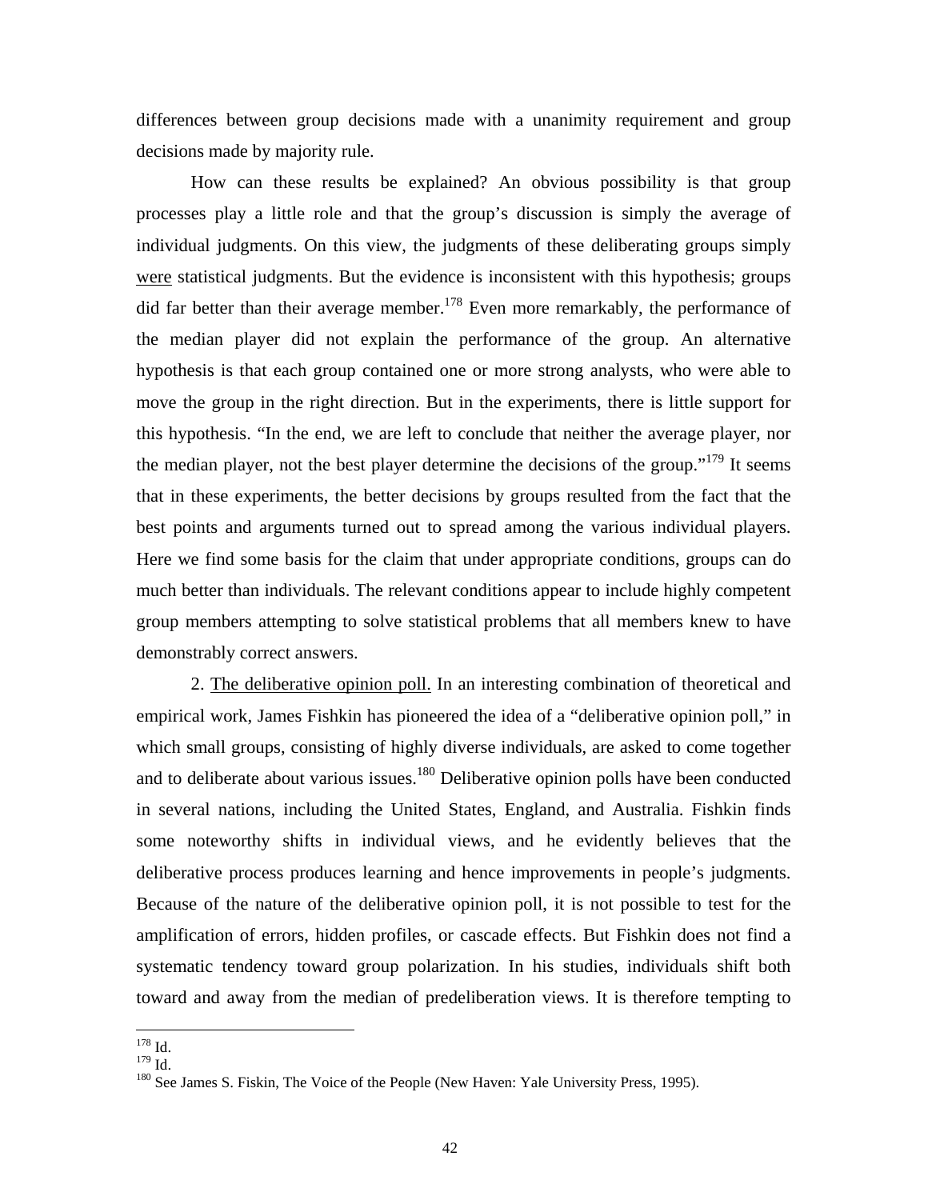differences between group decisions made with a unanimity requirement and group decisions made by majority rule.

How can these results be explained? An obvious possibility is that group processes play a little role and that the group's discussion is simply the average of individual judgments. On this view, the judgments of these deliberating groups simply were statistical judgments. But the evidence is inconsistent with this hypothesis; groups did far better than their average member.[178] Even more remarkably, the performance of the median player did not explain the performance of the group. An alternative hypothesis is that each group contained one or more strong analysts, who were able to move the group in the right direction. But in the experiments, there is little support for this hypothesis. "In the end, we are left to conclude that neither the average player, nor the median player, not the best player determine the decisions of the group."[179] It seems that in these experiments, the better decisions by groups resulted from the fact that the best points and arguments turned out to spread among the various individual players. Here we find some basis for the claim that under appropriate conditions, groups can do much better than individuals. The relevant conditions appear to include highly competent group members attempting to solve statistical problems that all members knew to have demonstrably correct answers.

2. The deliberative opinion poll. In an interesting combination of theoretical and empirical work, James Fishkin has pioneered the idea of a "deliberative opinion poll," in which small groups, consisting of highly diverse individuals, are asked to come together and to deliberate about various issues.[180] Deliberative opinion polls have been conducted in several nations, including the United States, England, and Australia. Fishkin finds some noteworthy shifts in individual views, and he evidently believes that the deliberative process produces learning and hence improvements in people's judgments. Because of the nature of the deliberative opinion poll, it is not possible to test for the amplification of errors, hidden profiles, or cascade effects. But Fishkin does not find a systematic tendency toward group polarization. In his studies, individuals shift both toward and away from the median of predeliberation views. It is therefore tempting to

---

[178] Id.

[179] Id.

[180] See James S. Fiskin, The Voice of the People (New Haven: Yale University Press, 1995).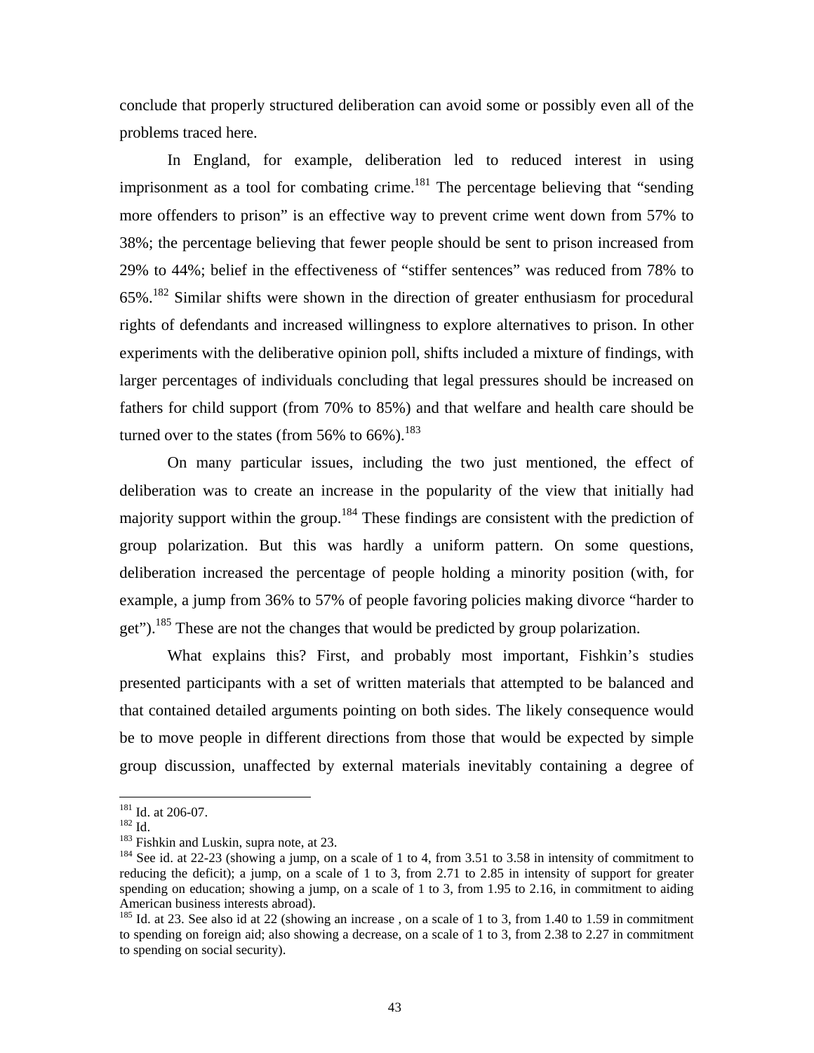conclude that properly structured deliberation can avoid some or possibly even all of the problems traced here.

In England, for example, deliberation led to reduced interest in using imprisonment as a tool for combating crime.[181] The percentage believing that "sending more offenders to prison" is an effective way to prevent crime went down from 57% to 38%; the percentage believing that fewer people should be sent to prison increased from 29% to 44%; belief in the effectiveness of "stiffer sentences" was reduced from 78% to 65%.[182] Similar shifts were shown in the direction of greater enthusiasm for procedural rights of defendants and increased willingness to explore alternatives to prison. In other experiments with the deliberative opinion poll, shifts included a mixture of findings, with larger percentages of individuals concluding that legal pressures should be increased on fathers for child support (from 70% to 85%) and that welfare and health care should be turned over to the states (from 56% to 66%).[183]

On many particular issues, including the two just mentioned, the effect of deliberation was to create an increase in the popularity of the view that initially had majority support within the group.[184] These findings are consistent with the prediction of group polarization. But this was hardly a uniform pattern. On some questions, deliberation increased the percentage of people holding a minority position (with, for example, a jump from 36% to 57% of people favoring policies making divorce "harder to get").[185] These are not the changes that would be predicted by group polarization.

What explains this? First, and probably most important, Fishkin's studies presented participants with a set of written materials that attempted to be balanced and that contained detailed arguments pointing on both sides. The likely consequence would be to move people in different directions from those that would be expected by simple group discussion, unaffected by external materials inevitably containing a degree of

---

[181] Id. at 206-07.

[182] Id.

[183] Fishkin and Luskin, supra note, at 23.

[184] See id. at 22-23 (showing a jump, on a scale of 1 to 4, from 3.51 to 3.58 in intensity of commitment to reducing the deficit); a jump, on a scale of 1 to 3, from 2.71 to 2.85 in intensity of support for greater spending on education; showing a jump, on a scale of 1 to 3, from 1.95 to 2.16, in commitment to aiding American business interests abroad).

[185] Id. at 23. See also id at 22 (showing an increase , on a scale of 1 to 3, from 1.40 to 1.59 in commitment to spending on foreign aid; also showing a decrease, on a scale of 1 to 3, from 2.38 to 2.27 in commitment to spending on social security).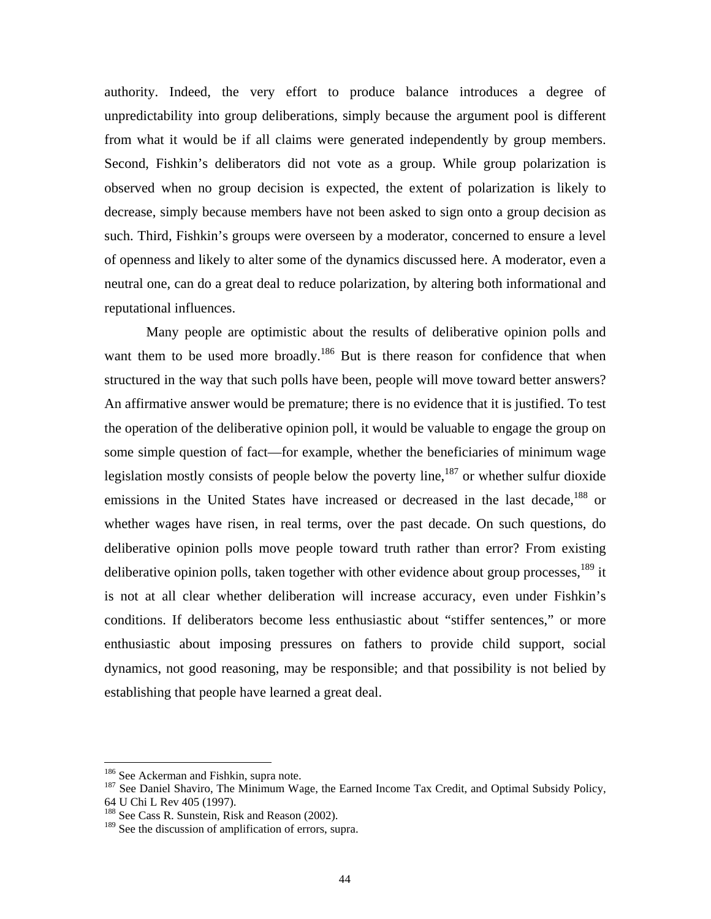authority. Indeed, the very effort to produce balance introduces a degree of unpredictability into group deliberations, simply because the argument pool is different from what it would be if all claims were generated independently by group members. Second, Fishkin's deliberators did not vote as a group. While group polarization is observed when no group decision is expected, the extent of polarization is likely to decrease, simply because members have not been asked to sign onto a group decision as such. Third, Fishkin's groups were overseen by a moderator, concerned to ensure a level of openness and likely to alter some of the dynamics discussed here. A moderator, even a neutral one, can do a great deal to reduce polarization, by altering both informational and reputational influences.

Many people are optimistic about the results of deliberative opinion polls and want them to be used more broadly.[186] But is there reason for confidence that when structured in the way that such polls have been, people will move toward better answers? An affirmative answer would be premature; there is no evidence that it is justified. To test the operation of the deliberative opinion poll, it would be valuable to engage the group on some simple question of fact—for example, whether the beneficiaries of minimum wage legislation mostly consists of people below the poverty line,[187] or whether sulfur dioxide emissions in the United States have increased or decreased in the last decade,[188] or whether wages have risen, in real terms, over the past decade. On such questions, do deliberative opinion polls move people toward truth rather than error? From existing deliberative opinion polls, taken together with other evidence about group processes,[189] it is not at all clear whether deliberation will increase accuracy, even under Fishkin's conditions. If deliberators become less enthusiastic about "stiffer sentences," or more enthusiastic about imposing pressures on fathers to provide child support, social dynamics, not good reasoning, may be responsible; and that possibility is not belied by establishing that people have learned a great deal.

---

[186] See Ackerman and Fishkin, supra note.

[187] See Daniel Shaviro, The Minimum Wage, the Earned Income Tax Credit, and Optimal Subsidy Policy, 64 U Chi L Rev 405 (1997).

[188] See Cass R. Sunstein, Risk and Reason (2002).

[189] See the discussion of amplification of errors, supra.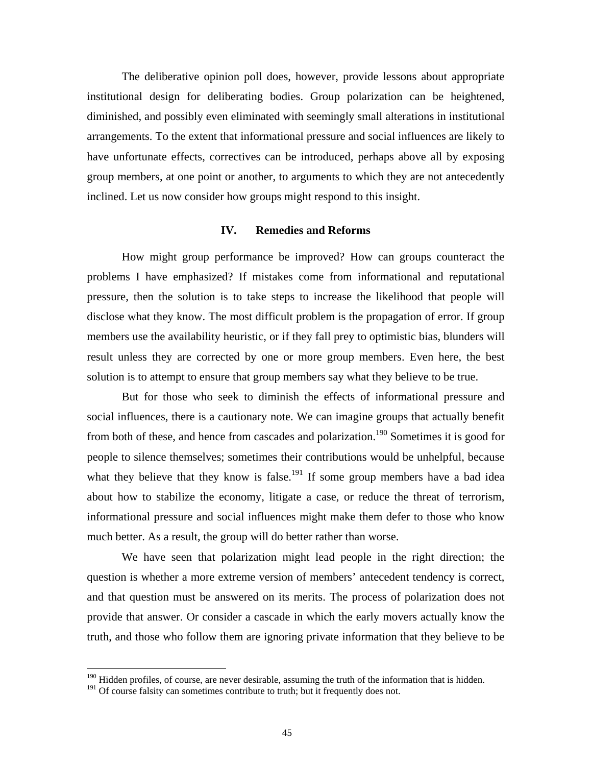The deliberative opinion poll does, however, provide lessons about appropriate institutional design for deliberating bodies. Group polarization can be heightened, diminished, and possibly even eliminated with seemingly small alterations in institutional arrangements. To the extent that informational pressure and social influences are likely to have unfortunate effects, correctives can be introduced, perhaps above all by exposing group members, at one point or another, to arguments to which they are not antecedently inclined. Let us now consider how groups might respond to this insight.

## IV. Remedies and Reforms

How might group performance be improved? How can groups counteract the problems I have emphasized? If mistakes come from informational and reputational pressure, then the solution is to take steps to increase the likelihood that people will disclose what they know. The most difficult problem is the propagation of error. If group members use the availability heuristic, or if they fall prey to optimistic bias, blunders will result unless they are corrected by one or more group members. Even here, the best solution is to attempt to ensure that group members say what they believe to be true.

But for those who seek to diminish the effects of informational pressure and social influences, there is a cautionary note. We can imagine groups that actually benefit from both of these, and hence from cascades and polarization.[190] Sometimes it is good for people to silence themselves; sometimes their contributions would be unhelpful, because what they believe that they know is false.[191] If some group members have a bad idea about how to stabilize the economy, litigate a case, or reduce the threat of terrorism, informational pressure and social influences might make them defer to those who know much better. As a result, the group will do better rather than worse.

We have seen that polarization might lead people in the right direction; the question is whether a more extreme version of members' antecedent tendency is correct, and that question must be answered on its merits. The process of polarization does not provide that answer. Or consider a cascade in which the early movers actually know the truth, and those who follow them are ignoring private information that they believe to be

---

[190] Hidden profiles, of course, are never desirable, assuming the truth of the information that is hidden.

[191] Of course falsity can sometimes contribute to truth; but it frequently does not.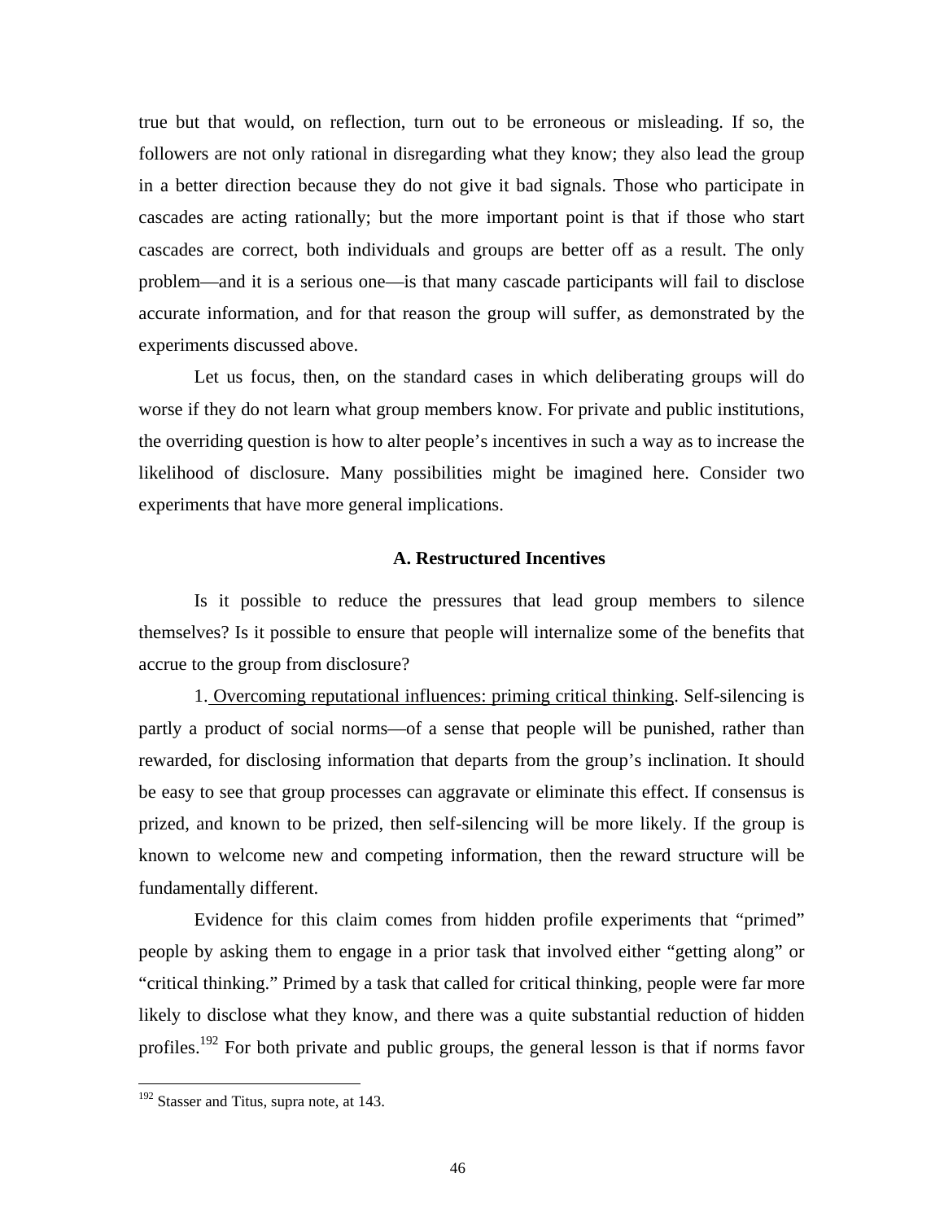true but that would, on reflection, turn out to be erroneous or misleading. If so, the followers are not only rational in disregarding what they know; they also lead the group in a better direction because they do not give it bad signals. Those who participate in cascades are acting rationally; but the more important point is that if those who start cascades are correct, both individuals and groups are better off as a result. The only problem—and it is a serious one—is that many cascade participants will fail to disclose accurate information, and for that reason the group will suffer, as demonstrated by the experiments discussed above.

Let us focus, then, on the standard cases in which deliberating groups will do worse if they do not learn what group members know. For private and public institutions, the overriding question is how to alter people's incentives in such a way as to increase the likelihood of disclosure. Many possibilities might be imagined here. Consider two experiments that have more general implications.

### A. Restructured Incentives

Is it possible to reduce the pressures that lead group members to silence themselves? Is it possible to ensure that people will internalize some of the benefits that accrue to the group from disclosure?

1. Overcoming reputational influences: priming critical thinking. Self-silencing is partly a product of social norms—of a sense that people will be punished, rather than rewarded, for disclosing information that departs from the group's inclination. It should be easy to see that group processes can aggravate or eliminate this effect. If consensus is prized, and known to be prized, then self-silencing will be more likely. If the group is known to welcome new and competing information, then the reward structure will be fundamentally different.

Evidence for this claim comes from hidden profile experiments that "primed" people by asking them to engage in a prior task that involved either "getting along" or "critical thinking." Primed by a task that called for critical thinking, people were far more likely to disclose what they know, and there was a quite substantial reduction of hidden profiles.[192] For both private and public groups, the general lesson is that if norms favor

[192] Stasser and Titus, supra note, at 143.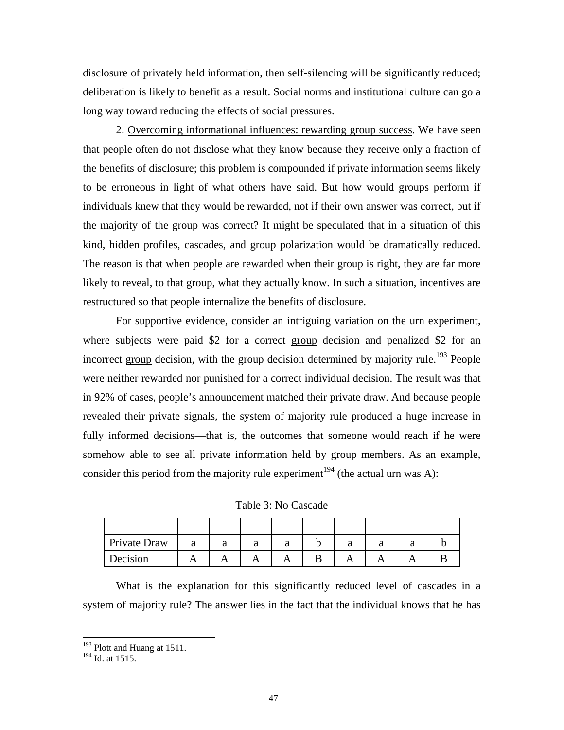disclosure of privately held information, then self-silencing will be significantly reduced; deliberation is likely to benefit as a result. Social norms and institutional culture can go a long way toward reducing the effects of social pressures.

2. Overcoming informational influences: rewarding group success. We have seen that people often do not disclose what they know because they receive only a fraction of the benefits of disclosure; this problem is compounded if private information seems likely to be erroneous in light of what others have said. But how would groups perform if individuals knew that they would be rewarded, not if their own answer was correct, but if the majority of the group was correct? It might be speculated that in a situation of this kind, hidden profiles, cascades, and group polarization would be dramatically reduced. The reason is that when people are rewarded when their group is right, they are far more likely to reveal, to that group, what they actually know. In such a situation, incentives are restructured so that people internalize the benefits of disclosure.

For supportive evidence, consider an intriguing variation on the urn experiment, where subjects were paid $2 for a correct group decision and penalized $2 for an incorrect group decision, with the group decision determined by majority rule.[193] People were neither rewarded nor punished for a correct individual decision. The result was that in 92% of cases, people's announcement matched their private draw. And because people revealed their private signals, the system of majority rule produced a huge increase in fully informed decisions—that is, the outcomes that someone would reach if he were somehow able to see all private information held by group members. As an example, consider this period from the majority rule experiment[194] (the actual urn was A):

Table 3: No Cascade

| | | | | | | | | | |
|---|---|---|---|---|---|---|---|---|---|
| Private Draw | a | a | a | a | b | a | a | a | b |
| Decision | A | A | A | A | B | A | A | A | B |

What is the explanation for this significantly reduced level of cascades in a system of majority rule? The answer lies in the fact that the individual knows that he has

[193] Plott and Huang at 1511.

[194] Id. at 1515.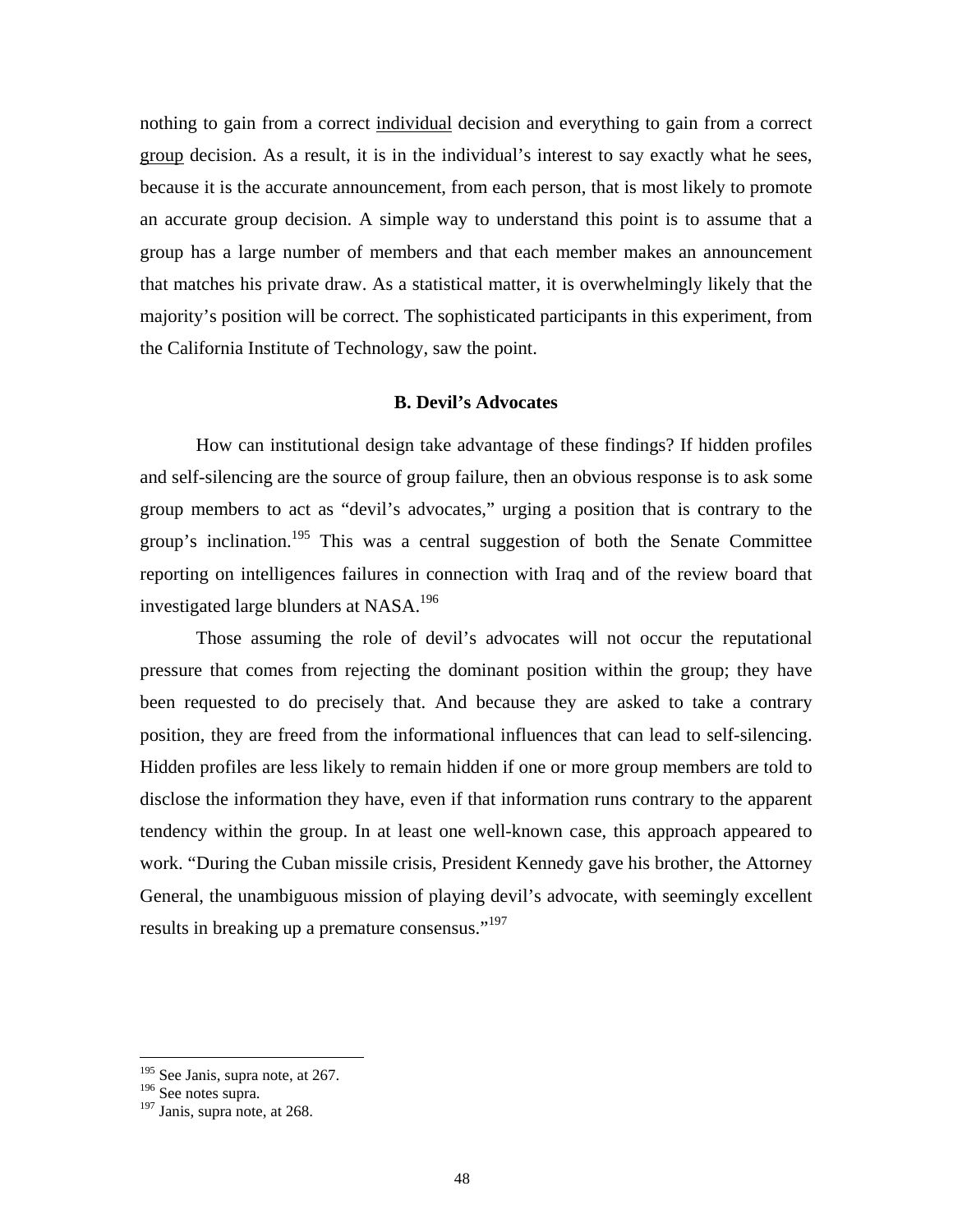nothing to gain from a correct <u>individual</u> decision and everything to gain from a correct <u>group</u> decision. As a result, it is in the individual's interest to say exactly what he sees, because it is the accurate announcement, from each person, that is most likely to promote an accurate group decision. A simple way to understand this point is to assume that a group has a large number of members and that each member makes an announcement that matches his private draw. As a statistical matter, it is overwhelmingly likely that the majority's position will be correct. The sophisticated participants in this experiment, from the California Institute of Technology, saw the point.

### B. Devil's Advocates

How can institutional design take advantage of these findings? If hidden profiles and self-silencing are the source of group failure, then an obvious response is to ask some group members to act as "devil's advocates," urging a position that is contrary to the group's inclination.[195] This was a central suggestion of both the Senate Committee reporting on intelligences failures in connection with Iraq and of the review board that investigated large blunders at NASA.[196]

Those assuming the role of devil's advocates will not occur the reputational pressure that comes from rejecting the dominant position within the group; they have been requested to do precisely that. And because they are asked to take a contrary position, they are freed from the informational influences that can lead to self-silencing. Hidden profiles are less likely to remain hidden if one or more group members are told to disclose the information they have, even if that information runs contrary to the apparent tendency within the group. In at least one well-known case, this approach appeared to work. "During the Cuban missile crisis, President Kennedy gave his brother, the Attorney General, the unambiguous mission of playing devil's advocate, with seemingly excellent results in breaking up a premature consensus."[197]

---

[195] See Janis, supra note, at 267.
[196] See notes supra.
[197] Janis, supra note, at 268.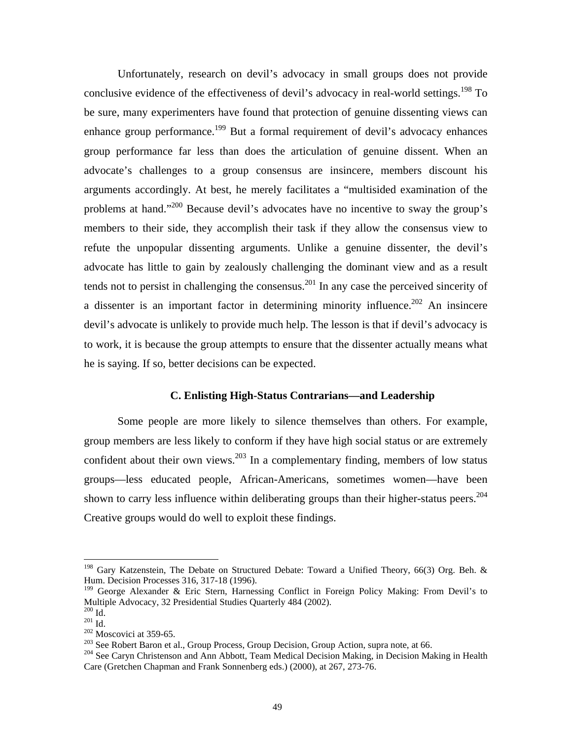Unfortunately, research on devil's advocacy in small groups does not provide conclusive evidence of the effectiveness of devil's advocacy in real-world settings.[198] To be sure, many experimenters have found that protection of genuine dissenting views can enhance group performance.[199] But a formal requirement of devil's advocacy enhances group performance far less than does the articulation of genuine dissent. When an advocate's challenges to a group consensus are insincere, members discount his arguments accordingly. At best, he merely facilitates a "multisided examination of the problems at hand."[200] Because devil's advocates have no incentive to sway the group's members to their side, they accomplish their task if they allow the consensus view to refute the unpopular dissenting arguments. Unlike a genuine dissenter, the devil's advocate has little to gain by zealously challenging the dominant view and as a result tends not to persist in challenging the consensus.[201] In any case the perceived sincerity of a dissenter is an important factor in determining minority influence.[202] An insincere devil's advocate is unlikely to provide much help. The lesson is that if devil's advocacy is to work, it is because the group attempts to ensure that the dissenter actually means what he is saying. If so, better decisions can be expected.

### C. Enlisting High-Status Contrarians—and Leadership

Some people are more likely to silence themselves than others. For example, group members are less likely to conform if they have high social status or are extremely confident about their own views.[203] In a complementary finding, members of low status groups—less educated people, African-Americans, sometimes women—have been shown to carry less influence within deliberating groups than their higher-status peers.[204] Creative groups would do well to exploit these findings.

---

[198] Gary Katzenstein, The Debate on Structured Debate: Toward a Unified Theory, 66(3) Org. Beh. & Hum. Decision Processes 316, 317-18 (1996).

[199] George Alexander & Eric Stern, Harnessing Conflict in Foreign Policy Making: From Devil's to Multiple Advocacy, 32 Presidential Studies Quarterly 484 (2002).

[200] Id.

[201] Id.

[202] Moscovici at 359-65.

[203] See Robert Baron et al., Group Process, Group Decision, Group Action, supra note, at 66.

[204] See Caryn Christenson and Ann Abbott, Team Medical Decision Making, in Decision Making in Health Care (Gretchen Chapman and Frank Sonnenberg eds.) (2000), at 267, 273-76.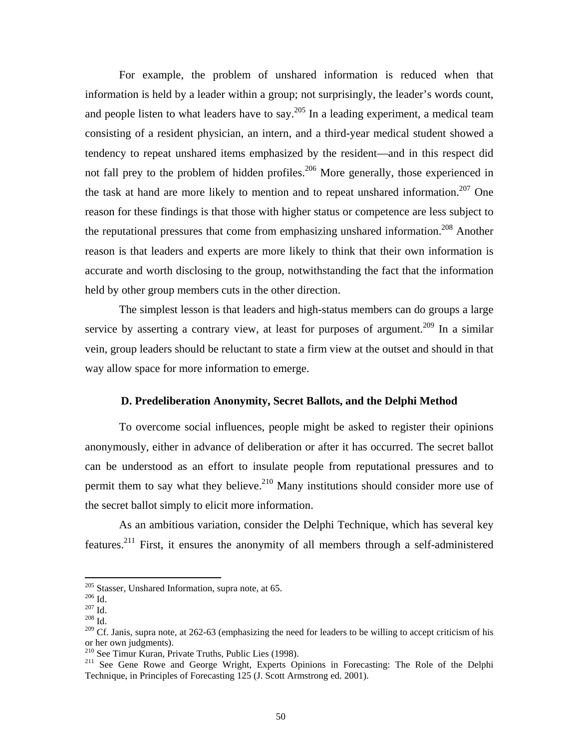For example, the problem of unshared information is reduced when that information is held by a leader within a group; not surprisingly, the leader's words count, and people listen to what leaders have to say.[205] In a leading experiment, a medical team consisting of a resident physician, an intern, and a third-year medical student showed a tendency to repeat unshared items emphasized by the resident—and in this respect did not fall prey to the problem of hidden profiles.[206] More generally, those experienced in the task at hand are more likely to mention and to repeat unshared information.[207] One reason for these findings is that those with higher status or competence are less subject to the reputational pressures that come from emphasizing unshared information.[208] Another reason is that leaders and experts are more likely to think that their own information is accurate and worth disclosing to the group, notwithstanding the fact that the information held by other group members cuts in the other direction.

The simplest lesson is that leaders and high-status members can do groups a large service by asserting a contrary view, at least for purposes of argument.[209] In a similar vein, group leaders should be reluctant to state a firm view at the outset and should in that way allow space for more information to emerge.

### D. Predeliberation Anonymity, Secret Ballots, and the Delphi Method

To overcome social influences, people might be asked to register their opinions anonymously, either in advance of deliberation or after it has occurred. The secret ballot can be understood as an effort to insulate people from reputational pressures and to permit them to say what they believe.[210] Many institutions should consider more use of the secret ballot simply to elicit more information.

As an ambitious variation, consider the Delphi Technique, which has several key features.[211] First, it ensures the anonymity of all members through a self-administered

---

[205] Stasser, Unshared Information, supra note, at 65.
[206] Id.
[207] Id.
[208] Id.
[209] Cf. Janis, supra note, at 262-63 (emphasizing the need for leaders to be willing to accept criticism of his or her own judgments).
[210] See Timur Kuran, Private Truths, Public Lies (1998).
[211] See Gene Rowe and George Wright, Experts Opinions in Forecasting: The Role of the Delphi Technique, in Principles of Forecasting 125 (J. Scott Armstrong ed. 2001).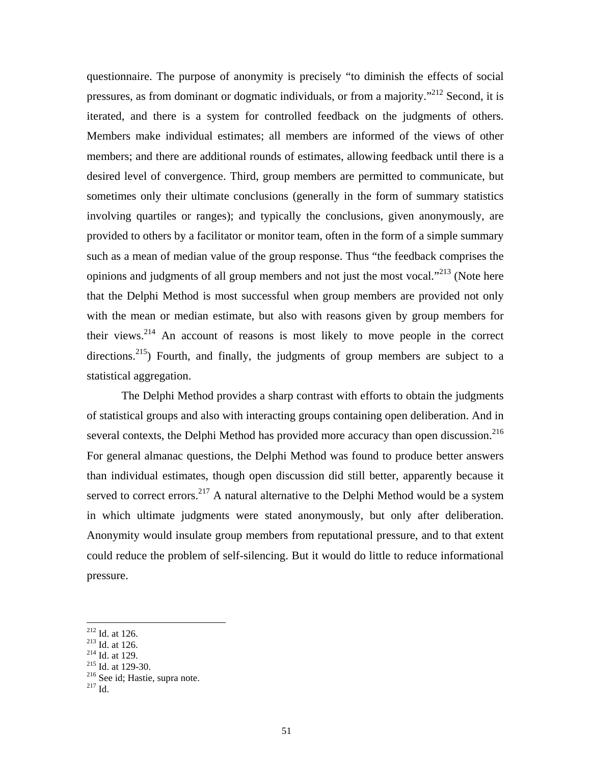questionnaire. The purpose of anonymity is precisely "to diminish the effects of social pressures, as from dominant or dogmatic individuals, or from a majority."[212] Second, it is iterated, and there is a system for controlled feedback on the judgments of others. Members make individual estimates; all members are informed of the views of other members; and there are additional rounds of estimates, allowing feedback until there is a desired level of convergence. Third, group members are permitted to communicate, but sometimes only their ultimate conclusions (generally in the form of summary statistics involving quartiles or ranges); and typically the conclusions, given anonymously, are provided to others by a facilitator or monitor team, often in the form of a simple summary such as a mean of median value of the group response. Thus "the feedback comprises the opinions and judgments of all group members and not just the most vocal."[213] (Note here that the Delphi Method is most successful when group members are provided not only with the mean or median estimate, but also with reasons given by group members for their views.[214] An account of reasons is most likely to move people in the correct directions.[215]) Fourth, and finally, the judgments of group members are subject to a statistical aggregation.

The Delphi Method provides a sharp contrast with efforts to obtain the judgments of statistical groups and also with interacting groups containing open deliberation. And in several contexts, the Delphi Method has provided more accuracy than open discussion.[216] For general almanac questions, the Delphi Method was found to produce better answers than individual estimates, though open discussion did still better, apparently because it served to correct errors.[217] A natural alternative to the Delphi Method would be a system in which ultimate judgments were stated anonymously, but only after deliberation. Anonymity would insulate group members from reputational pressure, and to that extent could reduce the problem of self-silencing. But it would do little to reduce informational pressure.

---

[212] Id. at 126.
[213] Id. at 126.
[214] Id. at 129.
[215] Id. at 129-30.
[216] See id; Hastie, supra note.
[217] Id.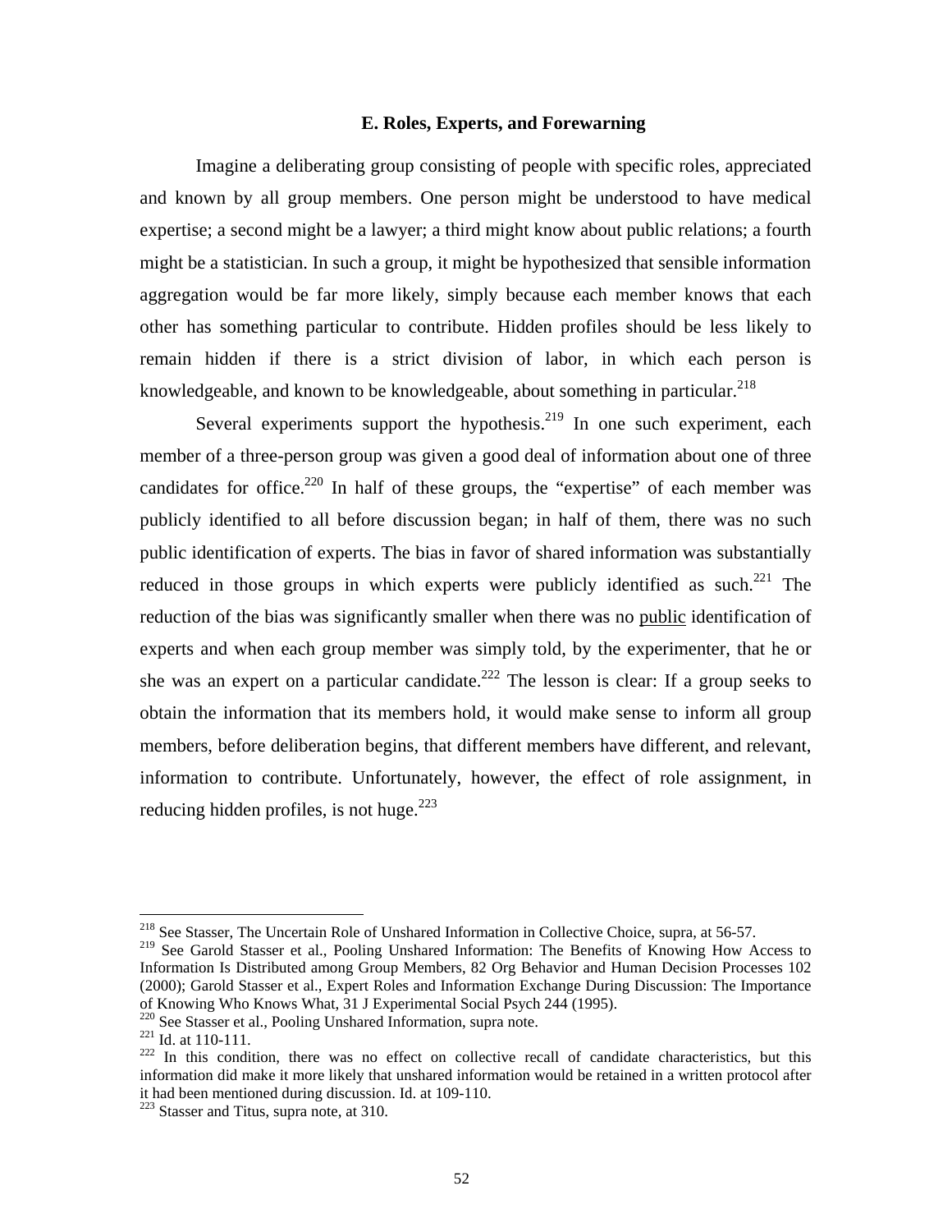### E. Roles, Experts, and Forewarning

Imagine a deliberating group consisting of people with specific roles, appreciated and known by all group members. One person might be understood to have medical expertise; a second might be a lawyer; a third might know about public relations; a fourth might be a statistician. In such a group, it might be hypothesized that sensible information aggregation would be far more likely, simply because each member knows that each other has something particular to contribute. Hidden profiles should be less likely to remain hidden if there is a strict division of labor, in which each person is knowledgeable, and known to be knowledgeable, about something in particular.[218]

Several experiments support the hypothesis.[219] In one such experiment, each member of a three-person group was given a good deal of information about one of three candidates for office.[220] In half of these groups, the "expertise" of each member was publicly identified to all before discussion began; in half of them, there was no such public identification of experts. The bias in favor of shared information was substantially reduced in those groups in which experts were publicly identified as such.[221] The reduction of the bias was significantly smaller when there was no <u>public</u> identification of experts and when each group member was simply told, by the experimenter, that he or she was an expert on a particular candidate.[222] The lesson is clear: If a group seeks to obtain the information that its members hold, it would make sense to inform all group members, before deliberation begins, that different members have different, and relevant, information to contribute. Unfortunately, however, the effect of role assignment, in reducing hidden profiles, is not huge.[223]

---

[218] See Stasser, The Uncertain Role of Unshared Information in Collective Choice, supra, at 56-57.

[219] See Garold Stasser et al., Pooling Unshared Information: The Benefits of Knowing How Access to Information Is Distributed among Group Members, 82 Org Behavior and Human Decision Processes 102 (2000); Garold Stasser et al., Expert Roles and Information Exchange During Discussion: The Importance of Knowing Who Knows What, 31 J Experimental Social Psych 244 (1995).

[220] See Stasser et al., Pooling Unshared Information, supra note.

[221] Id. at 110-111.

[222] In this condition, there was no effect on collective recall of candidate characteristics, but this information did make it more likely that unshared information would be retained in a written protocol after it had been mentioned during discussion. Id. at 109-110.

[223] Stasser and Titus, supra note, at 310.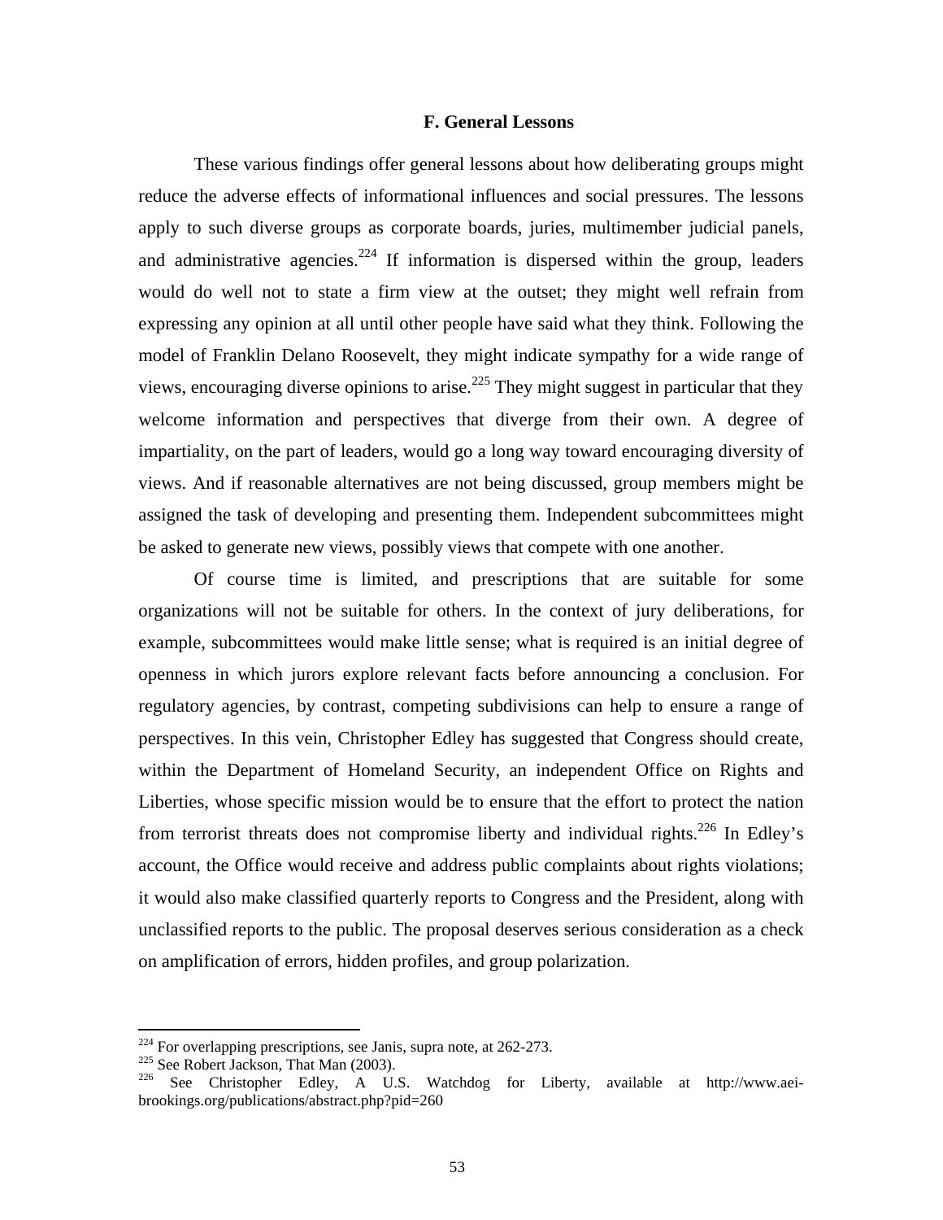### F. General Lessons

These various findings offer general lessons about how deliberating groups might reduce the adverse effects of informational influences and social pressures. The lessons apply to such diverse groups as corporate boards, juries, multimember judicial panels, and administrative agencies.[224] If information is dispersed within the group, leaders would do well not to state a firm view at the outset; they might well refrain from expressing any opinion at all until other people have said what they think. Following the model of Franklin Delano Roosevelt, they might indicate sympathy for a wide range of views, encouraging diverse opinions to arise.[225] They might suggest in particular that they welcome information and perspectives that diverge from their own. A degree of impartiality, on the part of leaders, would go a long way toward encouraging diversity of views. And if reasonable alternatives are not being discussed, group members might be assigned the task of developing and presenting them. Independent subcommittees might be asked to generate new views, possibly views that compete with one another.

Of course time is limited, and prescriptions that are suitable for some organizations will not be suitable for others. In the context of jury deliberations, for example, subcommittees would make little sense; what is required is an initial degree of openness in which jurors explore relevant facts before announcing a conclusion. For regulatory agencies, by contrast, competing subdivisions can help to ensure a range of perspectives. In this vein, Christopher Edley has suggested that Congress should create, within the Department of Homeland Security, an independent Office on Rights and Liberties, whose specific mission would be to ensure that the effort to protect the nation from terrorist threats does not compromise liberty and individual rights.[226] In Edley's account, the Office would receive and address public complaints about rights violations; it would also make classified quarterly reports to Congress and the President, along with unclassified reports to the public. The proposal deserves serious consideration as a check on amplification of errors, hidden profiles, and group polarization.

---

[224] For overlapping prescriptions, see Janis, supra note, at 262-273.

[225] See Robert Jackson, That Man (2003).

[226] See Christopher Edley, A U.S. Watchdog for Liberty, available at http://www.aei-brookings.org/publications/abstract.php?pid=260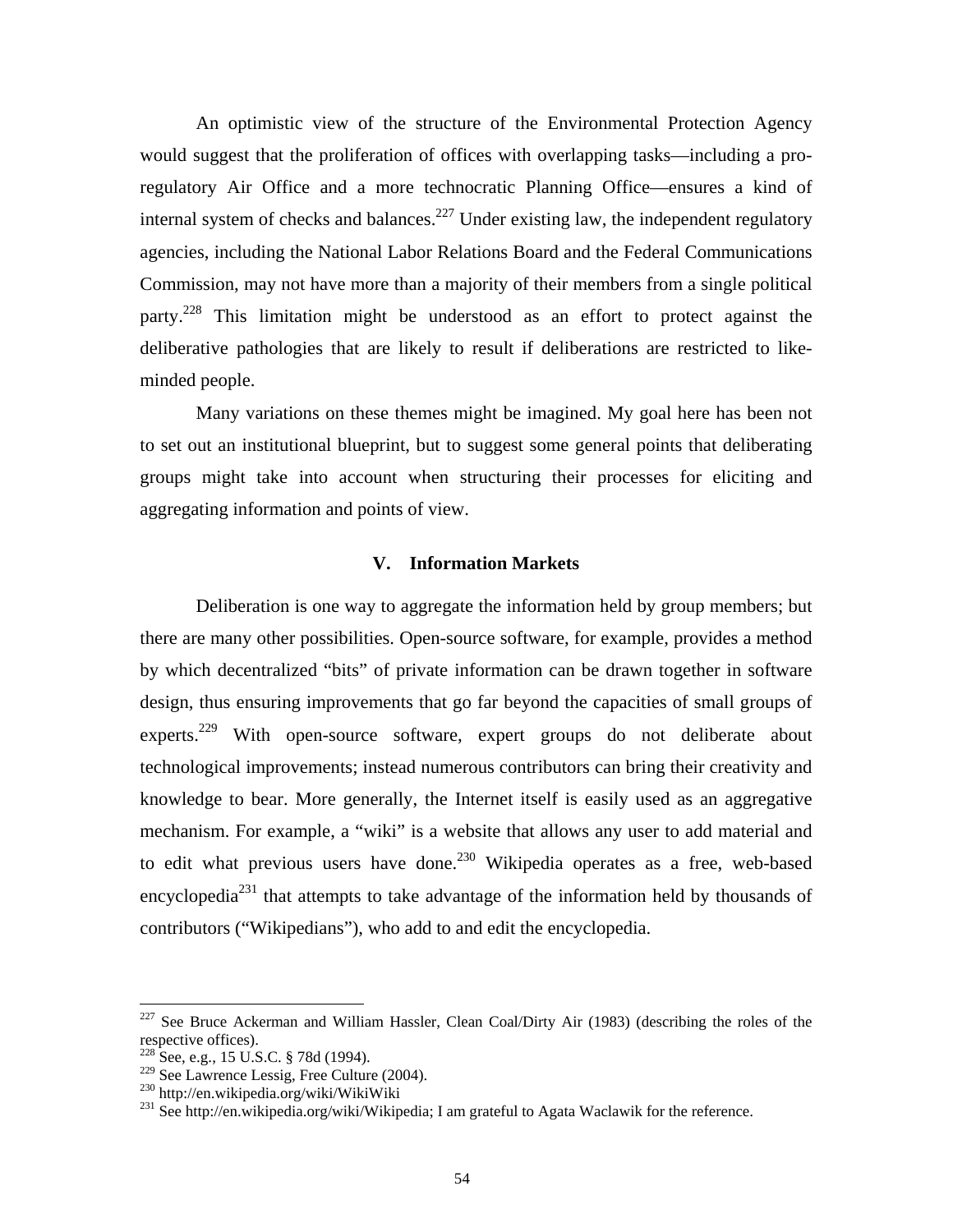An optimistic view of the structure of the Environmental Protection Agency would suggest that the proliferation of offices with overlapping tasks—including a pro-regulatory Air Office and a more technocratic Planning Office—ensures a kind of internal system of checks and balances.[227] Under existing law, the independent regulatory agencies, including the National Labor Relations Board and the Federal Communications Commission, may not have more than a majority of their members from a single political party.[228] This limitation might be understood as an effort to protect against the deliberative pathologies that are likely to result if deliberations are restricted to like-minded people.

Many variations on these themes might be imagined. My goal here has been not to set out an institutional blueprint, but to suggest some general points that deliberating groups might take into account when structuring their processes for eliciting and aggregating information and points of view.

## V. Information Markets

Deliberation is one way to aggregate the information held by group members; but there are many other possibilities. Open-source software, for example, provides a method by which decentralized "bits" of private information can be drawn together in software design, thus ensuring improvements that go far beyond the capacities of small groups of experts.[229] With open-source software, expert groups do not deliberate about technological improvements; instead numerous contributors can bring their creativity and knowledge to bear. More generally, the Internet itself is easily used as an aggregative mechanism. For example, a "wiki" is a website that allows any user to add material and to edit what previous users have done.[230] Wikipedia operates as a free, web-based encyclopedia[231] that attempts to take advantage of the information held by thousands of contributors ("Wikipedians"), who add to and edit the encyclopedia.

---

[227] See Bruce Ackerman and William Hassler, Clean Coal/Dirty Air (1983) (describing the roles of the respective offices).

[228] See, e.g., 15 U.S.C. § 78d (1994).

[229] See Lawrence Lessig, Free Culture (2004).

[230] http://en.wikipedia.org/wiki/WikiWiki

[231] See http://en.wikipedia.org/wiki/Wikipedia; I am grateful to Agata Waclawik for the reference.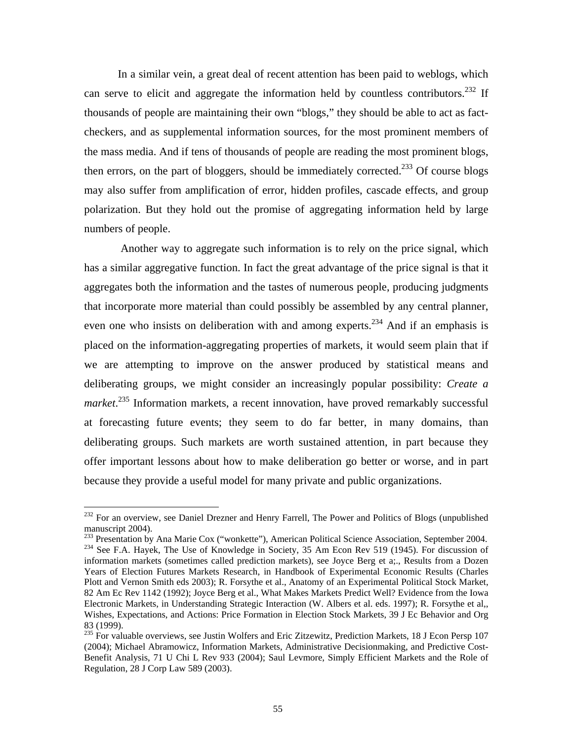In a similar vein, a great deal of recent attention has been paid to weblogs, which can serve to elicit and aggregate the information held by countless contributors.[232] If thousands of people are maintaining their own "blogs," they should be able to act as fact-checkers, and as supplemental information sources, for the most prominent members of the mass media. And if tens of thousands of people are reading the most prominent blogs, then errors, on the part of bloggers, should be immediately corrected.[233] Of course blogs may also suffer from amplification of error, hidden profiles, cascade effects, and group polarization. But they hold out the promise of aggregating information held by large numbers of people.

Another way to aggregate such information is to rely on the price signal, which has a similar aggregative function. In fact the great advantage of the price signal is that it aggregates both the information and the tastes of numerous people, producing judgments that incorporate more material than could possibly be assembled by any central planner, even one who insists on deliberation with and among experts.[234] And if an emphasis is placed on the information-aggregating properties of markets, it would seem plain that if we are attempting to improve on the answer produced by statistical means and deliberating groups, we might consider an increasingly popular possibility: *Create a market*.[235] Information markets, a recent innovation, have proved remarkably successful at forecasting future events; they seem to do far better, in many domains, than deliberating groups. Such markets are worth sustained attention, in part because they offer important lessons about how to make deliberation go better or worse, and in part because they provide a useful model for many private and public organizations.

---

[232] For an overview, see Daniel Drezner and Henry Farrell, The Power and Politics of Blogs (unpublished manuscript 2004).

[233] Presentation by Ana Marie Cox ("wonkette"), American Political Science Association, September 2004.

[234] See F.A. Hayek, The Use of Knowledge in Society, 35 Am Econ Rev 519 (1945). For discussion of information markets (sometimes called prediction markets), see Joyce Berg et a;., Results from a Dozen Years of Election Futures Markets Research, in Handbook of Experimental Economic Results (Charles Plott and Vernon Smith eds 2003); R. Forsythe et al., Anatomy of an Experimental Political Stock Market, 82 Am Ec Rev 1142 (1992); Joyce Berg et al., What Makes Markets Predict Well? Evidence from the Iowa Electronic Markets, in Understanding Strategic Interaction (W. Albers et al. eds. 1997); R. Forsythe et al,, Wishes, Expectations, and Actions: Price Formation in Election Stock Markets, 39 J Ec Behavior and Org 83 (1999).

[235] For valuable overviews, see Justin Wolfers and Eric Zitzewitz, Prediction Markets, 18 J Econ Persp 107 (2004); Michael Abramowicz, Information Markets, Administrative Decisionmaking, and Predictive Cost-Benefit Analysis, 71 U Chi L Rev 933 (2004); Saul Levmore, Simply Efficient Markets and the Role of Regulation, 28 J Corp Law 589 (2003).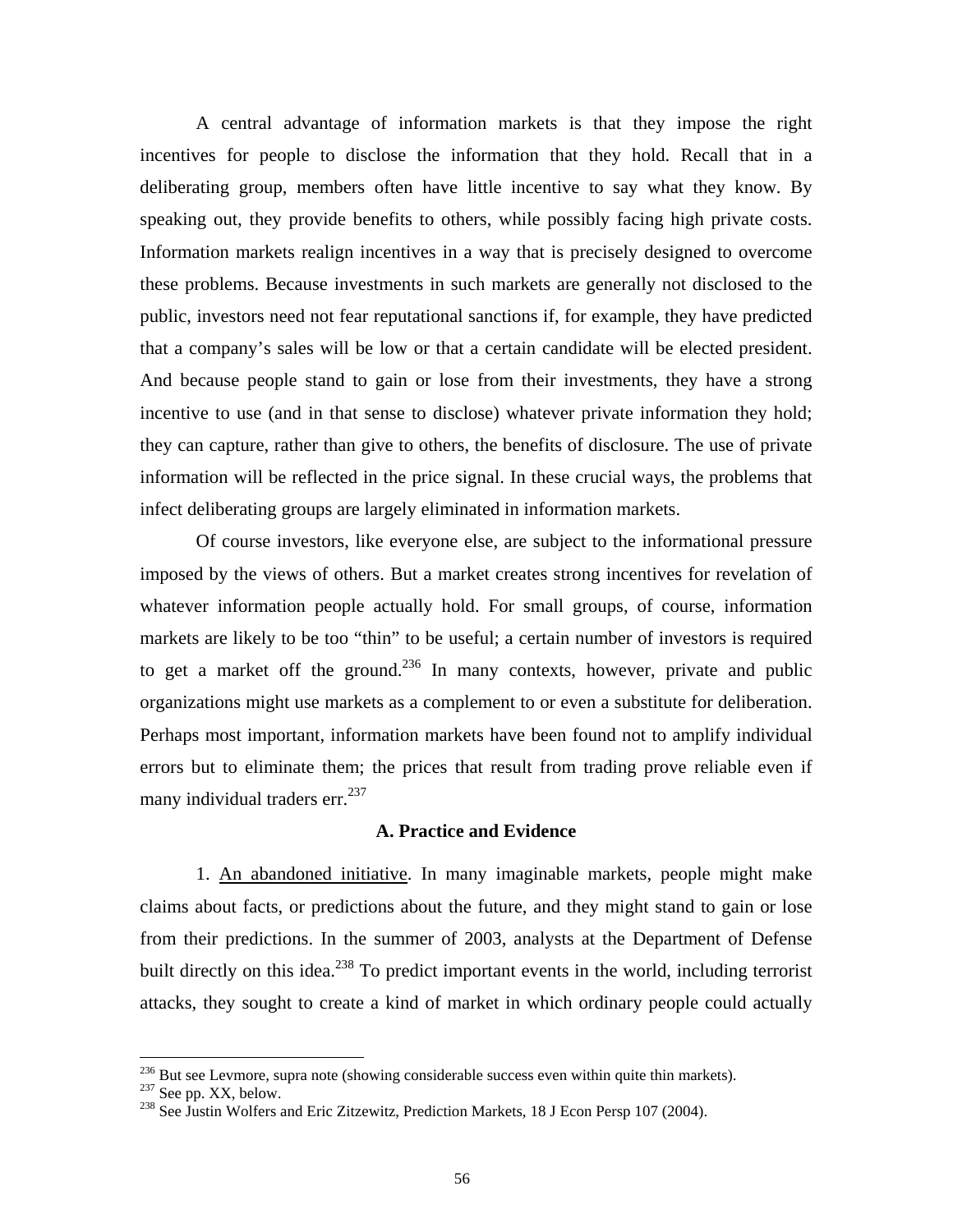A central advantage of information markets is that they impose the right incentives for people to disclose the information that they hold. Recall that in a deliberating group, members often have little incentive to say what they know. By speaking out, they provide benefits to others, while possibly facing high private costs. Information markets realign incentives in a way that is precisely designed to overcome these problems. Because investments in such markets are generally not disclosed to the public, investors need not fear reputational sanctions if, for example, they have predicted that a company's sales will be low or that a certain candidate will be elected president. And because people stand to gain or lose from their investments, they have a strong incentive to use (and in that sense to disclose) whatever private information they hold; they can capture, rather than give to others, the benefits of disclosure. The use of private information will be reflected in the price signal. In these crucial ways, the problems that infect deliberating groups are largely eliminated in information markets.

Of course investors, like everyone else, are subject to the informational pressure imposed by the views of others. But a market creates strong incentives for revelation of whatever information people actually hold. For small groups, of course, information markets are likely to be too "thin" to be useful; a certain number of investors is required to get a market off the ground.[236] In many contexts, however, private and public organizations might use markets as a complement to or even a substitute for deliberation. Perhaps most important, information markets have been found not to amplify individual errors but to eliminate them; the prices that result from trading prove reliable even if many individual traders err.[237]

### A. Practice and Evidence

1. An abandoned initiative. In many imaginable markets, people might make claims about facts, or predictions about the future, and they might stand to gain or lose from their predictions. In the summer of 2003, analysts at the Department of Defense built directly on this idea.[238] To predict important events in the world, including terrorist attacks, they sought to create a kind of market in which ordinary people could actually

---

[236] But see Levmore, supra note (showing considerable success even within quite thin markets).

[237] See pp. XX, below.

[238] See Justin Wolfers and Eric Zitzewitz, Prediction Markets, 18 J Econ Persp 107 (2004).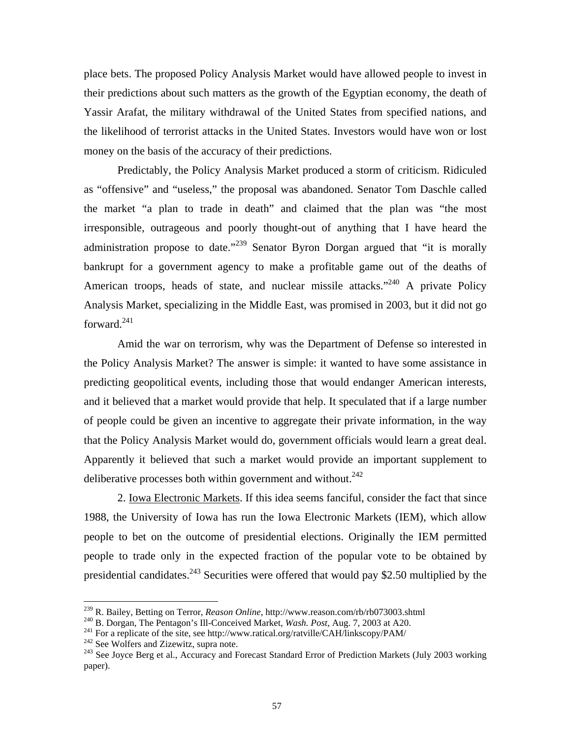place bets. The proposed Policy Analysis Market would have allowed people to invest in their predictions about such matters as the growth of the Egyptian economy, the death of Yassir Arafat, the military withdrawal of the United States from specified nations, and the likelihood of terrorist attacks in the United States. Investors would have won or lost money on the basis of the accuracy of their predictions.

Predictably, the Policy Analysis Market produced a storm of criticism. Ridiculed as "offensive" and "useless," the proposal was abandoned. Senator Tom Daschle called the market "a plan to trade in death" and claimed that the plan was "the most irresponsible, outrageous and poorly thought-out of anything that I have heard the administration propose to date."[239] Senator Byron Dorgan argued that "it is morally bankrupt for a government agency to make a profitable game out of the deaths of American troops, heads of state, and nuclear missile attacks."[240] A private Policy Analysis Market, specializing in the Middle East, was promised in 2003, but it did not go forward.[241]

Amid the war on terrorism, why was the Department of Defense so interested in the Policy Analysis Market? The answer is simple: it wanted to have some assistance in predicting geopolitical events, including those that would endanger American interests, and it believed that a market would provide that help. It speculated that if a large number of people could be given an incentive to aggregate their private information, in the way that the Policy Analysis Market would do, government officials would learn a great deal. Apparently it believed that such a market would provide an important supplement to deliberative processes both within government and without.[242]

2. Iowa Electronic Markets. If this idea seems fanciful, consider the fact that since 1988, the University of Iowa has run the Iowa Electronic Markets (IEM), which allow people to bet on the outcome of presidential elections. Originally the IEM permitted people to trade only in the expected fraction of the popular vote to be obtained by presidential candidates.[243] Securities were offered that would pay $2.50 multiplied by the

---

[239] R. Bailey, Betting on Terror, *Reason Online*, http://www.reason.com/rb/rb073003.shtml

[240] B. Dorgan, The Pentagon's Ill-Conceived Market, *Wash. Post*, Aug. 7, 2003 at A20.

[241] For a replicate of the site, see http://www.ratical.org/ratville/CAH/linkscopy/PAM/

[242] See Wolfers and Zizewitz, supra note.

[243] See Joyce Berg et al., Accuracy and Forecast Standard Error of Prediction Markets (July 2003 working paper).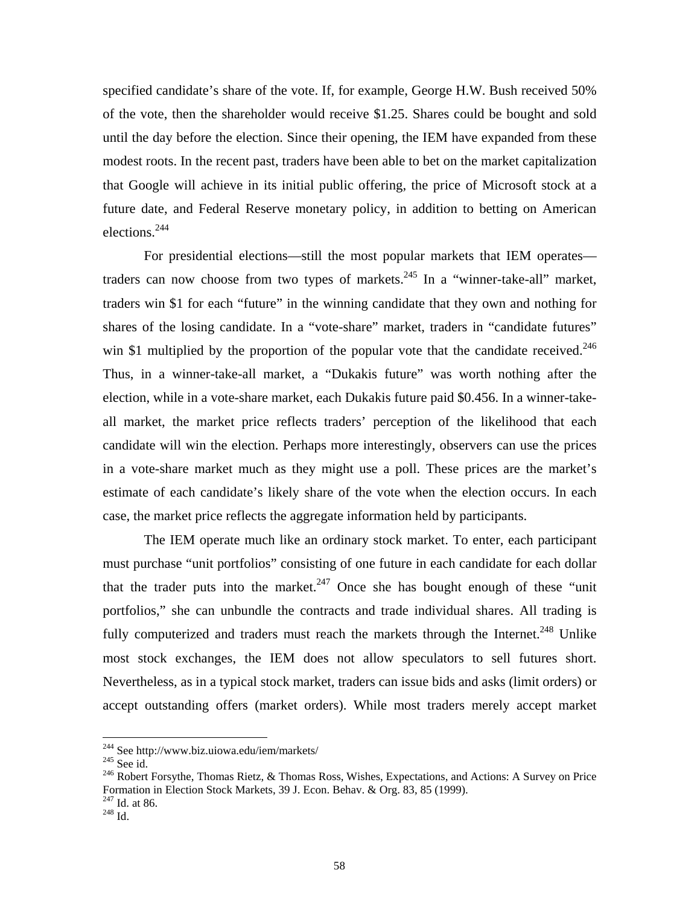specified candidate's share of the vote. If, for example, George H.W. Bush received 50% of the vote, then the shareholder would receive $1.25. Shares could be bought and sold until the day before the election. Since their opening, the IEM have expanded from these modest roots. In the recent past, traders have been able to bet on the market capitalization that Google will achieve in its initial public offering, the price of Microsoft stock at a future date, and Federal Reserve monetary policy, in addition to betting on American elections.[244]

For presidential elections—still the most popular markets that IEM operates—traders can now choose from two types of markets.[245] In a "winner-take-all" market, traders win $1 for each "future" in the winning candidate that they own and nothing for shares of the losing candidate. In a "vote-share" market, traders in "candidate futures" win $1 multiplied by the proportion of the popular vote that the candidate received.[246] Thus, in a winner-take-all market, a "Dukakis future" was worth nothing after the election, while in a vote-share market, each Dukakis future paid $0.456. In a winner-take-all market, the market price reflects traders' perception of the likelihood that each candidate will win the election. Perhaps more interestingly, observers can use the prices in a vote-share market much as they might use a poll. These prices are the market's estimate of each candidate's likely share of the vote when the election occurs. In each case, the market price reflects the aggregate information held by participants.

The IEM operate much like an ordinary stock market. To enter, each participant must purchase "unit portfolios" consisting of one future in each candidate for each dollar that the trader puts into the market.[247] Once she has bought enough of these "unit portfolios," she can unbundle the contracts and trade individual shares. All trading is fully computerized and traders must reach the markets through the Internet.[248] Unlike most stock exchanges, the IEM does not allow speculators to sell futures short. Nevertheless, as in a typical stock market, traders can issue bids and asks (limit orders) or accept outstanding offers (market orders). While most traders merely accept market

---

[244] See http://www.biz.uiowa.edu/iem/markets/
[245] See id.
[246] Robert Forsythe, Thomas Rietz, & Thomas Ross, Wishes, Expectations, and Actions: A Survey on Price Formation in Election Stock Markets, 39 J. Econ. Behav. & Org. 83, 85 (1999).
[247] Id. at 86.
[248] Id.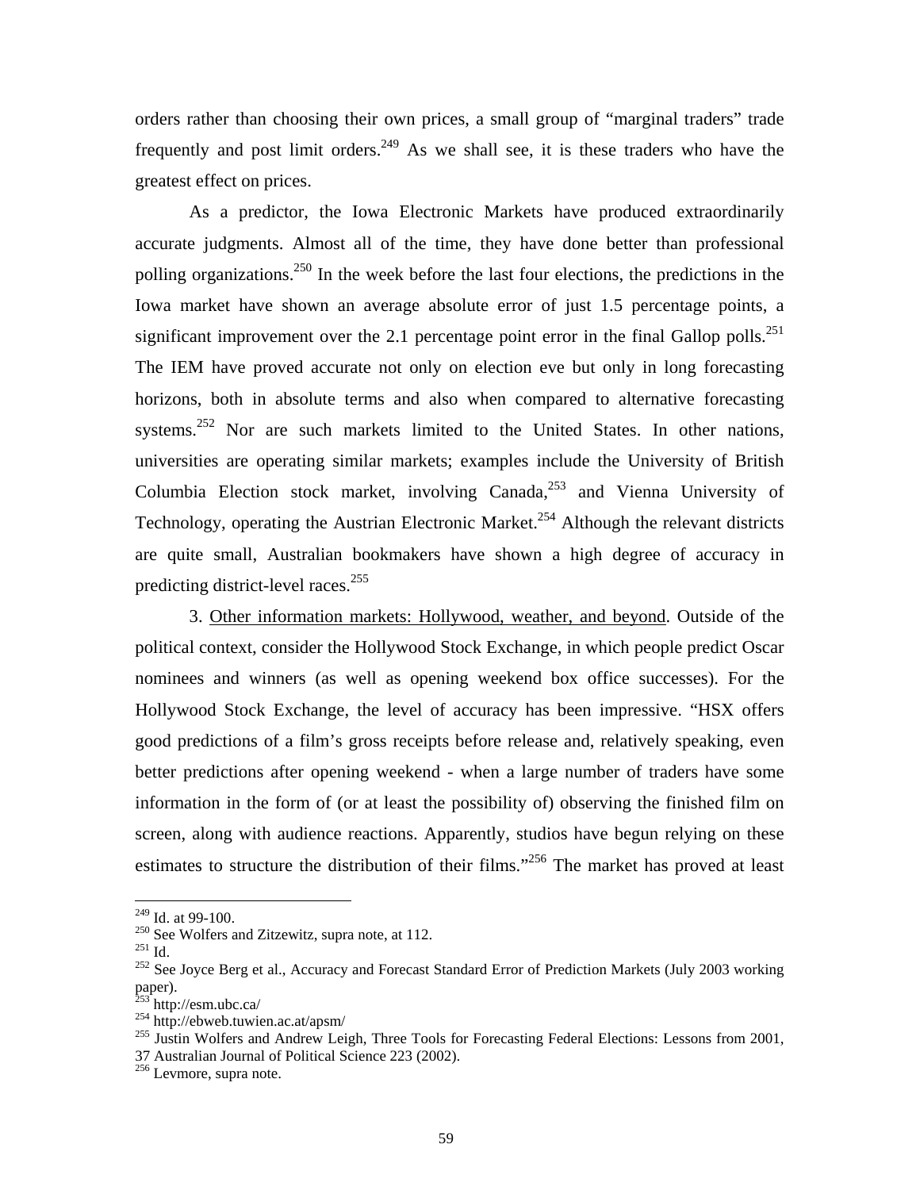orders rather than choosing their own prices, a small group of "marginal traders" trade frequently and post limit orders.[249] As we shall see, it is these traders who have the greatest effect on prices.

As a predictor, the Iowa Electronic Markets have produced extraordinarily accurate judgments. Almost all of the time, they have done better than professional polling organizations.[250] In the week before the last four elections, the predictions in the Iowa market have shown an average absolute error of just 1.5 percentage points, a significant improvement over the 2.1 percentage point error in the final Gallop polls.[251] The IEM have proved accurate not only on election eve but only in long forecasting horizons, both in absolute terms and also when compared to alternative forecasting systems.[252] Nor are such markets limited to the United States. In other nations, universities are operating similar markets; examples include the University of British Columbia Election stock market, involving Canada,[253] and Vienna University of Technology, operating the Austrian Electronic Market.[254] Although the relevant districts are quite small, Australian bookmakers have shown a high degree of accuracy in predicting district-level races.[255]

3. <u>Other information markets: Hollywood, weather, and beyond</u>. Outside of the political context, consider the Hollywood Stock Exchange, in which people predict Oscar nominees and winners (as well as opening weekend box office successes). For the Hollywood Stock Exchange, the level of accuracy has been impressive. "HSX offers good predictions of a film's gross receipts before release and, relatively speaking, even better predictions after opening weekend - when a large number of traders have some information in the form of (or at least the possibility of) observing the finished film on screen, along with audience reactions. Apparently, studios have begun relying on these estimates to structure the distribution of their films."[256] The market has proved at least

---

[249] Id. at 99-100.

[250] See Wolfers and Zitzewitz, supra note, at 112.

[251] Id.

[252] See Joyce Berg et al., Accuracy and Forecast Standard Error of Prediction Markets (July 2003 working paper).

[253] http://esm.ubc.ca/

[254] http://ebweb.tuwien.ac.at/apsm/

[255] Justin Wolfers and Andrew Leigh, Three Tools for Forecasting Federal Elections: Lessons from 2001, 37 Australian Journal of Political Science 223 (2002).

[256] Levmore, supra note.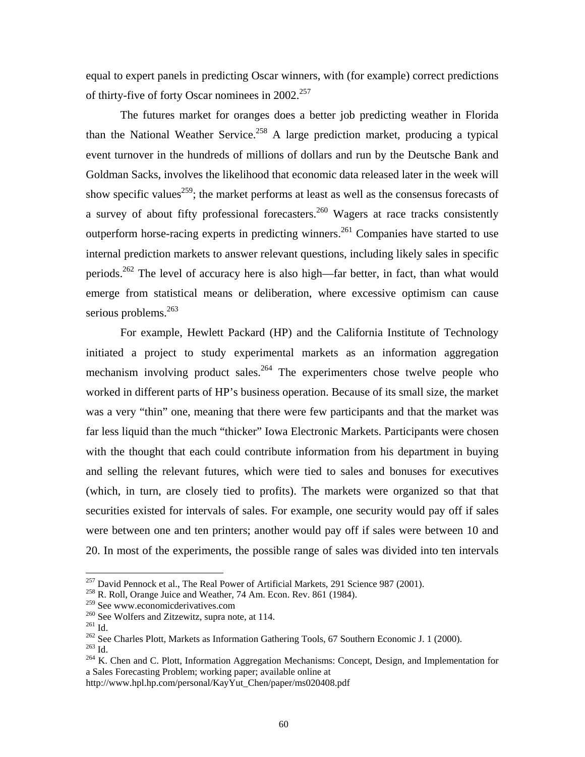equal to expert panels in predicting Oscar winners, with (for example) correct predictions of thirty-five of forty Oscar nominees in 2002.[257]

The futures market for oranges does a better job predicting weather in Florida than the National Weather Service.[258] A large prediction market, producing a typical event turnover in the hundreds of millions of dollars and run by the Deutsche Bank and Goldman Sacks, involves the likelihood that economic data released later in the week will show specific values[259]; the market performs at least as well as the consensus forecasts of a survey of about fifty professional forecasters.[260] Wagers at race tracks consistently outperform horse-racing experts in predicting winners.[261] Companies have started to use internal prediction markets to answer relevant questions, including likely sales in specific periods.[262] The level of accuracy here is also high—far better, in fact, than what would emerge from statistical means or deliberation, where excessive optimism can cause serious problems.[263]

For example, Hewlett Packard (HP) and the California Institute of Technology initiated a project to study experimental markets as an information aggregation mechanism involving product sales.[264] The experimenters chose twelve people who worked in different parts of HP's business operation. Because of its small size, the market was a very "thin" one, meaning that there were few participants and that the market was far less liquid than the much "thicker" Iowa Electronic Markets. Participants were chosen with the thought that each could contribute information from his department in buying and selling the relevant futures, which were tied to sales and bonuses for executives (which, in turn, are closely tied to profits). The markets were organized so that that securities existed for intervals of sales. For example, one security would pay off if sales were between one and ten printers; another would pay off if sales were between 10 and 20. In most of the experiments, the possible range of sales was divided into ten intervals

---

[257] David Pennock et al., The Real Power of Artificial Markets, 291 Science 987 (2001).

[258] R. Roll, Orange Juice and Weather, 74 Am. Econ. Rev. 861 (1984).

[259] See www.economicderivatives.com

[260] See Wolfers and Zitzewitz, supra note, at 114.

[261] Id.

[262] See Charles Plott, Markets as Information Gathering Tools, 67 Southern Economic J. 1 (2000).

[263] Id.

[264] K. Chen and C. Plott, Information Aggregation Mechanisms: Concept, Design, and Implementation for a Sales Forecasting Problem; working paper; available online at http://www.hpl.hp.com/personal/KayYut_Chen/paper/ms020408.pdf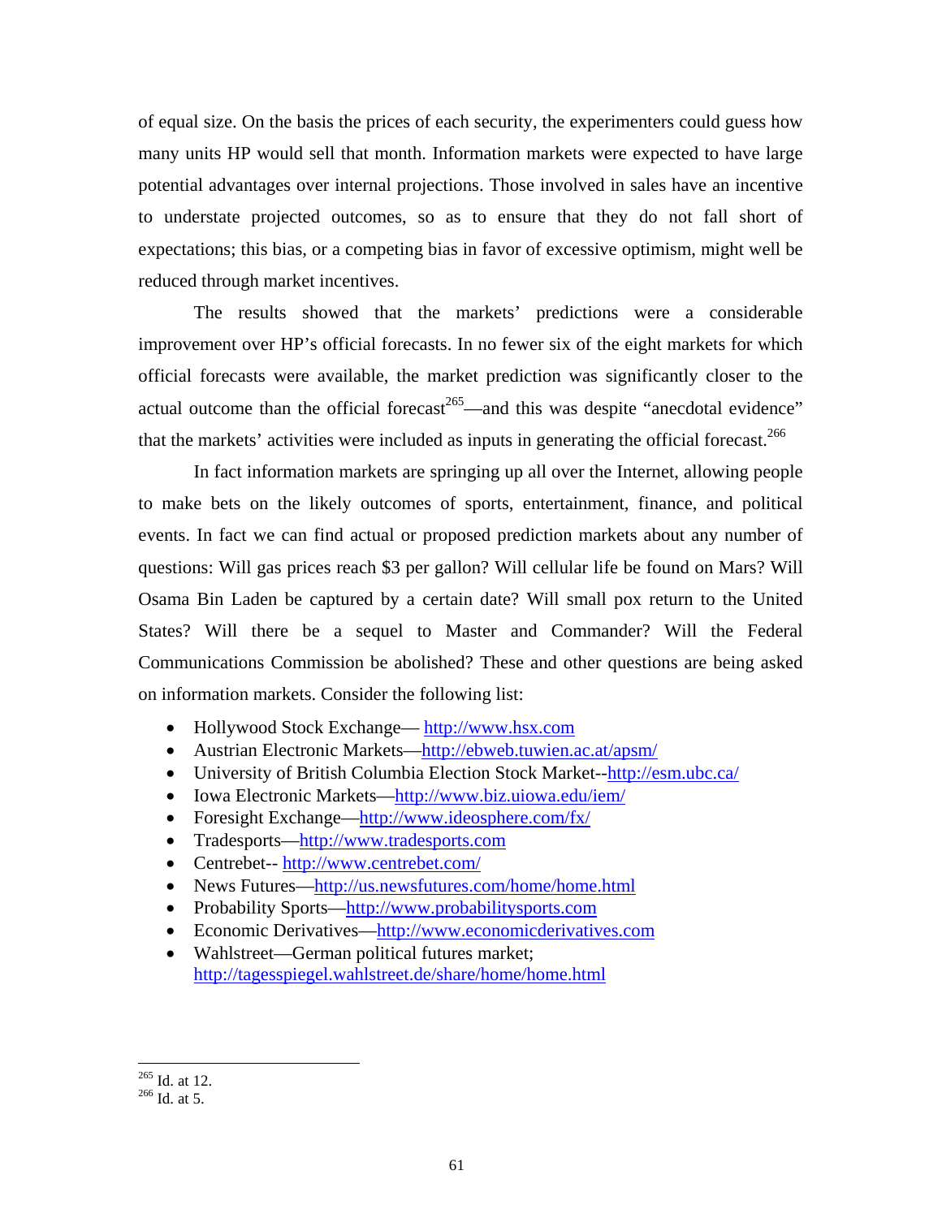of equal size. On the basis the prices of each security, the experimenters could guess how many units HP would sell that month. Information markets were expected to have large potential advantages over internal projections. Those involved in sales have an incentive to understate projected outcomes, so as to ensure that they do not fall short of expectations; this bias, or a competing bias in favor of excessive optimism, might well be reduced through market incentives.

The results showed that the markets' predictions were a considerable improvement over HP's official forecasts. In no fewer six of the eight markets for which official forecasts were available, the market prediction was significantly closer to the actual outcome than the official forecast[265]—and this was despite "anecdotal evidence" that the markets' activities were included as inputs in generating the official forecast.[266]

In fact information markets are springing up all over the Internet, allowing people to make bets on the likely outcomes of sports, entertainment, finance, and political events. In fact we can find actual or proposed prediction markets about any number of questions: Will gas prices reach $3 per gallon? Will cellular life be found on Mars? Will Osama Bin Laden be captured by a certain date? Will small pox return to the United States? Will there be a sequel to Master and Commander? Will the Federal Communications Commission be abolished? These and other questions are being asked on information markets. Consider the following list:

- Hollywood Stock Exchange— http://www.hsx.com
- Austrian Electronic Markets—http://ebweb.tuwien.ac.at/apsm/
- University of British Columbia Election Stock Market--http://esm.ubc.ca/
- Iowa Electronic Markets—http://www.biz.uiowa.edu/iem/
- Foresight Exchange—http://www.ideosphere.com/fx/
- Tradesports—http://www.tradesports.com
- Centrebet-- http://www.centrebet.com/
- News Futures—http://us.newsfutures.com/home/home.html
- Probability Sports—http://www.probabilitysports.com
- Economic Derivatives—http://www.economicderivatives.com
- Wahlstreet—German political futures market; http://tagesspiegel.wahlstreet.de/share/home/home.html

---

[265] Id. at 12.

[266] Id. at 5.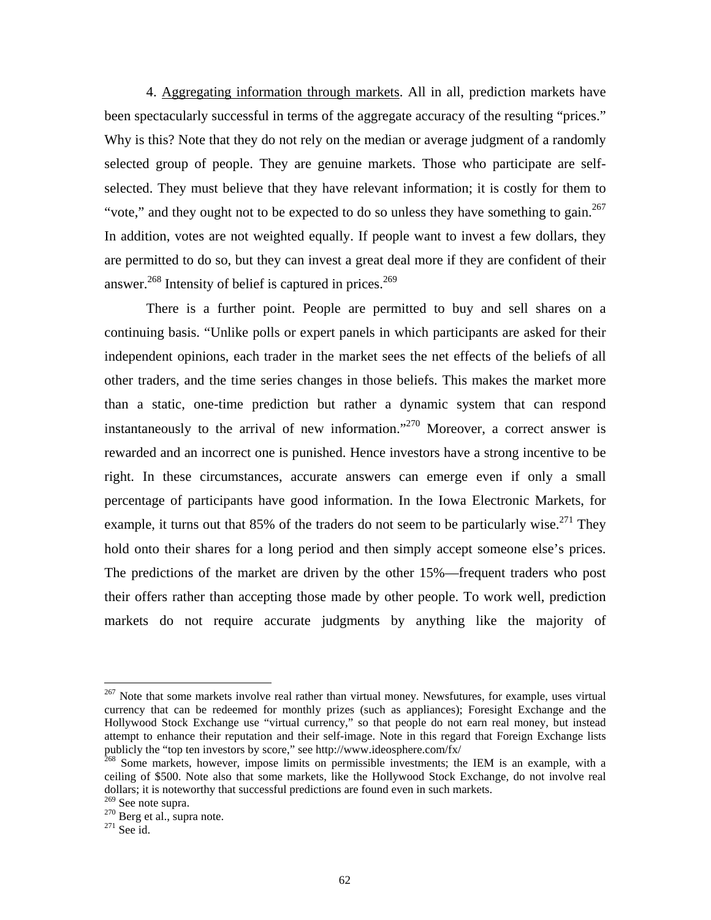4. Aggregating information through markets. All in all, prediction markets have been spectacularly successful in terms of the aggregate accuracy of the resulting "prices." Why is this? Note that they do not rely on the median or average judgment of a randomly selected group of people. They are genuine markets. Those who participate are self-selected. They must believe that they have relevant information; it is costly for them to "vote," and they ought not to be expected to do so unless they have something to gain.[267] In addition, votes are not weighted equally. If people want to invest a few dollars, they are permitted to do so, but they can invest a great deal more if they are confident of their answer.[268] Intensity of belief is captured in prices.[269]

There is a further point. People are permitted to buy and sell shares on a continuing basis. "Unlike polls or expert panels in which participants are asked for their independent opinions, each trader in the market sees the net effects of the beliefs of all other traders, and the time series changes in those beliefs. This makes the market more than a static, one-time prediction but rather a dynamic system that can respond instantaneously to the arrival of new information."[270] Moreover, a correct answer is rewarded and an incorrect one is punished. Hence investors have a strong incentive to be right. In these circumstances, accurate answers can emerge even if only a small percentage of participants have good information. In the Iowa Electronic Markets, for example, it turns out that 85% of the traders do not seem to be particularly wise.[271] They hold onto their shares for a long period and then simply accept someone else's prices. The predictions of the market are driven by the other 15%—frequent traders who post their offers rather than accepting those made by other people. To work well, prediction markets do not require accurate judgments by anything like the majority of

---

[267] Note that some markets involve real rather than virtual money. Newsfutures, for example, uses virtual currency that can be redeemed for monthly prizes (such as appliances); Foresight Exchange and the Hollywood Stock Exchange use "virtual currency," so that people do not earn real money, but instead attempt to enhance their reputation and their self-image. Note in this regard that Foreign Exchange lists publicly the "top ten investors by score," see http://www.ideosphere.com/fx/

[268] Some markets, however, impose limits on permissible investments; the IEM is an example, with a ceiling of $500. Note also that some markets, like the Hollywood Stock Exchange, do not involve real dollars; it is noteworthy that successful predictions are found even in such markets.

[269] See note supra.

[270] Berg et al., supra note.

[271] See id.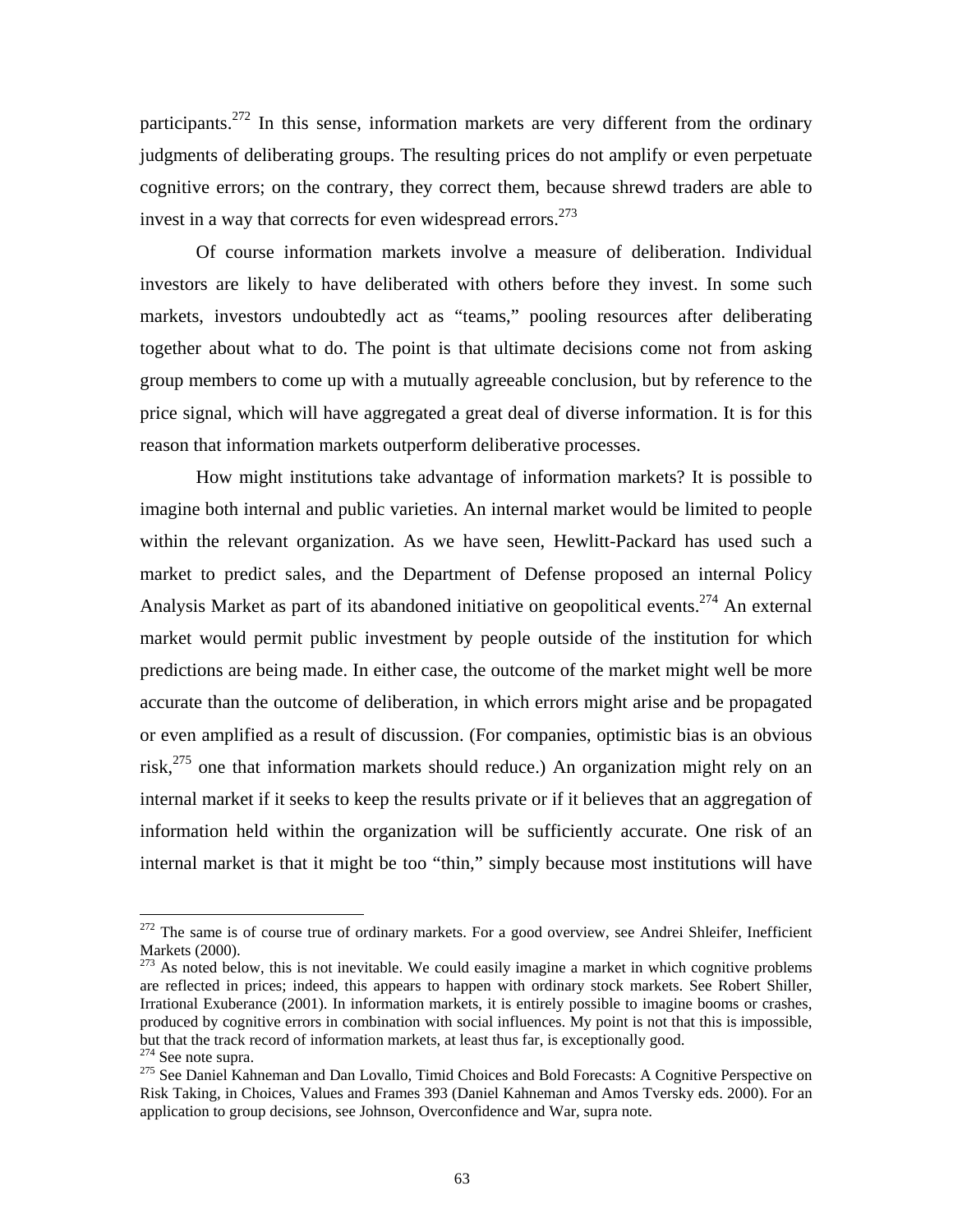participants.[272] In this sense, information markets are very different from the ordinary judgments of deliberating groups. The resulting prices do not amplify or even perpetuate cognitive errors; on the contrary, they correct them, because shrewd traders are able to invest in a way that corrects for even widespread errors.[273]

Of course information markets involve a measure of deliberation. Individual investors are likely to have deliberated with others before they invest. In some such markets, investors undoubtedly act as "teams," pooling resources after deliberating together about what to do. The point is that ultimate decisions come not from asking group members to come up with a mutually agreeable conclusion, but by reference to the price signal, which will have aggregated a great deal of diverse information. It is for this reason that information markets outperform deliberative processes.

How might institutions take advantage of information markets? It is possible to imagine both internal and public varieties. An internal market would be limited to people within the relevant organization. As we have seen, Hewlitt-Packard has used such a market to predict sales, and the Department of Defense proposed an internal Policy Analysis Market as part of its abandoned initiative on geopolitical events.[274] An external market would permit public investment by people outside of the institution for which predictions are being made. In either case, the outcome of the market might well be more accurate than the outcome of deliberation, in which errors might arise and be propagated or even amplified as a result of discussion. (For companies, optimistic bias is an obvious risk,[275] one that information markets should reduce.) An organization might rely on an internal market if it seeks to keep the results private or if it believes that an aggregation of information held within the organization will be sufficiently accurate. One risk of an internal market is that it might be too "thin," simply because most institutions will have

---

[272] The same is of course true of ordinary markets. For a good overview, see Andrei Shleifer, Inefficient Markets (2000).

[273] As noted below, this is not inevitable. We could easily imagine a market in which cognitive problems are reflected in prices; indeed, this appears to happen with ordinary stock markets. See Robert Shiller, Irrational Exuberance (2001). In information markets, it is entirely possible to imagine booms or crashes, produced by cognitive errors in combination with social influences. My point is not that this is impossible, but that the track record of information markets, at least thus far, is exceptionally good.

[274] See note supra.

[275] See Daniel Kahneman and Dan Lovallo, Timid Choices and Bold Forecasts: A Cognitive Perspective on Risk Taking, in Choices, Values and Frames 393 (Daniel Kahneman and Amos Tversky eds. 2000). For an application to group decisions, see Johnson, Overconfidence and War, supra note.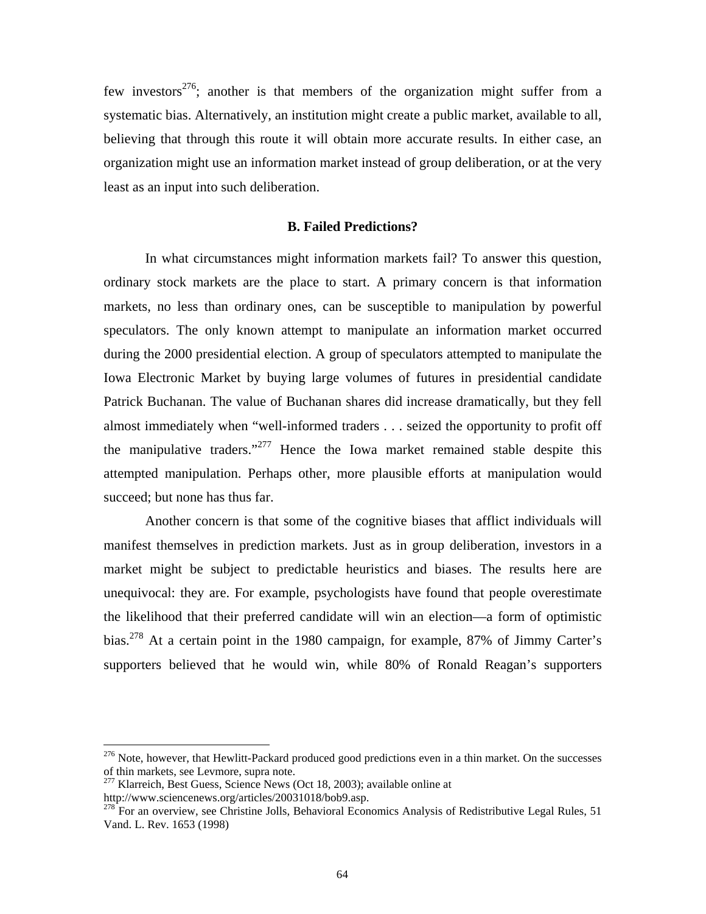few investors[276]; another is that members of the organization might suffer from a systematic bias. Alternatively, an institution might create a public market, available to all, believing that through this route it will obtain more accurate results. In either case, an organization might use an information market instead of group deliberation, or at the very least as an input into such deliberation.

### B. Failed Predictions?

In what circumstances might information markets fail? To answer this question, ordinary stock markets are the place to start. A primary concern is that information markets, no less than ordinary ones, can be susceptible to manipulation by powerful speculators. The only known attempt to manipulate an information market occurred during the 2000 presidential election. A group of speculators attempted to manipulate the Iowa Electronic Market by buying large volumes of futures in presidential candidate Patrick Buchanan. The value of Buchanan shares did increase dramatically, but they fell almost immediately when "well-informed traders . . . seized the opportunity to profit off the manipulative traders."[277] Hence the Iowa market remained stable despite this attempted manipulation. Perhaps other, more plausible efforts at manipulation would succeed; but none has thus far.

Another concern is that some of the cognitive biases that afflict individuals will manifest themselves in prediction markets. Just as in group deliberation, investors in a market might be subject to predictable heuristics and biases. The results here are unequivocal: they are. For example, psychologists have found that people overestimate the likelihood that their preferred candidate will win an election—a form of optimistic bias.[278] At a certain point in the 1980 campaign, for example, 87% of Jimmy Carter's supporters believed that he would win, while 80% of Ronald Reagan's supporters

---

[276] Note, however, that Hewlitt-Packard produced good predictions even in a thin market. On the successes of thin markets, see Levmore, supra note.

[277] Klarreich, Best Guess, Science News (Oct 18, 2003); available online at http://www.sciencenews.org/articles/20031018/bob9.asp.

[278] For an overview, see Christine Jolls, Behavioral Economics Analysis of Redistributive Legal Rules, 51 Vand. L. Rev. 1653 (1998)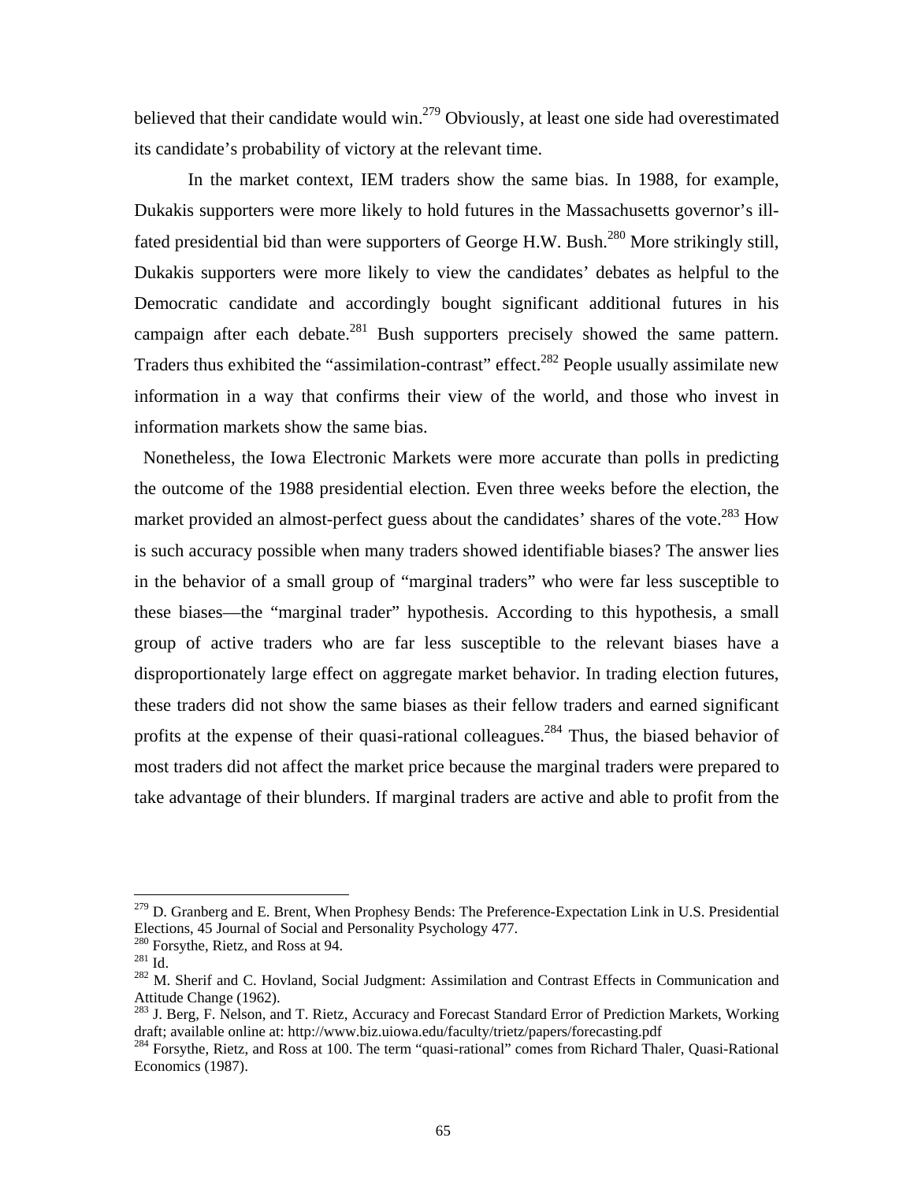believed that their candidate would win.[279] Obviously, at least one side had overestimated its candidate's probability of victory at the relevant time.

In the market context, IEM traders show the same bias. In 1988, for example, Dukakis supporters were more likely to hold futures in the Massachusetts governor's ill-fated presidential bid than were supporters of George H.W. Bush.[280] More strikingly still, Dukakis supporters were more likely to view the candidates' debates as helpful to the Democratic candidate and accordingly bought significant additional futures in his campaign after each debate.[281] Bush supporters precisely showed the same pattern. Traders thus exhibited the "assimilation-contrast" effect.[282] People usually assimilate new information in a way that confirms their view of the world, and those who invest in information markets show the same bias.

Nonetheless, the Iowa Electronic Markets were more accurate than polls in predicting the outcome of the 1988 presidential election. Even three weeks before the election, the market provided an almost-perfect guess about the candidates' shares of the vote.[283] How is such accuracy possible when many traders showed identifiable biases? The answer lies in the behavior of a small group of "marginal traders" who were far less susceptible to these biases—the "marginal trader" hypothesis. According to this hypothesis, a small group of active traders who are far less susceptible to the relevant biases have a disproportionately large effect on aggregate market behavior. In trading election futures, these traders did not show the same biases as their fellow traders and earned significant profits at the expense of their quasi-rational colleagues.[284] Thus, the biased behavior of most traders did not affect the market price because the marginal traders were prepared to take advantage of their blunders. If marginal traders are active and able to profit from the

---

[279] D. Granberg and E. Brent, When Prophesy Bends: The Preference-Expectation Link in U.S. Presidential Elections, 45 Journal of Social and Personality Psychology 477.

[280] Forsythe, Rietz, and Ross at 94.

[281] Id.

[282] M. Sherif and C. Hovland, Social Judgment: Assimilation and Contrast Effects in Communication and Attitude Change (1962).

[283] J. Berg, F. Nelson, and T. Rietz, Accuracy and Forecast Standard Error of Prediction Markets, Working draft; available online at: http://www.biz.uiowa.edu/faculty/trietz/papers/forecasting.pdf

[284] Forsythe, Rietz, and Ross at 100. The term "quasi-rational" comes from Richard Thaler, Quasi-Rational Economics (1987).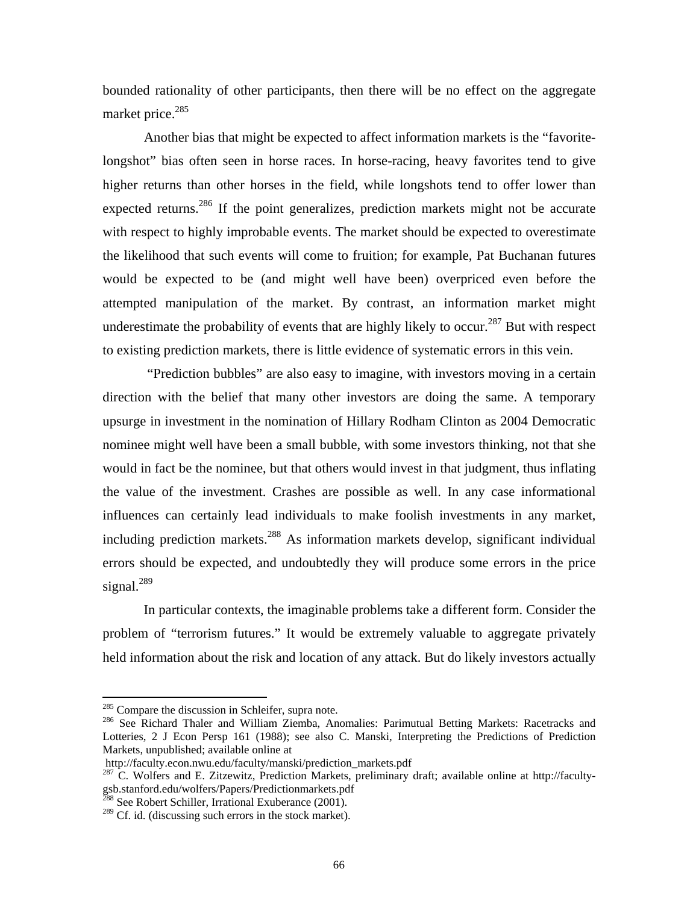bounded rationality of other participants, then there will be no effect on the aggregate market price.[285]

Another bias that might be expected to affect information markets is the "favorite-longshot" bias often seen in horse races. In horse-racing, heavy favorites tend to give higher returns than other horses in the field, while longshots tend to offer lower than expected returns.[286] If the point generalizes, prediction markets might not be accurate with respect to highly improbable events. The market should be expected to overestimate the likelihood that such events will come to fruition; for example, Pat Buchanan futures would be expected to be (and might well have been) overpriced even before the attempted manipulation of the market. By contrast, an information market might underestimate the probability of events that are highly likely to occur.[287] But with respect to existing prediction markets, there is little evidence of systematic errors in this vein.

"Prediction bubbles" are also easy to imagine, with investors moving in a certain direction with the belief that many other investors are doing the same. A temporary upsurge in investment in the nomination of Hillary Rodham Clinton as 2004 Democratic nominee might well have been a small bubble, with some investors thinking, not that she would in fact be the nominee, but that others would invest in that judgment, thus inflating the value of the investment. Crashes are possible as well. In any case informational influences can certainly lead individuals to make foolish investments in any market, including prediction markets.[288] As information markets develop, significant individual errors should be expected, and undoubtedly they will produce some errors in the price signal.[289]

In particular contexts, the imaginable problems take a different form. Consider the problem of "terrorism futures." It would be extremely valuable to aggregate privately held information about the risk and location of any attack. But do likely investors actually

---

[285] Compare the discussion in Schleifer, supra note.

[286] See Richard Thaler and William Ziemba, Anomalies: Parimutual Betting Markets: Racetracks and Lotteries, 2 J Econ Persp 161 (1988); see also C. Manski, Interpreting the Predictions of Prediction Markets, unpublished; available online at http://faculty.econ.nwu.edu/faculty/manski/prediction_markets.pdf

[287] C. Wolfers and E. Zitzewitz, Prediction Markets, preliminary draft; available online at http://faculty-gsb.stanford.edu/wolfers/Papers/Predictionmarkets.pdf

[288] See Robert Schiller, Irrational Exuberance (2001).

[289] Cf. id. (discussing such errors in the stock market).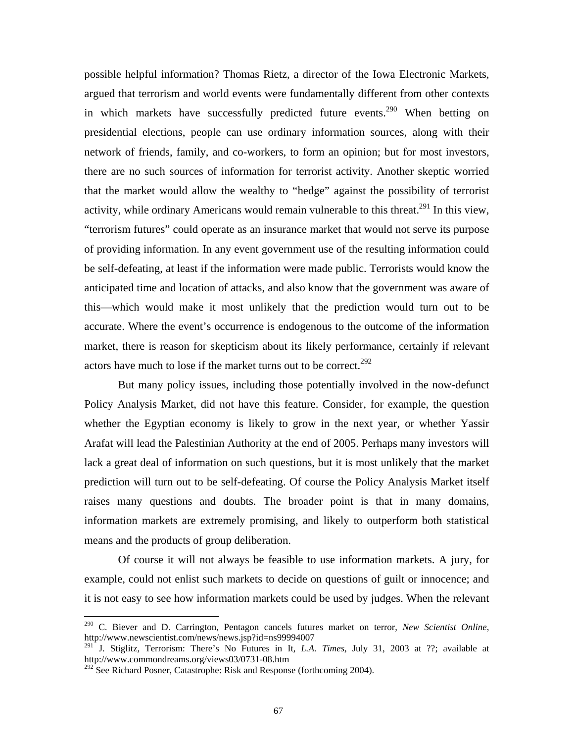possible helpful information? Thomas Rietz, a director of the Iowa Electronic Markets, argued that terrorism and world events were fundamentally different from other contexts in which markets have successfully predicted future events.[290] When betting on presidential elections, people can use ordinary information sources, along with their network of friends, family, and co-workers, to form an opinion; but for most investors, there are no such sources of information for terrorist activity. Another skeptic worried that the market would allow the wealthy to "hedge" against the possibility of terrorist activity, while ordinary Americans would remain vulnerable to this threat.[291] In this view, "terrorism futures" could operate as an insurance market that would not serve its purpose of providing information. In any event government use of the resulting information could be self-defeating, at least if the information were made public. Terrorists would know the anticipated time and location of attacks, and also know that the government was aware of this—which would make it most unlikely that the prediction would turn out to be accurate. Where the event's occurrence is endogenous to the outcome of the information market, there is reason for skepticism about its likely performance, certainly if relevant actors have much to lose if the market turns out to be correct.[292]

But many policy issues, including those potentially involved in the now-defunct Policy Analysis Market, did not have this feature. Consider, for example, the question whether the Egyptian economy is likely to grow in the next year, or whether Yassir Arafat will lead the Palestinian Authority at the end of 2005. Perhaps many investors will lack a great deal of information on such questions, but it is most unlikely that the market prediction will turn out to be self-defeating. Of course the Policy Analysis Market itself raises many questions and doubts. The broader point is that in many domains, information markets are extremely promising, and likely to outperform both statistical means and the products of group deliberation.

Of course it will not always be feasible to use information markets. A jury, for example, could not enlist such markets to decide on questions of guilt or innocence; and it is not easy to see how information markets could be used by judges. When the relevant

---

[290] C. Biever and D. Carrington, Pentagon cancels futures market on terror, *New Scientist Online*, http://www.newscientist.com/news/news.jsp?id=ns99994007

[291] J. Stiglitz, Terrorism: There's No Futures in It, *L.A. Times*, July 31, 2003 at ??; available at http://www.commondreams.org/views03/0731-08.htm

[292] See Richard Posner, Catastrophe: Risk and Response (forthcoming 2004).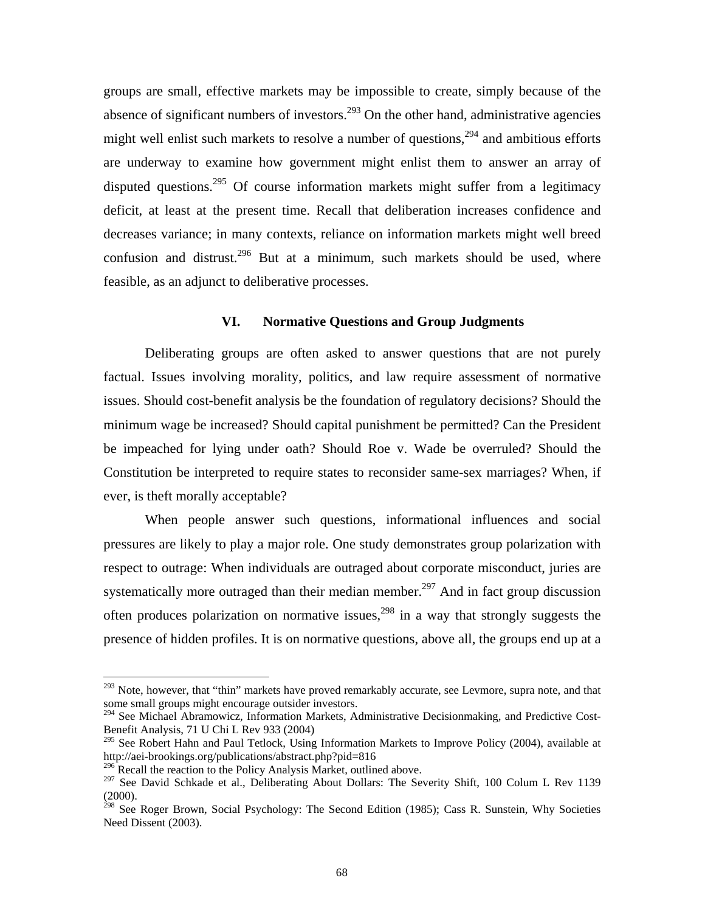groups are small, effective markets may be impossible to create, simply because of the absence of significant numbers of investors.[293] On the other hand, administrative agencies might well enlist such markets to resolve a number of questions,[294] and ambitious efforts are underway to examine how government might enlist them to answer an array of disputed questions.[295] Of course information markets might suffer from a legitimacy deficit, at least at the present time. Recall that deliberation increases confidence and decreases variance; in many contexts, reliance on information markets might well breed confusion and distrust.[296] But at a minimum, such markets should be used, where feasible, as an adjunct to deliberative processes.

## VI. Normative Questions and Group Judgments

Deliberating groups are often asked to answer questions that are not purely factual. Issues involving morality, politics, and law require assessment of normative issues. Should cost-benefit analysis be the foundation of regulatory decisions? Should the minimum wage be increased? Should capital punishment be permitted? Can the President be impeached for lying under oath? Should Roe v. Wade be overruled? Should the Constitution be interpreted to require states to reconsider same-sex marriages? When, if ever, is theft morally acceptable?

When people answer such questions, informational influences and social pressures are likely to play a major role. One study demonstrates group polarization with respect to outrage: When individuals are outraged about corporate misconduct, juries are systematically more outraged than their median member.[297] And in fact group discussion often produces polarization on normative issues,[298] in a way that strongly suggests the presence of hidden profiles. It is on normative questions, above all, the groups end up at a

---

[293] Note, however, that "thin" markets have proved remarkably accurate, see Levmore, supra note, and that some small groups might encourage outsider investors.

[294] See Michael Abramowicz, Information Markets, Administrative Decisionmaking, and Predictive Cost-Benefit Analysis, 71 U Chi L Rev 933 (2004)

[295] See Robert Hahn and Paul Tetlock, Using Information Markets to Improve Policy (2004), available at http://aei-brookings.org/publications/abstract.php?pid=816

[296] Recall the reaction to the Policy Analysis Market, outlined above.

[297] See David Schkade et al., Deliberating About Dollars: The Severity Shift, 100 Colum L Rev 1139 (2000).

[298] See Roger Brown, Social Psychology: The Second Edition (1985); Cass R. Sunstein, Why Societies Need Dissent (2003).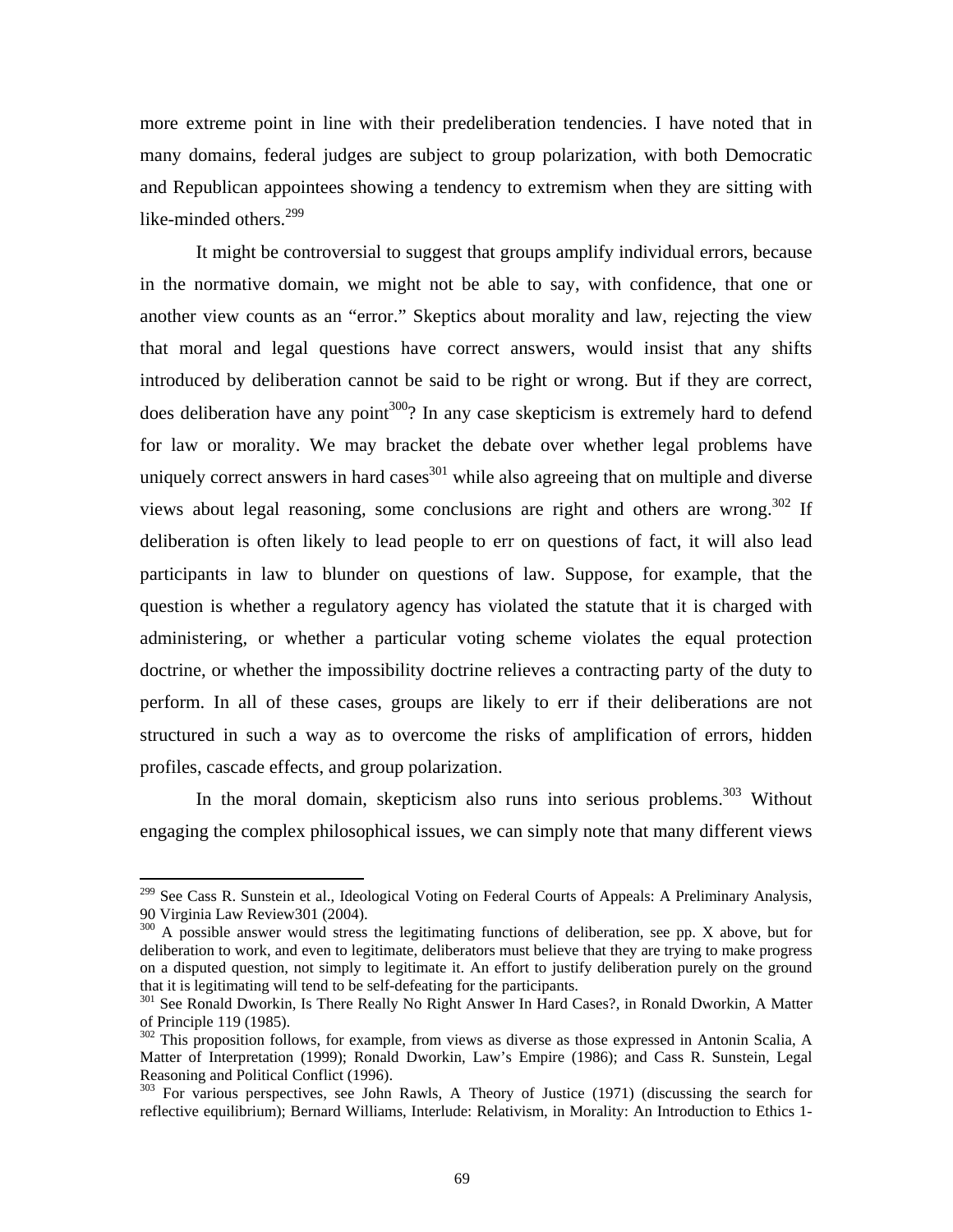more extreme point in line with their predeliberation tendencies. I have noted that in many domains, federal judges are subject to group polarization, with both Democratic and Republican appointees showing a tendency to extremism when they are sitting with like-minded others.[299]

It might be controversial to suggest that groups amplify individual errors, because in the normative domain, we might not be able to say, with confidence, that one or another view counts as an "error." Skeptics about morality and law, rejecting the view that moral and legal questions have correct answers, would insist that any shifts introduced by deliberation cannot be said to be right or wrong. But if they are correct, does deliberation have any point[300]? In any case skepticism is extremely hard to defend for law or morality. We may bracket the debate over whether legal problems have uniquely correct answers in hard cases[301] while also agreeing that on multiple and diverse views about legal reasoning, some conclusions are right and others are wrong.[302] If deliberation is often likely to lead people to err on questions of fact, it will also lead participants in law to blunder on questions of law. Suppose, for example, that the question is whether a regulatory agency has violated the statute that it is charged with administering, or whether a particular voting scheme violates the equal protection doctrine, or whether the impossibility doctrine relieves a contracting party of the duty to perform. In all of these cases, groups are likely to err if their deliberations are not structured in such a way as to overcome the risks of amplification of errors, hidden profiles, cascade effects, and group polarization.

In the moral domain, skepticism also runs into serious problems.[303] Without engaging the complex philosophical issues, we can simply note that many different views

---

[299] See Cass R. Sunstein et al., Ideological Voting on Federal Courts of Appeals: A Preliminary Analysis, 90 Virginia Law Review301 (2004).

[300] A possible answer would stress the legitimating functions of deliberation, see pp. X above, but for deliberation to work, and even to legitimate, deliberators must believe that they are trying to make progress on a disputed question, not simply to legitimate it. An effort to justify deliberation purely on the ground that it is legitimating will tend to be self-defeating for the participants.

[301] See Ronald Dworkin, Is There Really No Right Answer In Hard Cases?, in Ronald Dworkin, A Matter of Principle 119 (1985).

[302] This proposition follows, for example, from views as diverse as those expressed in Antonin Scalia, A Matter of Interpretation (1999); Ronald Dworkin, Law's Empire (1986); and Cass R. Sunstein, Legal Reasoning and Political Conflict (1996).

[303] For various perspectives, see John Rawls, A Theory of Justice (1971) (discussing the search for reflective equilibrium); Bernard Williams, Interlude: Relativism, in Morality: An Introduction to Ethics 1-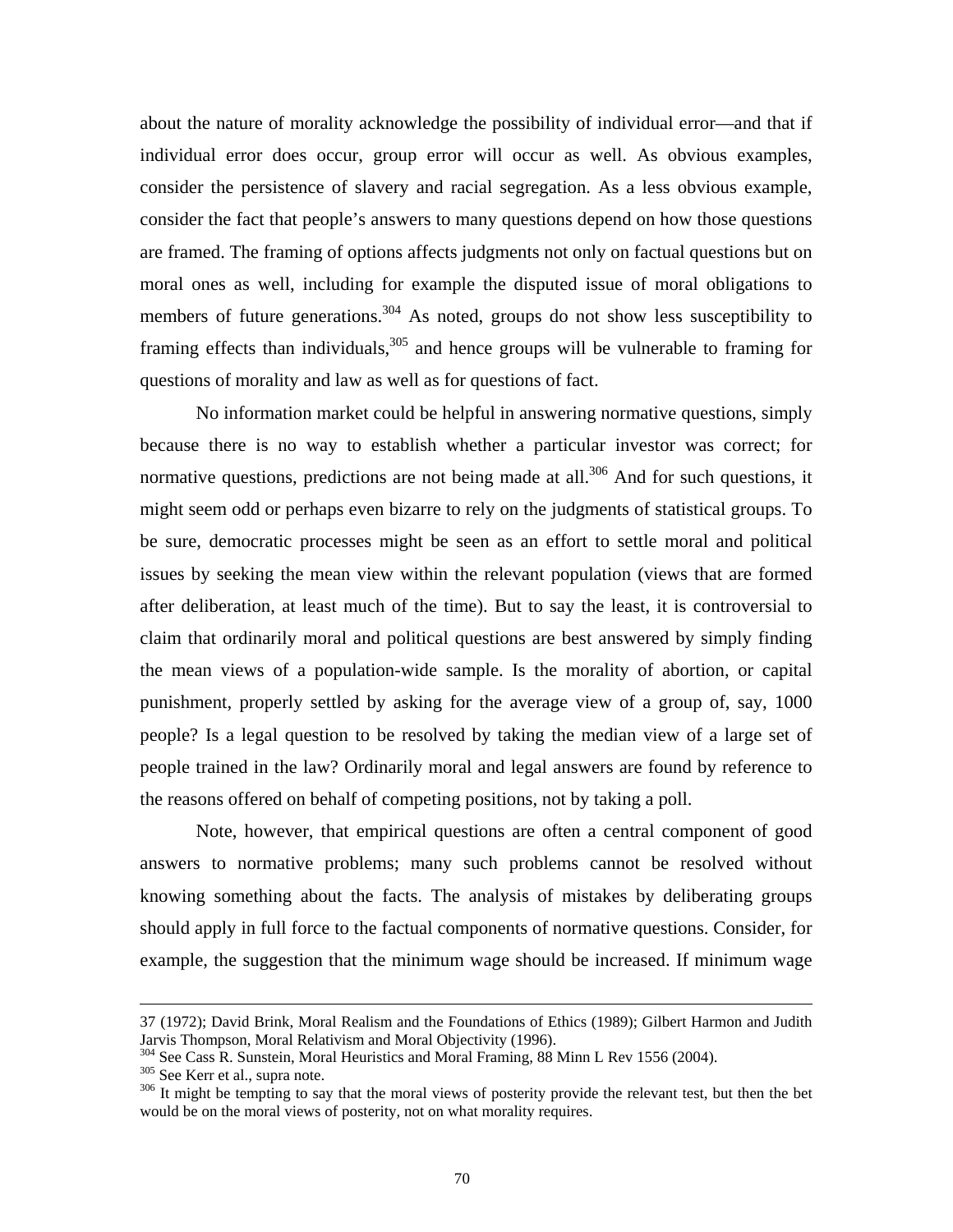about the nature of morality acknowledge the possibility of individual error—and that if individual error does occur, group error will occur as well. As obvious examples, consider the persistence of slavery and racial segregation. As a less obvious example, consider the fact that people's answers to many questions depend on how those questions are framed. The framing of options affects judgments not only on factual questions but on moral ones as well, including for example the disputed issue of moral obligations to members of future generations.[304] As noted, groups do not show less susceptibility to framing effects than individuals,[305] and hence groups will be vulnerable to framing for questions of morality and law as well as for questions of fact.

No information market could be helpful in answering normative questions, simply because there is no way to establish whether a particular investor was correct; for normative questions, predictions are not being made at all.[306] And for such questions, it might seem odd or perhaps even bizarre to rely on the judgments of statistical groups. To be sure, democratic processes might be seen as an effort to settle moral and political issues by seeking the mean view within the relevant population (views that are formed after deliberation, at least much of the time). But to say the least, it is controversial to claim that ordinarily moral and political questions are best answered by simply finding the mean views of a population-wide sample. Is the morality of abortion, or capital punishment, properly settled by asking for the average view of a group of, say, 1000 people? Is a legal question to be resolved by taking the median view of a large set of people trained in the law? Ordinarily moral and legal answers are found by reference to the reasons offered on behalf of competing positions, not by taking a poll.

Note, however, that empirical questions are often a central component of good answers to normative problems; many such problems cannot be resolved without knowing something about the facts. The analysis of mistakes by deliberating groups should apply in full force to the factual components of normative questions. Consider, for example, the suggestion that the minimum wage should be increased. If minimum wage

---

37 (1972); David Brink, Moral Realism and the Foundations of Ethics (1989); Gilbert Harmon and Judith Jarvis Thompson, Moral Relativism and Moral Objectivity (1996).

[304] See Cass R. Sunstein, Moral Heuristics and Moral Framing, 88 Minn L Rev 1556 (2004).

[305] See Kerr et al., supra note.

[306] It might be tempting to say that the moral views of posterity provide the relevant test, but then the bet would be on the moral views of posterity, not on what morality requires.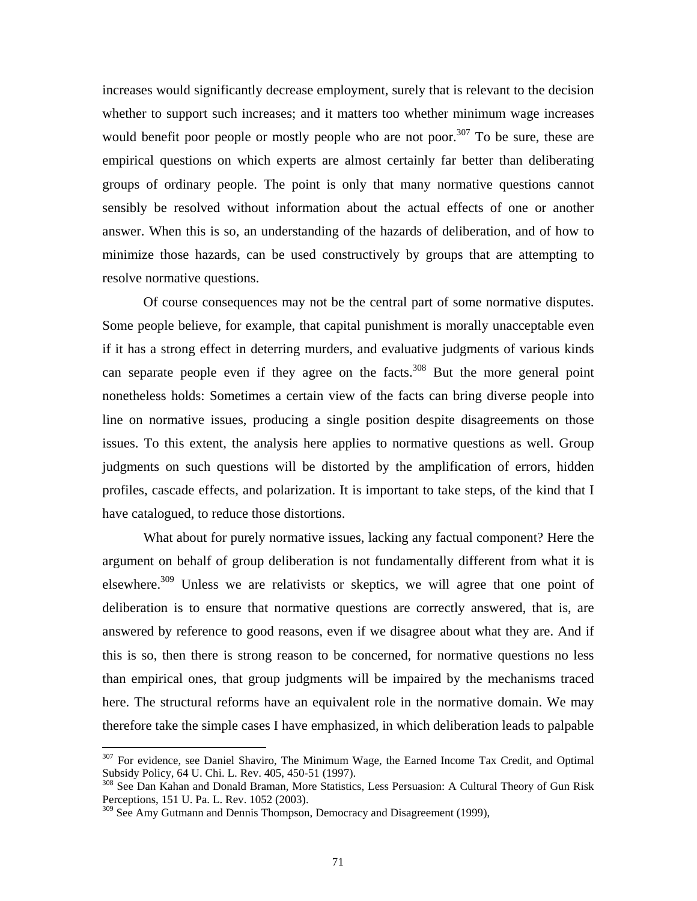increases would significantly decrease employment, surely that is relevant to the decision whether to support such increases; and it matters too whether minimum wage increases would benefit poor people or mostly people who are not poor.[307] To be sure, these are empirical questions on which experts are almost certainly far better than deliberating groups of ordinary people. The point is only that many normative questions cannot sensibly be resolved without information about the actual effects of one or another answer. When this is so, an understanding of the hazards of deliberation, and of how to minimize those hazards, can be used constructively by groups that are attempting to resolve normative questions.

Of course consequences may not be the central part of some normative disputes. Some people believe, for example, that capital punishment is morally unacceptable even if it has a strong effect in deterring murders, and evaluative judgments of various kinds can separate people even if they agree on the facts.[308] But the more general point nonetheless holds: Sometimes a certain view of the facts can bring diverse people into line on normative issues, producing a single position despite disagreements on those issues. To this extent, the analysis here applies to normative questions as well. Group judgments on such questions will be distorted by the amplification of errors, hidden profiles, cascade effects, and polarization. It is important to take steps, of the kind that I have catalogued, to reduce those distortions.

What about for purely normative issues, lacking any factual component? Here the argument on behalf of group deliberation is not fundamentally different from what it is elsewhere.[309] Unless we are relativists or skeptics, we will agree that one point of deliberation is to ensure that normative questions are correctly answered, that is, are answered by reference to good reasons, even if we disagree about what they are. And if this is so, then there is strong reason to be concerned, for normative questions no less than empirical ones, that group judgments will be impaired by the mechanisms traced here. The structural reforms have an equivalent role in the normative domain. We may therefore take the simple cases I have emphasized, in which deliberation leads to palpable

[307] For evidence, see Daniel Shaviro, The Minimum Wage, the Earned Income Tax Credit, and Optimal Subsidy Policy, 64 U. Chi. L. Rev. 405, 450-51 (1997).

[308] See Dan Kahan and Donald Braman, More Statistics, Less Persuasion: A Cultural Theory of Gun Risk Perceptions, 151 U. Pa. L. Rev. 1052 (2003).

[309] See Amy Gutmann and Dennis Thompson, Democracy and Disagreement (1999),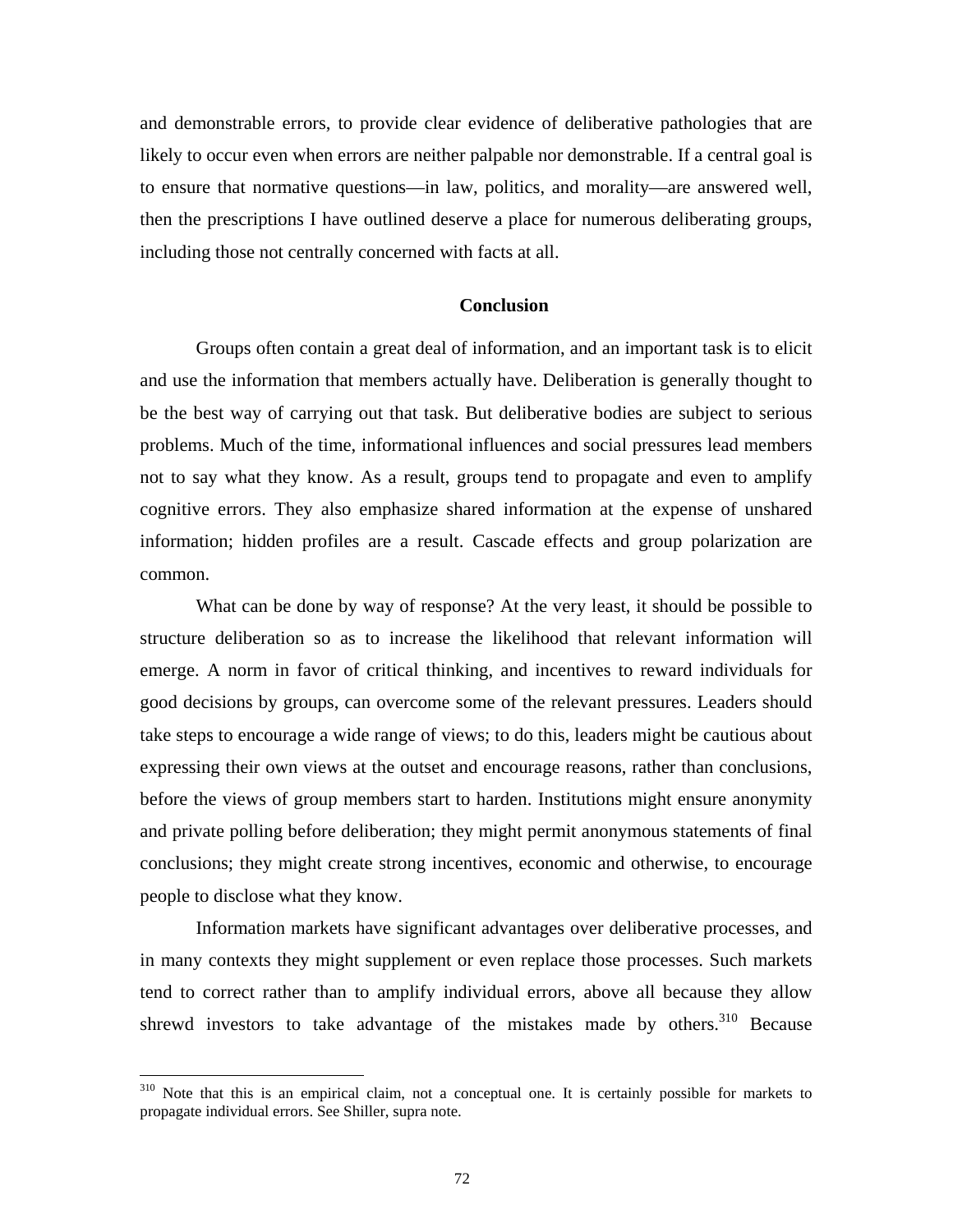and demonstrable errors, to provide clear evidence of deliberative pathologies that are likely to occur even when errors are neither palpable nor demonstrable. If a central goal is to ensure that normative questions—in law, politics, and morality—are answered well, then the prescriptions I have outlined deserve a place for numerous deliberating groups, including those not centrally concerned with facts at all.

## Conclusion

Groups often contain a great deal of information, and an important task is to elicit and use the information that members actually have. Deliberation is generally thought to be the best way of carrying out that task. But deliberative bodies are subject to serious problems. Much of the time, informational influences and social pressures lead members not to say what they know. As a result, groups tend to propagate and even to amplify cognitive errors. They also emphasize shared information at the expense of unshared information; hidden profiles are a result. Cascade effects and group polarization are common.

What can be done by way of response? At the very least, it should be possible to structure deliberation so as to increase the likelihood that relevant information will emerge. A norm in favor of critical thinking, and incentives to reward individuals for good decisions by groups, can overcome some of the relevant pressures. Leaders should take steps to encourage a wide range of views; to do this, leaders might be cautious about expressing their own views at the outset and encourage reasons, rather than conclusions, before the views of group members start to harden. Institutions might ensure anonymity and private polling before deliberation; they might permit anonymous statements of final conclusions; they might create strong incentives, economic and otherwise, to encourage people to disclose what they know.

Information markets have significant advantages over deliberative processes, and in many contexts they might supplement or even replace those processes. Such markets tend to correct rather than to amplify individual errors, above all because they allow shrewd investors to take advantage of the mistakes made by others.[310] Because

[310] Note that this is an empirical claim, not a conceptual one. It is certainly possible for markets to propagate individual errors. See Shiller, supra note.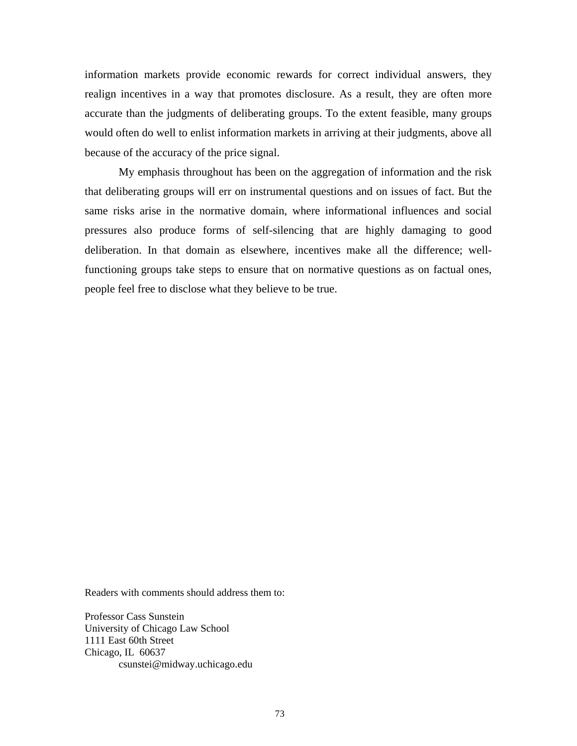information markets provide economic rewards for correct individual answers, they realign incentives in a way that promotes disclosure. As a result, they are often more accurate than the judgments of deliberating groups. To the extent feasible, many groups would often do well to enlist information markets in arriving at their judgments, above all because of the accuracy of the price signal.

My emphasis throughout has been on the aggregation of information and the risk that deliberating groups will err on instrumental questions and on issues of fact. But the same risks arise in the normative domain, where informational influences and social pressures also produce forms of self-silencing that are highly damaging to good deliberation. In that domain as elsewhere, incentives make all the difference; well-functioning groups take steps to ensure that on normative questions as on factual ones, people feel free to disclose what they believe to be true.

Readers with comments should address them to:

Professor Cass Sunstein  
University of Chicago Law School  
1111 East 60th Street  
Chicago, IL 60637  
csunstei@midway.uchicago.edu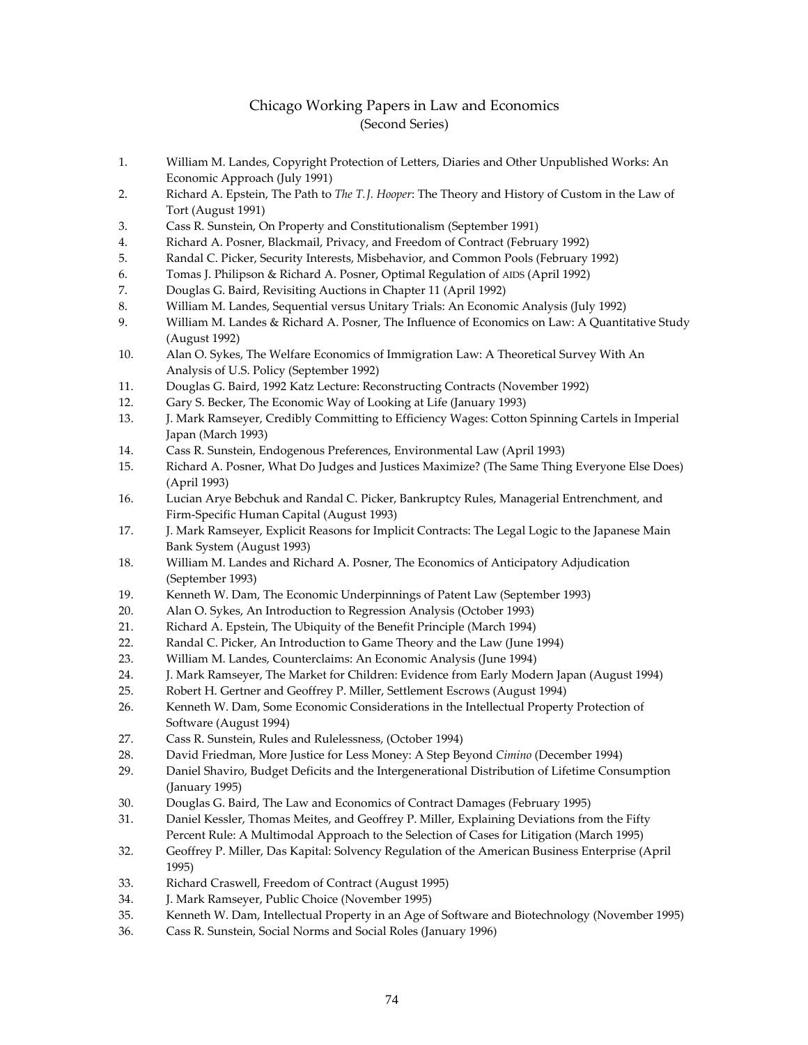# Chicago Working Papers in Law and Economics
(Second Series)

1. William M. Landes, Copyright Protection of Letters, Diaries and Other Unpublished Works: An Economic Approach (July 1991)
2. Richard A. Epstein, The Path to *The T. J. Hooper*: The Theory and History of Custom in the Law of Tort (August 1991)
3. Cass R. Sunstein, On Property and Constitutionalism (September 1991)
4. Richard A. Posner, Blackmail, Privacy, and Freedom of Contract (February 1992)
5. Randal C. Picker, Security Interests, Misbehavior, and Common Pools (February 1992)
6. Tomas J. Philipson & Richard A. Posner, Optimal Regulation of AIDS (April 1992)
7. Douglas G. Baird, Revisiting Auctions in Chapter 11 (April 1992)
8. William M. Landes, Sequential versus Unitary Trials: An Economic Analysis (July 1992)
9. William M. Landes & Richard A. Posner, The Influence of Economics on Law: A Quantitative Study (August 1992)
10. Alan O. Sykes, The Welfare Economics of Immigration Law: A Theoretical Survey With An Analysis of U.S. Policy (September 1992)
11. Douglas G. Baird, 1992 Katz Lecture: Reconstructing Contracts (November 1992)
12. Gary S. Becker, The Economic Way of Looking at Life (January 1993)
13. J. Mark Ramseyer, Credibly Committing to Efficiency Wages: Cotton Spinning Cartels in Imperial Japan (March 1993)
14. Cass R. Sunstein, Endogenous Preferences, Environmental Law (April 1993)
15. Richard A. Posner, What Do Judges and Justices Maximize? (The Same Thing Everyone Else Does) (April 1993)
16. Lucian Arye Bebchuk and Randal C. Picker, Bankruptcy Rules, Managerial Entrenchment, and Firm-Specific Human Capital (August 1993)
17. J. Mark Ramseyer, Explicit Reasons for Implicit Contracts: The Legal Logic to the Japanese Main Bank System (August 1993)
18. William M. Landes and Richard A. Posner, The Economics of Anticipatory Adjudication (September 1993)
19. Kenneth W. Dam, The Economic Underpinnings of Patent Law (September 1993)
20. Alan O. Sykes, An Introduction to Regression Analysis (October 1993)
21. Richard A. Epstein, The Ubiquity of the Benefit Principle (March 1994)
22. Randal C. Picker, An Introduction to Game Theory and the Law (June 1994)
23. William M. Landes, Counterclaims: An Economic Analysis (June 1994)
24. J. Mark Ramseyer, The Market for Children: Evidence from Early Modern Japan (August 1994)
25. Robert H. Gertner and Geoffrey P. Miller, Settlement Escrows (August 1994)
26. Kenneth W. Dam, Some Economic Considerations in the Intellectual Property Protection of Software (August 1994)
27. Cass R. Sunstein, Rules and Rulelessness, (October 1994)
28. David Friedman, More Justice for Less Money: A Step Beyond *Cimino* (December 1994)
29. Daniel Shaviro, Budget Deficits and the Intergenerational Distribution of Lifetime Consumption (January 1995)
30. Douglas G. Baird, The Law and Economics of Contract Damages (February 1995)
31. Daniel Kessler, Thomas Meites, and Geoffrey P. Miller, Explaining Deviations from the Fifty Percent Rule: A Multimodal Approach to the Selection of Cases for Litigation (March 1995)
32. Geoffrey P. Miller, Das Kapital: Solvency Regulation of the American Business Enterprise (April 1995)
33. Richard Craswell, Freedom of Contract (August 1995)
34. J. Mark Ramseyer, Public Choice (November 1995)
35. Kenneth W. Dam, Intellectual Property in an Age of Software and Biotechnology (November 1995)
36. Cass R. Sunstein, Social Norms and Social Roles (January 1996)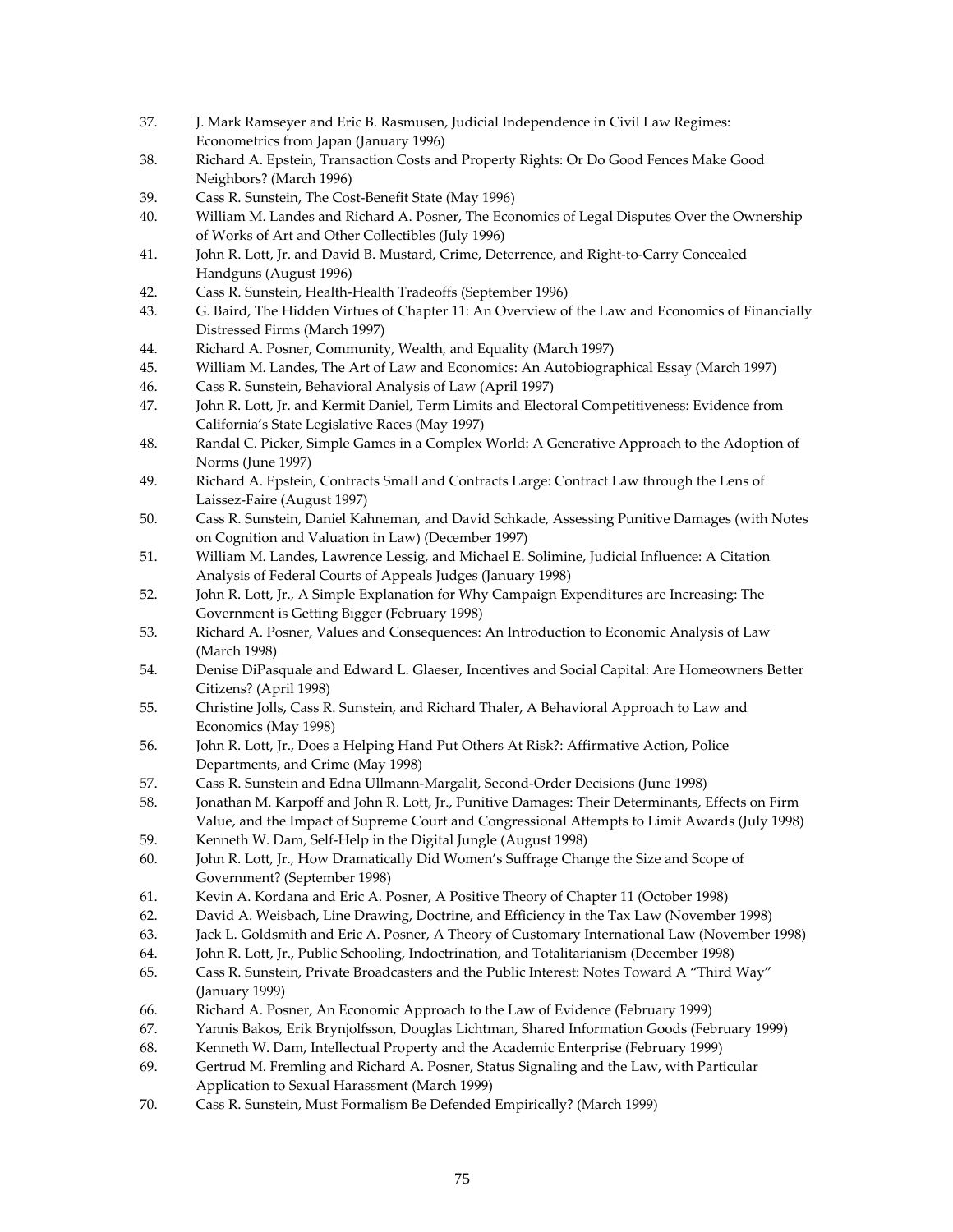37. J. Mark Ramseyer and Eric B. Rasmusen, Judicial Independence in Civil Law Regimes: Econometrics from Japan (January 1996)
38. Richard A. Epstein, Transaction Costs and Property Rights: Or Do Good Fences Make Good Neighbors? (March 1996)
39. Cass R. Sunstein, The Cost-Benefit State (May 1996)
40. William M. Landes and Richard A. Posner, The Economics of Legal Disputes Over the Ownership of Works of Art and Other Collectibles (July 1996)
41. John R. Lott, Jr. and David B. Mustard, Crime, Deterrence, and Right-to-Carry Concealed Handguns (August 1996)
42. Cass R. Sunstein, Health-Health Tradeoffs (September 1996)
43. G. Baird, The Hidden Virtues of Chapter 11: An Overview of the Law and Economics of Financially Distressed Firms (March 1997)
44. Richard A. Posner, Community, Wealth, and Equality (March 1997)
45. William M. Landes, The Art of Law and Economics: An Autobiographical Essay (March 1997)
46. Cass R. Sunstein, Behavioral Analysis of Law (April 1997)
47. John R. Lott, Jr. and Kermit Daniel, Term Limits and Electoral Competitiveness: Evidence from California's State Legislative Races (May 1997)
48. Randal C. Picker, Simple Games in a Complex World: A Generative Approach to the Adoption of Norms (June 1997)
49. Richard A. Epstein, Contracts Small and Contracts Large: Contract Law through the Lens of Laissez-Faire (August 1997)
50. Cass R. Sunstein, Daniel Kahneman, and David Schkade, Assessing Punitive Damages (with Notes on Cognition and Valuation in Law) (December 1997)
51. William M. Landes, Lawrence Lessig, and Michael E. Solimine, Judicial Influence: A Citation Analysis of Federal Courts of Appeals Judges (January 1998)
52. John R. Lott, Jr., A Simple Explanation for Why Campaign Expenditures are Increasing: The Government is Getting Bigger (February 1998)
53. Richard A. Posner, Values and Consequences: An Introduction to Economic Analysis of Law (March 1998)
54. Denise DiPasquale and Edward L. Glaeser, Incentives and Social Capital: Are Homeowners Better Citizens? (April 1998)
55. Christine Jolls, Cass R. Sunstein, and Richard Thaler, A Behavioral Approach to Law and Economics (May 1998)
56. John R. Lott, Jr., Does a Helping Hand Put Others At Risk?: Affirmative Action, Police Departments, and Crime (May 1998)
57. Cass R. Sunstein and Edna Ullmann-Margalit, Second-Order Decisions (June 1998)
58. Jonathan M. Karpoff and John R. Lott, Jr., Punitive Damages: Their Determinants, Effects on Firm Value, and the Impact of Supreme Court and Congressional Attempts to Limit Awards (July 1998)
59. Kenneth W. Dam, Self-Help in the Digital Jungle (August 1998)
60. John R. Lott, Jr., How Dramatically Did Women's Suffrage Change the Size and Scope of Government? (September 1998)
61. Kevin A. Kordana and Eric A. Posner, A Positive Theory of Chapter 11 (October 1998)
62. David A. Weisbach, Line Drawing, Doctrine, and Efficiency in the Tax Law (November 1998)
63. Jack L. Goldsmith and Eric A. Posner, A Theory of Customary International Law (November 1998)
64. John R. Lott, Jr., Public Schooling, Indoctrination, and Totalitarianism (December 1998)
65. Cass R. Sunstein, Private Broadcasters and the Public Interest: Notes Toward A "Third Way" (January 1999)
66. Richard A. Posner, An Economic Approach to the Law of Evidence (February 1999)
67. Yannis Bakos, Erik Brynjolfsson, Douglas Lichtman, Shared Information Goods (February 1999)
68. Kenneth W. Dam, Intellectual Property and the Academic Enterprise (February 1999)
69. Gertrud M. Fremling and Richard A. Posner, Status Signaling and the Law, with Particular Application to Sexual Harassment (March 1999)
70. Cass R. Sunstein, Must Formalism Be Defended Empirically? (March 1999)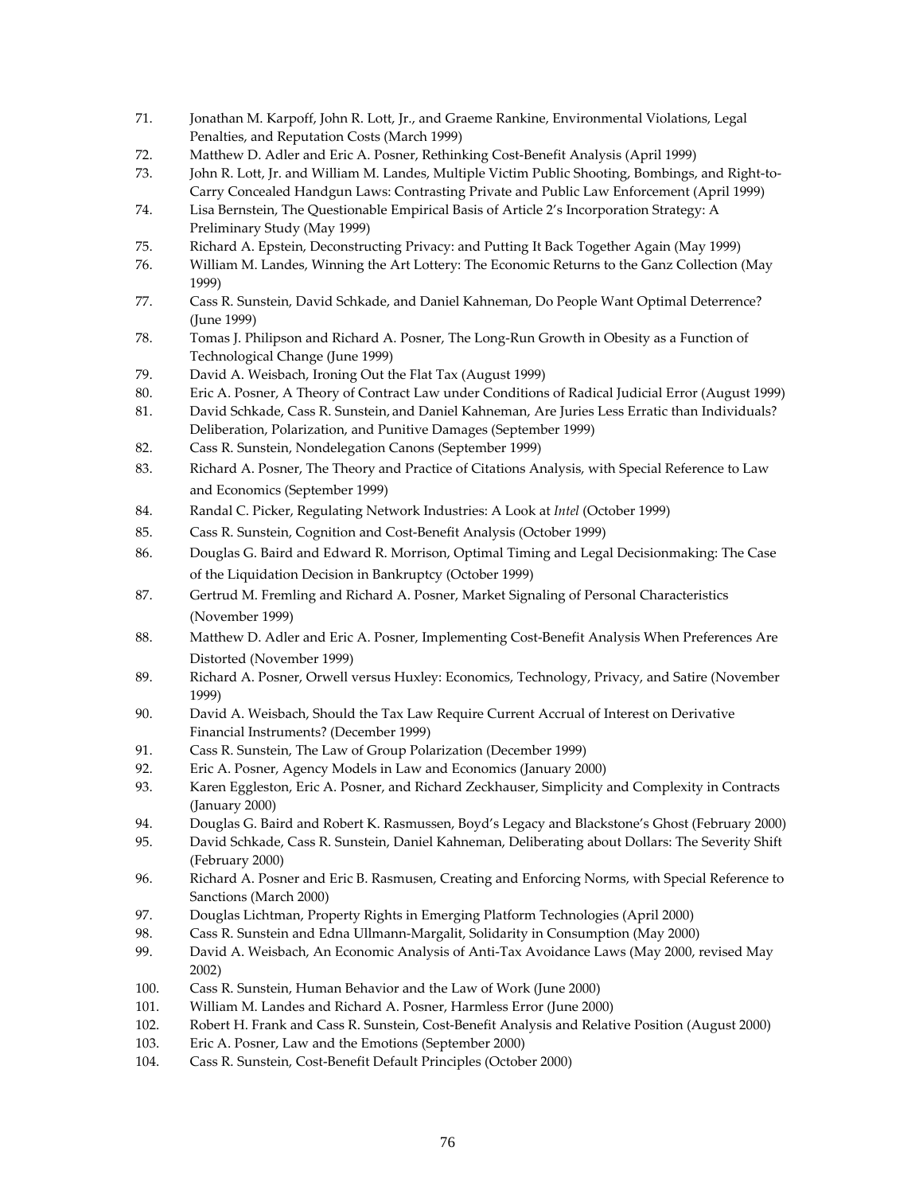71. Jonathan M. Karpoff, John R. Lott, Jr., and Graeme Rankine, Environmental Violations, Legal Penalties, and Reputation Costs (March 1999)
72. Matthew D. Adler and Eric A. Posner, Rethinking Cost-Benefit Analysis (April 1999)
73. John R. Lott, Jr. and William M. Landes, Multiple Victim Public Shooting, Bombings, and Right-to-Carry Concealed Handgun Laws: Contrasting Private and Public Law Enforcement (April 1999)
74. Lisa Bernstein, The Questionable Empirical Basis of Article 2's Incorporation Strategy: A Preliminary Study (May 1999)
75. Richard A. Epstein, Deconstructing Privacy: and Putting It Back Together Again (May 1999)
76. William M. Landes, Winning the Art Lottery: The Economic Returns to the Ganz Collection (May 1999)
77. Cass R. Sunstein, David Schkade, and Daniel Kahneman, Do People Want Optimal Deterrence? (June 1999)
78. Tomas J. Philipson and Richard A. Posner, The Long-Run Growth in Obesity as a Function of Technological Change (June 1999)
79. David A. Weisbach, Ironing Out the Flat Tax (August 1999)
80. Eric A. Posner, A Theory of Contract Law under Conditions of Radical Judicial Error (August 1999)
81. David Schkade, Cass R. Sunstein, and Daniel Kahneman, Are Juries Less Erratic than Individuals? Deliberation, Polarization, and Punitive Damages (September 1999)
82. Cass R. Sunstein, Nondelegation Canons (September 1999)
83. Richard A. Posner, The Theory and Practice of Citations Analysis, with Special Reference to Law and Economics (September 1999)
84. Randal C. Picker, Regulating Network Industries: A Look at *Intel* (October 1999)
85. Cass R. Sunstein, Cognition and Cost-Benefit Analysis (October 1999)
86. Douglas G. Baird and Edward R. Morrison, Optimal Timing and Legal Decisionmaking: The Case of the Liquidation Decision in Bankruptcy (October 1999)
87. Gertrud M. Fremling and Richard A. Posner, Market Signaling of Personal Characteristics (November 1999)
88. Matthew D. Adler and Eric A. Posner, Implementing Cost-Benefit Analysis When Preferences Are Distorted (November 1999)
89. Richard A. Posner, Orwell versus Huxley: Economics, Technology, Privacy, and Satire (November 1999)
90. David A. Weisbach, Should the Tax Law Require Current Accrual of Interest on Derivative Financial Instruments? (December 1999)
91. Cass R. Sunstein, The Law of Group Polarization (December 1999)
92. Eric A. Posner, Agency Models in Law and Economics (January 2000)
93. Karen Eggleston, Eric A. Posner, and Richard Zeckhauser, Simplicity and Complexity in Contracts (January 2000)
94. Douglas G. Baird and Robert K. Rasmussen, Boyd's Legacy and Blackstone's Ghost (February 2000)
95. David Schkade, Cass R. Sunstein, Daniel Kahneman, Deliberating about Dollars: The Severity Shift (February 2000)
96. Richard A. Posner and Eric B. Rasmusen, Creating and Enforcing Norms, with Special Reference to Sanctions (March 2000)
97. Douglas Lichtman, Property Rights in Emerging Platform Technologies (April 2000)
98. Cass R. Sunstein and Edna Ullmann-Margalit, Solidarity in Consumption (May 2000)
99. David A. Weisbach, An Economic Analysis of Anti-Tax Avoidance Laws (May 2000, revised May 2002)
100. Cass R. Sunstein, Human Behavior and the Law of Work (June 2000)
101. William M. Landes and Richard A. Posner, Harmless Error (June 2000)
102. Robert H. Frank and Cass R. Sunstein, Cost-Benefit Analysis and Relative Position (August 2000)
103. Eric A. Posner, Law and the Emotions (September 2000)
104. Cass R. Sunstein, Cost-Benefit Default Principles (October 2000)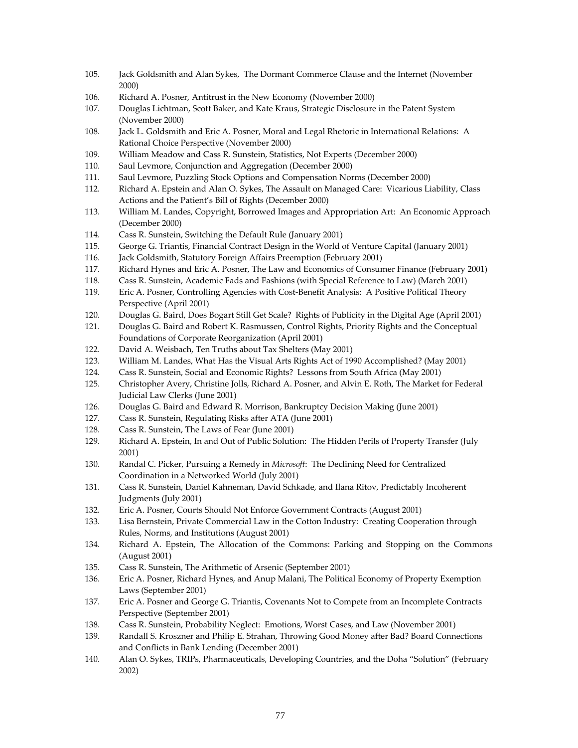105. Jack Goldsmith and Alan Sykes, The Dormant Commerce Clause and the Internet (November 2000)
106. Richard A. Posner, Antitrust in the New Economy (November 2000)
107. Douglas Lichtman, Scott Baker, and Kate Kraus, Strategic Disclosure in the Patent System (November 2000)
108. Jack L. Goldsmith and Eric A. Posner, Moral and Legal Rhetoric in International Relations: A Rational Choice Perspective (November 2000)
109. William Meadow and Cass R. Sunstein, Statistics, Not Experts (December 2000)
110. Saul Levmore, Conjunction and Aggregation (December 2000)
111. Saul Levmore, Puzzling Stock Options and Compensation Norms (December 2000)
112. Richard A. Epstein and Alan O. Sykes, The Assault on Managed Care: Vicarious Liability, Class Actions and the Patient's Bill of Rights (December 2000)
113. William M. Landes, Copyright, Borrowed Images and Appropriation Art: An Economic Approach (December 2000)
114. Cass R. Sunstein, Switching the Default Rule (January 2001)
115. George G. Triantis, Financial Contract Design in the World of Venture Capital (January 2001)
116. Jack Goldsmith, Statutory Foreign Affairs Preemption (February 2001)
117. Richard Hynes and Eric A. Posner, The Law and Economics of Consumer Finance (February 2001)
118. Cass R. Sunstein, Academic Fads and Fashions (with Special Reference to Law) (March 2001)
119. Eric A. Posner, Controlling Agencies with Cost-Benefit Analysis: A Positive Political Theory Perspective (April 2001)
120. Douglas G. Baird, Does Bogart Still Get Scale? Rights of Publicity in the Digital Age (April 2001)
121. Douglas G. Baird and Robert K. Rasmussen, Control Rights, Priority Rights and the Conceptual Foundations of Corporate Reorganization (April 2001)
122. David A. Weisbach, Ten Truths about Tax Shelters (May 2001)
123. William M. Landes, What Has the Visual Arts Rights Act of 1990 Accomplished? (May 2001)
124. Cass R. Sunstein, Social and Economic Rights? Lessons from South Africa (May 2001)
125. Christopher Avery, Christine Jolls, Richard A. Posner, and Alvin E. Roth, The Market for Federal Judicial Law Clerks (June 2001)
126. Douglas G. Baird and Edward R. Morrison, Bankruptcy Decision Making (June 2001)
127. Cass R. Sunstein, Regulating Risks after ATA (June 2001)
128. Cass R. Sunstein, The Laws of Fear (June 2001)
129. Richard A. Epstein, In and Out of Public Solution: The Hidden Perils of Property Transfer (July 2001)
130. Randal C. Picker, Pursuing a Remedy in *Microsoft*: The Declining Need for Centralized Coordination in a Networked World (July 2001)
131. Cass R. Sunstein, Daniel Kahneman, David Schkade, and Ilana Ritov, Predictably Incoherent Judgments (July 2001)
132. Eric A. Posner, Courts Should Not Enforce Government Contracts (August 2001)
133. Lisa Bernstein, Private Commercial Law in the Cotton Industry: Creating Cooperation through Rules, Norms, and Institutions (August 2001)
134. Richard A. Epstein, The Allocation of the Commons: Parking and Stopping on the Commons (August 2001)
135. Cass R. Sunstein, The Arithmetic of Arsenic (September 2001)
136. Eric A. Posner, Richard Hynes, and Anup Malani, The Political Economy of Property Exemption Laws (September 2001)
137. Eric A. Posner and George G. Triantis, Covenants Not to Compete from an Incomplete Contracts Perspective (September 2001)
138. Cass R. Sunstein, Probability Neglect: Emotions, Worst Cases, and Law (November 2001)
139. Randall S. Kroszner and Philip E. Strahan, Throwing Good Money after Bad? Board Connections and Conflicts in Bank Lending (December 2001)
140. Alan O. Sykes, TRIPs, Pharmaceuticals, Developing Countries, and the Doha "Solution" (February 2002)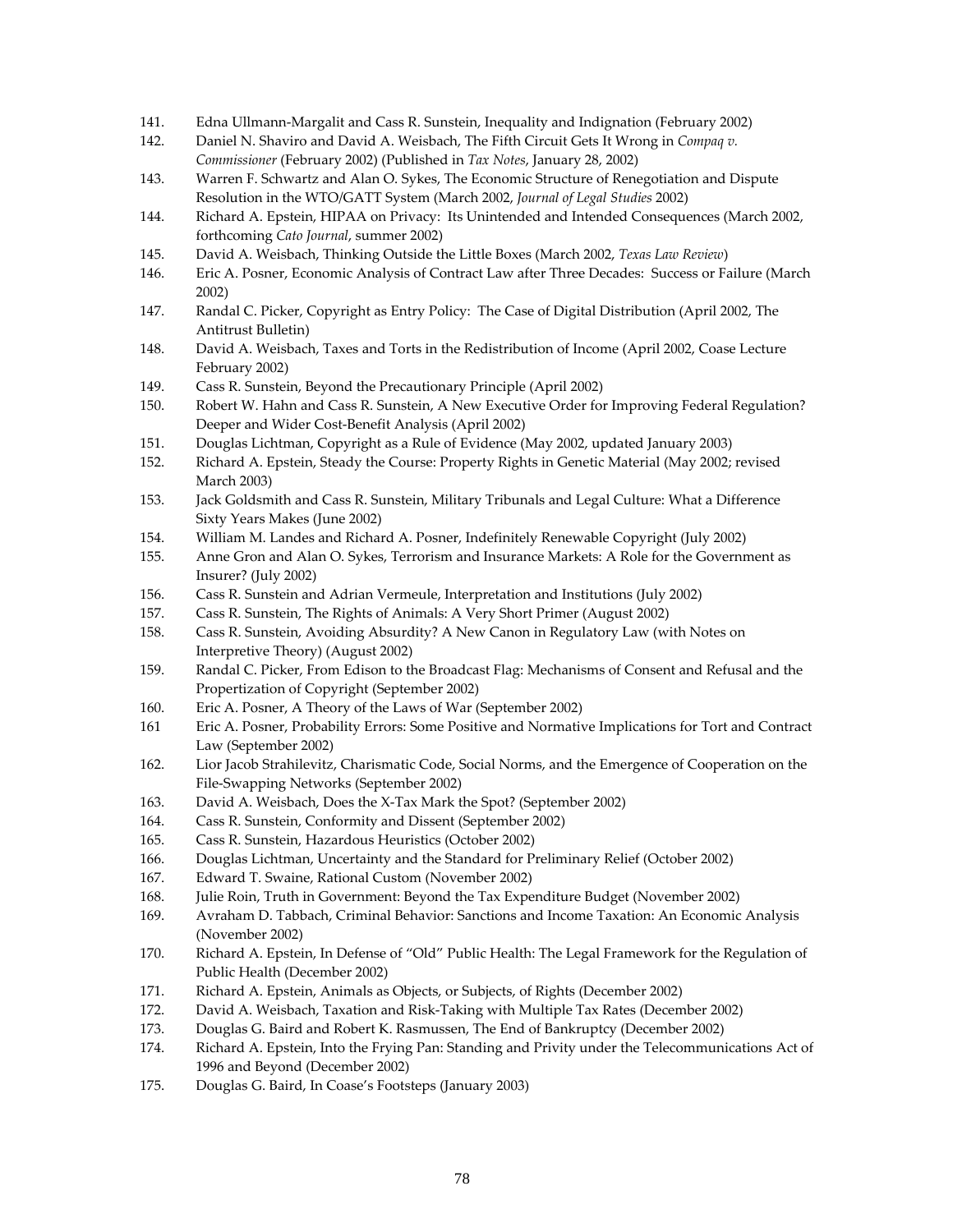141. Edna Ullmann-Margalit and Cass R. Sunstein, Inequality and Indignation (February 2002)
142. Daniel N. Shaviro and David A. Weisbach, The Fifth Circuit Gets It Wrong in *Compaq v. Commissioner* (February 2002) (Published in *Tax Notes*, January 28, 2002)
143. Warren F. Schwartz and Alan O. Sykes, The Economic Structure of Renegotiation and Dispute Resolution in the WTO/GATT System (March 2002, *Journal of Legal Studies* 2002)
144. Richard A. Epstein, HIPAA on Privacy: Its Unintended and Intended Consequences (March 2002, forthcoming *Cato Journal*, summer 2002)
145. David A. Weisbach, Thinking Outside the Little Boxes (March 2002, *Texas Law Review*)
146. Eric A. Posner, Economic Analysis of Contract Law after Three Decades: Success or Failure (March 2002)
147. Randal C. Picker, Copyright as Entry Policy: The Case of Digital Distribution (April 2002, The Antitrust Bulletin)
148. David A. Weisbach, Taxes and Torts in the Redistribution of Income (April 2002, Coase Lecture February 2002)
149. Cass R. Sunstein, Beyond the Precautionary Principle (April 2002)
150. Robert W. Hahn and Cass R. Sunstein, A New Executive Order for Improving Federal Regulation? Deeper and Wider Cost-Benefit Analysis (April 2002)
151. Douglas Lichtman, Copyright as a Rule of Evidence (May 2002, updated January 2003)
152. Richard A. Epstein, Steady the Course: Property Rights in Genetic Material (May 2002; revised March 2003)
153. Jack Goldsmith and Cass R. Sunstein, Military Tribunals and Legal Culture: What a Difference Sixty Years Makes (June 2002)
154. William M. Landes and Richard A. Posner, Indefinitely Renewable Copyright (July 2002)
155. Anne Gron and Alan O. Sykes, Terrorism and Insurance Markets: A Role for the Government as Insurer? (July 2002)
156. Cass R. Sunstein and Adrian Vermeule, Interpretation and Institutions (July 2002)
157. Cass R. Sunstein, The Rights of Animals: A Very Short Primer (August 2002)
158. Cass R. Sunstein, Avoiding Absurdity? A New Canon in Regulatory Law (with Notes on Interpretive Theory) (August 2002)
159. Randal C. Picker, From Edison to the Broadcast Flag: Mechanisms of Consent and Refusal and the Propertization of Copyright (September 2002)
160. Eric A. Posner, A Theory of the Laws of War (September 2002)
161 Eric A. Posner, Probability Errors: Some Positive and Normative Implications for Tort and Contract Law (September 2002)
162. Lior Jacob Strahilevitz, Charismatic Code, Social Norms, and the Emergence of Cooperation on the File-Swapping Networks (September 2002)
163. David A. Weisbach, Does the X-Tax Mark the Spot? (September 2002)
164. Cass R. Sunstein, Conformity and Dissent (September 2002)
165. Cass R. Sunstein, Hazardous Heuristics (October 2002)
166. Douglas Lichtman, Uncertainty and the Standard for Preliminary Relief (October 2002)
167. Edward T. Swaine, Rational Custom (November 2002)
168. Julie Roin, Truth in Government: Beyond the Tax Expenditure Budget (November 2002)
169. Avraham D. Tabbach, Criminal Behavior: Sanctions and Income Taxation: An Economic Analysis (November 2002)
170. Richard A. Epstein, In Defense of "Old" Public Health: The Legal Framework for the Regulation of Public Health (December 2002)
171. Richard A. Epstein, Animals as Objects, or Subjects, of Rights (December 2002)
172. David A. Weisbach, Taxation and Risk-Taking with Multiple Tax Rates (December 2002)
173. Douglas G. Baird and Robert K. Rasmussen, The End of Bankruptcy (December 2002)
174. Richard A. Epstein, Into the Frying Pan: Standing and Privity under the Telecommunications Act of 1996 and Beyond (December 2002)
175. Douglas G. Baird, In Coase's Footsteps (January 2003)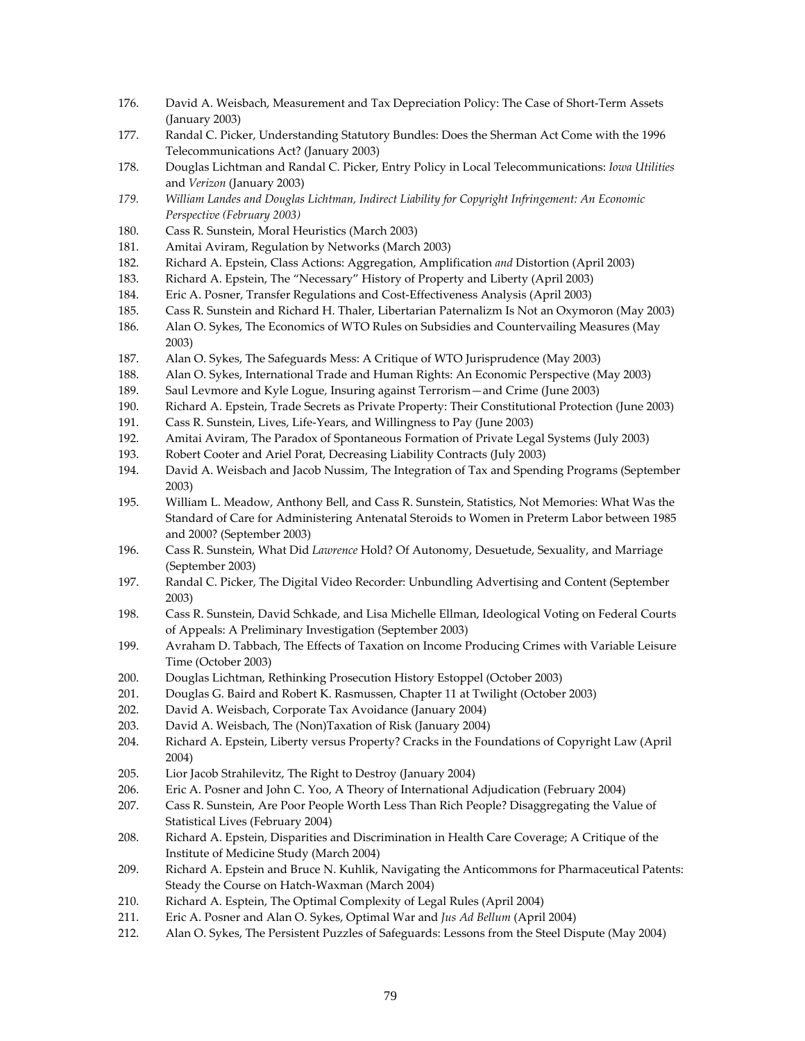176. David A. Weisbach, Measurement and Tax Depreciation Policy: The Case of Short-Term Assets (January 2003)
177. Randal C. Picker, Understanding Statutory Bundles: Does the Sherman Act Come with the 1996 Telecommunications Act? (January 2003)
178. Douglas Lichtman and Randal C. Picker, Entry Policy in Local Telecommunications: *Iowa Utilities* and *Verizon* (January 2003)
179. *William Landes and Douglas Lichtman, Indirect Liability for Copyright Infringement: An Economic Perspective (February 2003)*
180. Cass R. Sunstein, Moral Heuristics (March 2003)
181. Amitai Aviram, Regulation by Networks (March 2003)
182. Richard A. Epstein, Class Actions: Aggregation, Amplification *and* Distortion (April 2003)
183. Richard A. Epstein, The "Necessary" History of Property and Liberty (April 2003)
184. Eric A. Posner, Transfer Regulations and Cost-Effectiveness Analysis (April 2003)
185. Cass R. Sunstein and Richard H. Thaler, Libertarian Paternalizm Is Not an Oxymoron (May 2003)
186. Alan O. Sykes, The Economics of WTO Rules on Subsidies and Countervailing Measures (May 2003)
187. Alan O. Sykes, The Safeguards Mess: A Critique of WTO Jurisprudence (May 2003)
188. Alan O. Sykes, International Trade and Human Rights: An Economic Perspective (May 2003)
189. Saul Levmore and Kyle Logue, Insuring against Terrorism—and Crime (June 2003)
190. Richard A. Epstein, Trade Secrets as Private Property: Their Constitutional Protection (June 2003)
191. Cass R. Sunstein, Lives, Life-Years, and Willingness to Pay (June 2003)
192. Amitai Aviram, The Paradox of Spontaneous Formation of Private Legal Systems (July 2003)
193. Robert Cooter and Ariel Porat, Decreasing Liability Contracts (July 2003)
194. David A. Weisbach and Jacob Nussim, The Integration of Tax and Spending Programs (September 2003)
195. William L. Meadow, Anthony Bell, and Cass R. Sunstein, Statistics, Not Memories: What Was the Standard of Care for Administering Antenatal Steroids to Women in Preterm Labor between 1985 and 2000? (September 2003)
196. Cass R. Sunstein, What Did *Lawrence* Hold? Of Autonomy, Desuetude, Sexuality, and Marriage (September 2003)
197. Randal C. Picker, The Digital Video Recorder: Unbundling Advertising and Content (September 2003)
198. Cass R. Sunstein, David Schkade, and Lisa Michelle Ellman, Ideological Voting on Federal Courts of Appeals: A Preliminary Investigation (September 2003)
199. Avraham D. Tabbach, The Effects of Taxation on Income Producing Crimes with Variable Leisure Time (October 2003)
200. Douglas Lichtman, Rethinking Prosecution History Estoppel (October 2003)
201. Douglas G. Baird and Robert K. Rasmussen, Chapter 11 at Twilight (October 2003)
202. David A. Weisbach, Corporate Tax Avoidance (January 2004)
203. David A. Weisbach, The (Non)Taxation of Risk (January 2004)
204. Richard A. Epstein, Liberty versus Property? Cracks in the Foundations of Copyright Law (April 2004)
205. Lior Jacob Strahilevitz, The Right to Destroy (January 2004)
206. Eric A. Posner and John C. Yoo, A Theory of International Adjudication (February 2004)
207. Cass R. Sunstein, Are Poor People Worth Less Than Rich People? Disaggregating the Value of Statistical Lives (February 2004)
208. Richard A. Epstein, Disparities and Discrimination in Health Care Coverage; A Critique of the Institute of Medicine Study (March 2004)
209. Richard A. Epstein and Bruce N. Kuhlik, Navigating the Anticommons for Pharmaceutical Patents: Steady the Course on Hatch-Waxman (March 2004)
210. Richard A. Esptein, The Optimal Complexity of Legal Rules (April 2004)
211. Eric A. Posner and Alan O. Sykes, Optimal War and *Jus Ad Bellum* (April 2004)
212. Alan O. Sykes, The Persistent Puzzles of Safeguards: Lessons from the Steel Dispute (May 2004)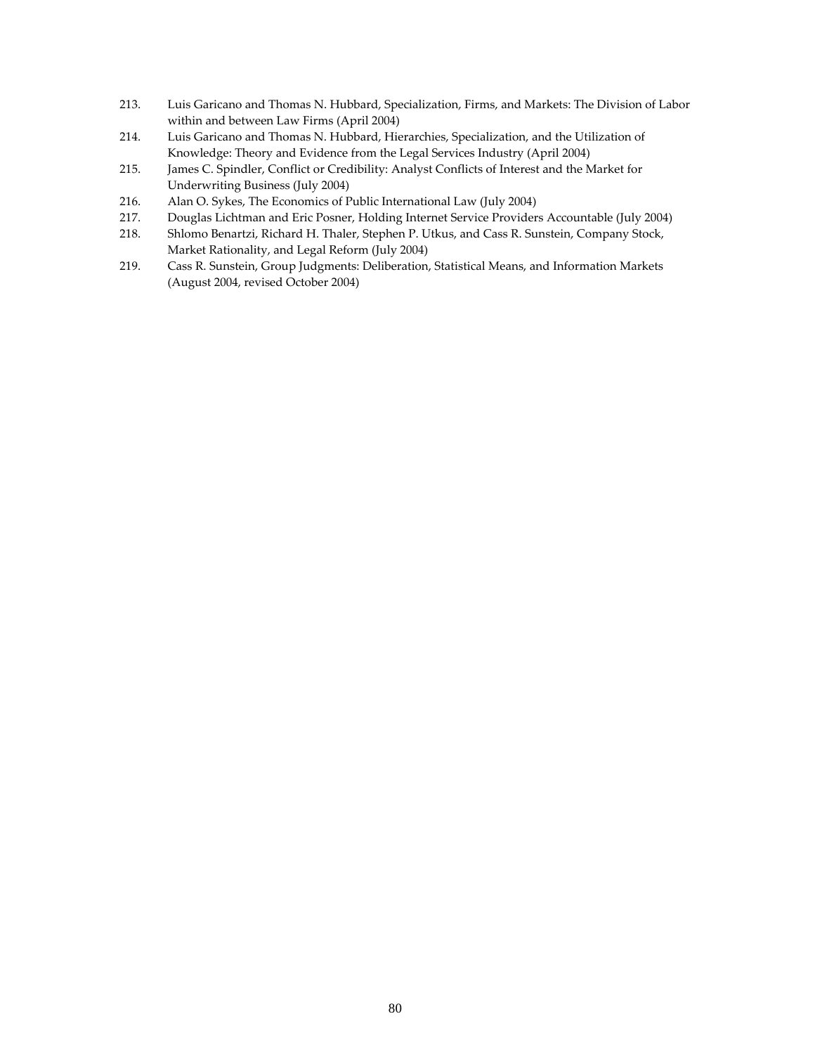213. Luis Garicano and Thomas N. Hubbard, Specialization, Firms, and Markets: The Division of Labor within and between Law Firms (April 2004)
214. Luis Garicano and Thomas N. Hubbard, Hierarchies, Specialization, and the Utilization of Knowledge: Theory and Evidence from the Legal Services Industry (April 2004)
215. James C. Spindler, Conflict or Credibility: Analyst Conflicts of Interest and the Market for Underwriting Business (July 2004)
216. Alan O. Sykes, The Economics of Public International Law (July 2004)
217. Douglas Lichtman and Eric Posner, Holding Internet Service Providers Accountable (July 2004)
218. Shlomo Benartzi, Richard H. Thaler, Stephen P. Utkus, and Cass R. Sunstein, Company Stock, Market Rationality, and Legal Reform (July 2004)
219. Cass R. Sunstein, Group Judgments: Deliberation, Statistical Means, and Information Markets (August 2004, revised October 2004)